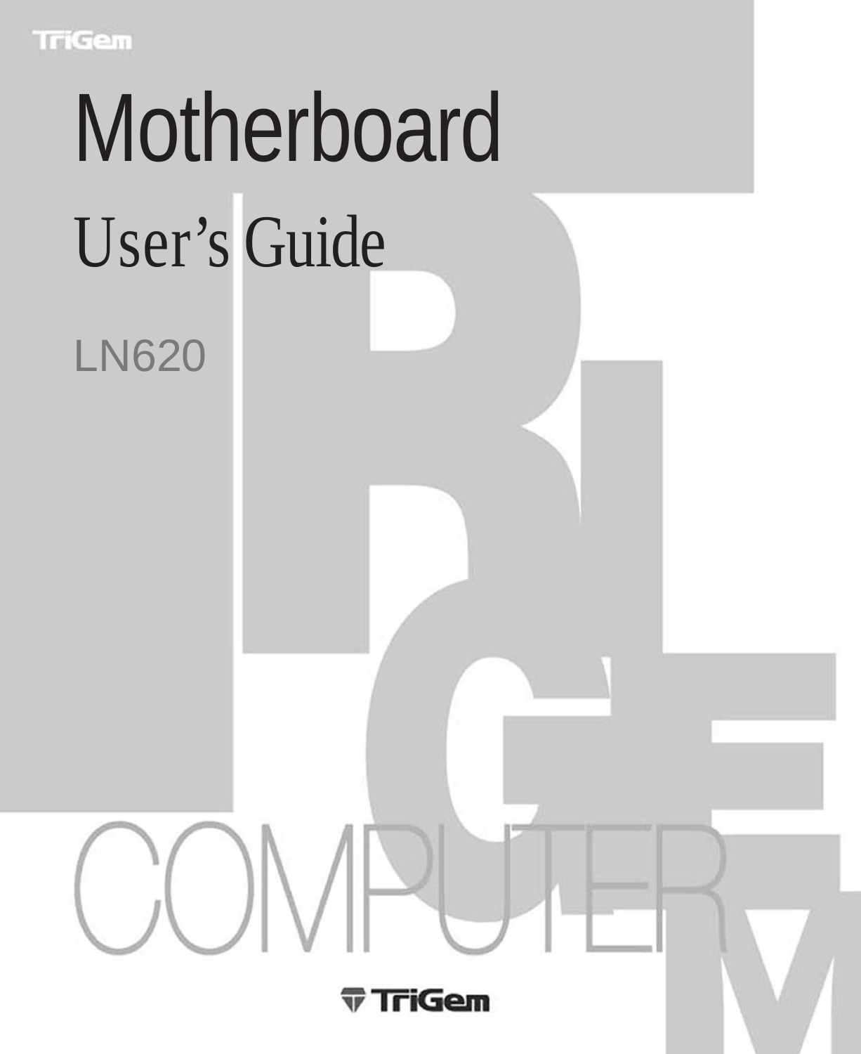TriGem

# Motherboard

## User's Guide

LN620

COMPUTER

TriGem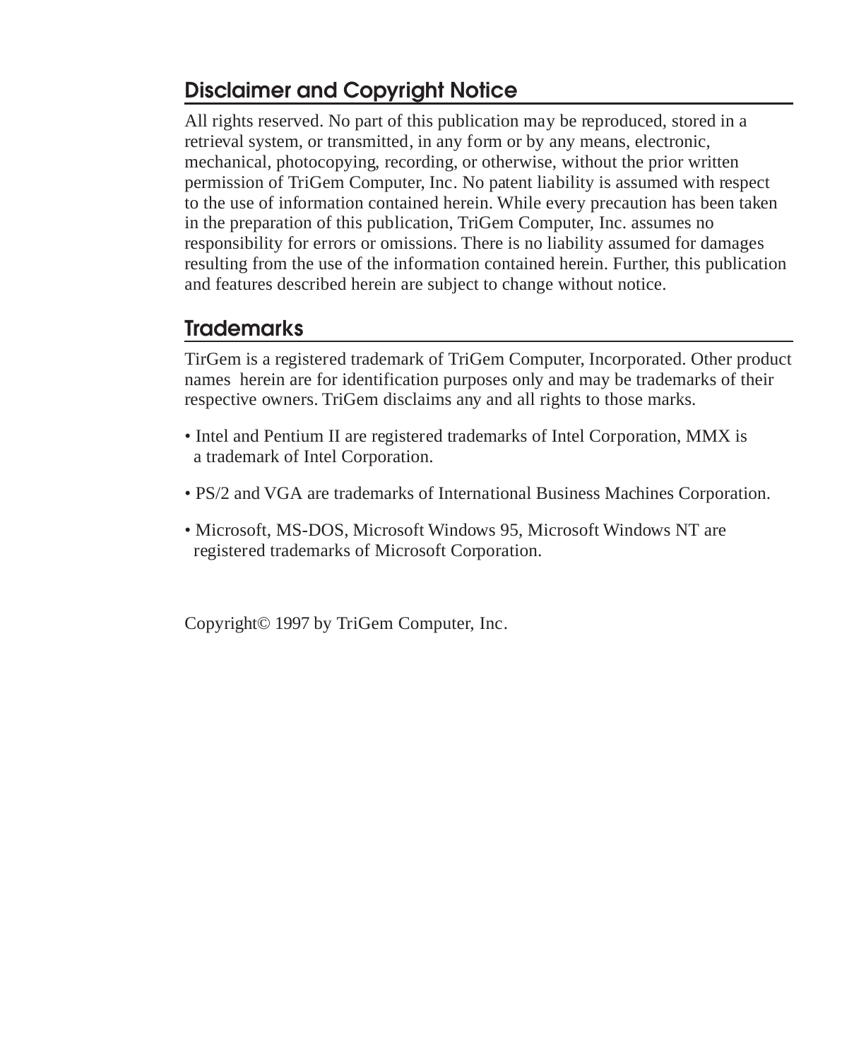## Disclaimer and Copyright Notice

All rights reserved. No part of this publication may be reproduced, stored in a retrieval system, or transmitted, in any form or by any means, electronic, mechanical, photocopying, recording, or otherwise, without the prior written permission of TriGem Computer, Inc. No patent liability is assumed with respect to the use of information contained herein. While every precaution has been taken in the preparation of this publication, TriGem Computer, Inc. assumes no responsibility for errors or omissions. There is no liability assumed for damages resulting from the use of the information contained herein. Further, this publication and features described herein are subject to change without notice.

## Trademarks

TirGem is a registered trademark of TriGem Computer, Incorporated. Other product names herein are for identification purposes only and may be trademarks of their respective owners. TriGem disclaims any and all rights to those marks.

- Intel and Pentium II are registered trademarks of Intel Corporation, MMX is a trademark of Intel Corporation.
- PS/2 and VGA are trademarks of International Business Machines Corporation.
- Microsoft, MS-DOS, Microsoft Windows 95, Microsoft Windows NT are registered trademarks of Microsoft Corporation.

Copyright© 1997 by TriGem Computer, Inc.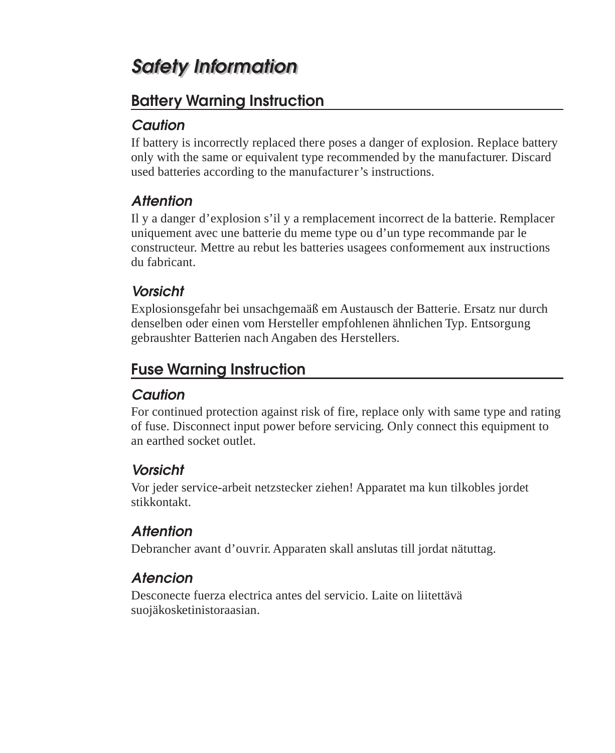# Safety Information

## Battery Warning Instruction

### *Caution*

If battery is incorrectly replaced there poses a danger of explosion. Replace battery only with the same or equivalent type recommended by the manufacturer. Discard used batteries according to the manufacturer's instructions.

### *Attention*

Il y a danger d'explosion s'il y a remplacement incorrect de la batterie. Remplacer uniquement avec une batterie du meme type ou d'un type recommande par le constructeur. Mettre au rebut les batteries usagees conformement aux instructions du fabricant.

### *Vorsicht*

Explosionsgefahr bei unsachgemaäß em Austausch der Batterie. Ersatz nur durch denselben oder einen vom Hersteller empfohlenen ähnlichen Typ. Entsorgung gebraushter Batterien nach Angaben des Herstellers.

## Fuse Warning Instruction

### *Caution*

For continued protection against risk of fire, replace only with same type and rating of fuse. Disconnect input power before servicing. Only connect this equipment to an earthed socket outlet.

### *Vorsicht*

Vor jeder service-arbeit netzstecker ziehen! Apparatet ma kun tilkobles jordet stikkontakt.

### *Attention*

Debrancher avant d'ouvrir. Apparaten skall anslutas till jordat nätuttag.

### *Atencion*

Desconecte fuerza electrica antes del servicio. Laite on liitettävä suojäkosketinistoraasian.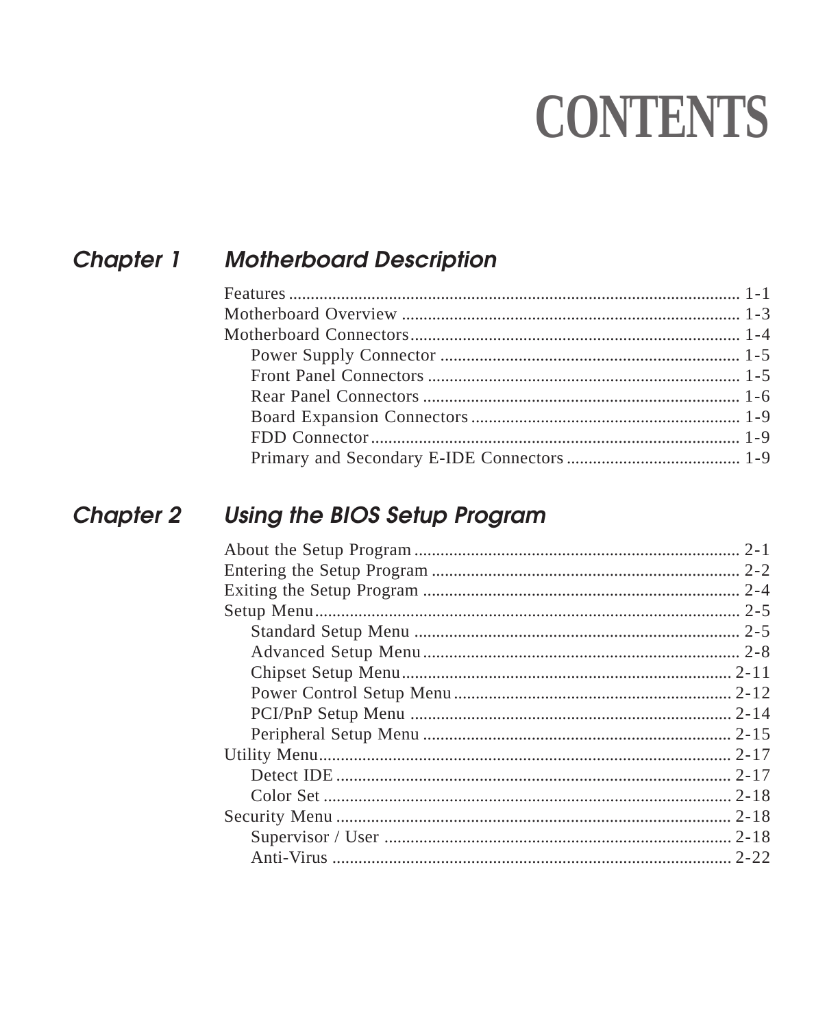# CONTENTS

## Chapter 1 Motherboard Description

Features ........................................................................................................ 1-1
Motherboard Overview ............................................................................. 1-3
Motherboard Connectors........................................................................... 1-4
- Power Supply Connector .................................................................... 1-5
- Front Panel Connectors ....................................................................... 1-5
- Rear Panel Connectors ........................................................................ 1-6
- Board Expansion Connectors ............................................................. 1-9
- FDD Connector.................................................................................... 1-9
- Primary and Secondary E-IDE Connectors ........................................ 1-9

## Chapter 2 Using the BIOS Setup Program

About the Setup Program .......................................................................... 2-1
Entering the Setup Program ....................................................................... 2-2
Exiting the Setup Program ......................................................................... 2-4
Setup Menu................................................................................................. 2-5
- Standard Setup Menu .......................................................................... 2-5
- Advanced Setup Menu........................................................................ 2-8
- Chipset Setup Menu........................................................................... 2-11
- Power Control Setup Menu................................................................ 2-12
- PCI/PnP Setup Menu .......................................................................... 2-14
- Peripheral Setup Menu ....................................................................... 2-15

Utility Menu............................................................................................... 2-17
- Detect IDE ........................................................................................... 2-17
- Color Set .............................................................................................. 2-18

Security Menu ............................................................................................ 2-18
- Supervisor / User ................................................................................ 2-18
- Anti-Virus ............................................................................................ 2-22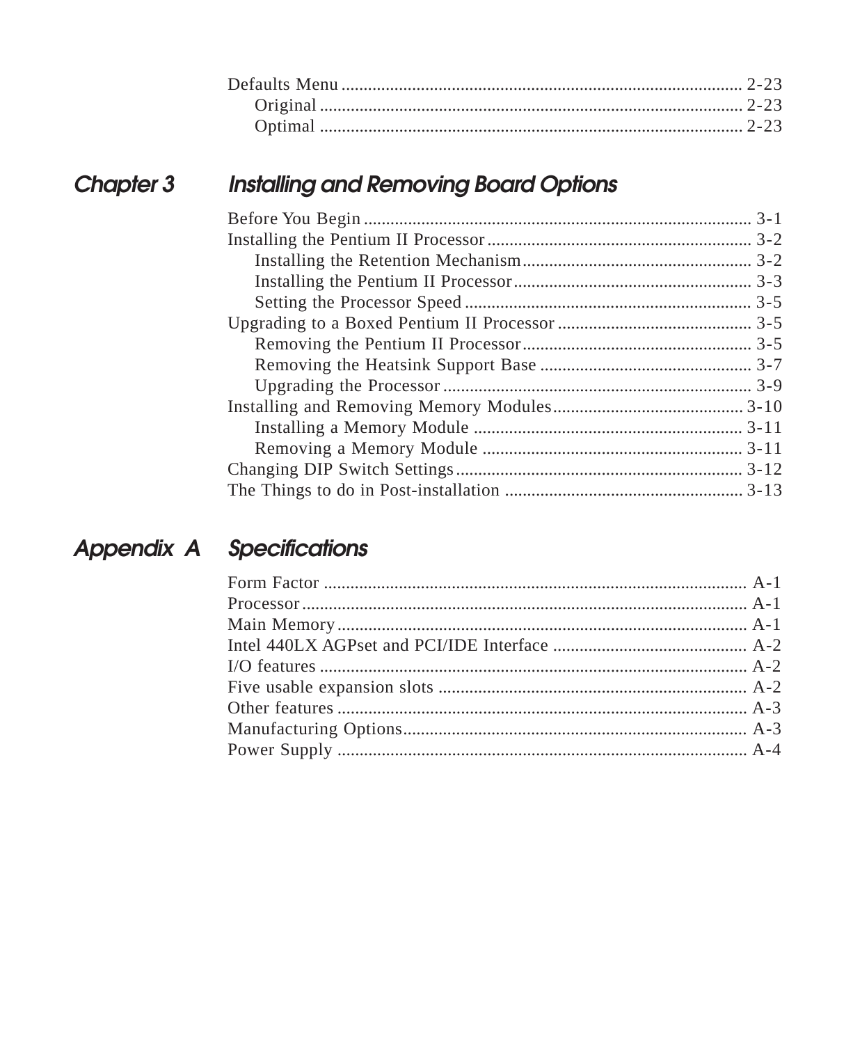Defaults Menu .......................................................................................... 2-23
    Original ............................................................................................. 2-23
    Optimal ............................................................................................. 2-23

## Chapter 3 Installing and Removing Board Options

Before You Begin ....................................................................................... 3-1
Installing the Pentium II Processor ........................................................... 3-2
    Installing the Retention Mechanism ................................................... 3-2
    Installing the Pentium II Processor ..................................................... 3-3
    Setting the Processor Speed ................................................................ 3-5
Upgrading to a Boxed Pentium II Processor ........................................... 3-5
    Removing the Pentium II Processor ................................................... 3-5
    Removing the Heatsink Support Base ................................................ 3-7
    Upgrading the Processor ..................................................................... 3-9
Installing and Removing Memory Modules ........................................... 3-10
    Installing a Memory Module ............................................................ 3-11
    Removing a Memory Module .......................................................... 3-11
Changing DIP Switch Settings ................................................................ 3-12
The Things to do in Post-installation ..................................................... 3-13

## Appendix A Specifications

Form Factor .............................................................................................. A-1
Processor ................................................................................................... A-1
Main Memory ............................................................................................ A-1
Intel 440LX AGPset and PCI/IDE Interface ............................................ A-2
I/O features ............................................................................................... A-2
Five usable expansion slots ...................................................................... A-2
Other features ............................................................................................ A-3
Manufacturing Options ............................................................................. A-3
Power Supply ............................................................................................ A-4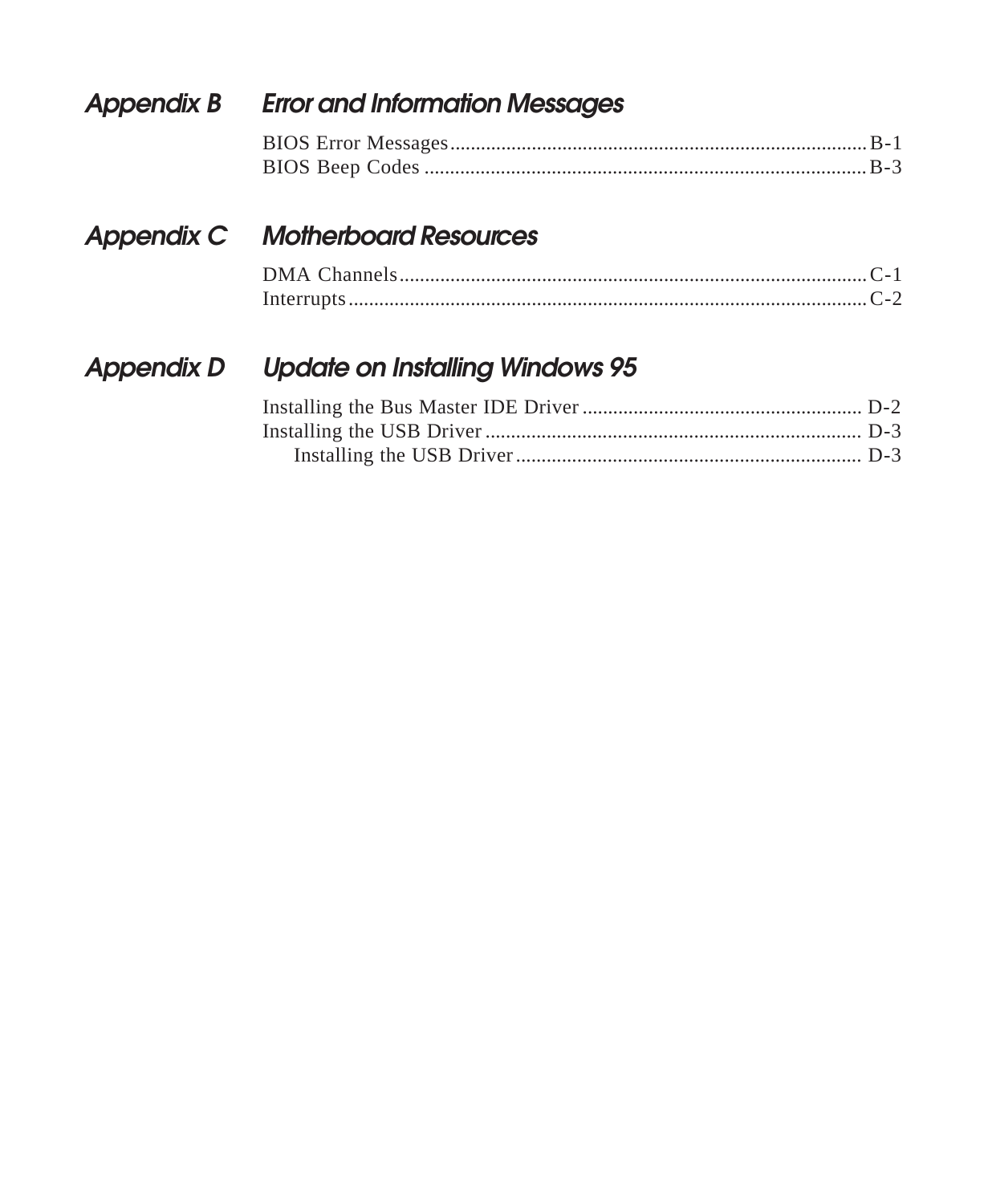## *Appendix B Error and Information Messages*

BIOS Error Messages ........................................................................................ B-1
BIOS Beep Codes ............................................................................................ B-3

## *Appendix C Motherboard Resources*

DMA Channels ................................................................................................ C-1
Interrupts ......................................................................................................... C-2

## *Appendix D Update on Installing Windows 95*

Installing the Bus Master IDE Driver ....................................................... D-2
Installing the USB Driver .......................................................................... D-3
    Installing the USB Driver ..................................................................... D-3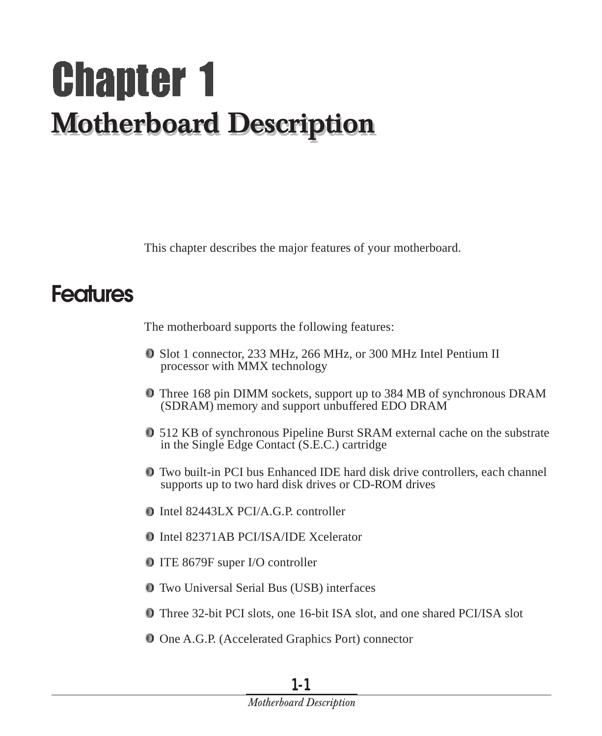# Chapter 1

# Motherboard Description

This chapter describes the major features of your motherboard.

## Features

The motherboard supports the following features:

- Slot 1 connector, 233 MHz, 266 MHz, or 300 MHz Intel Pentium II processor with MMX technology
- Three 168 pin DIMM sockets, support up to 384 MB of synchronous DRAM (SDRAM) memory and support unbuffered EDO DRAM
- 512 KB of synchronous Pipeline Burst SRAM external cache on the substrate in the Single Edge Contact (S.E.C.) cartridge
- Two built-in PCI bus Enhanced IDE hard disk drive controllers, each channel supports up to two hard disk drives or CD-ROM drives
- Intel 82443LX PCI/A.G.P. controller
- Intel 82371AB PCI/ISA/IDE Xcelerator
- ITE 8679F super I/O controller
- Two Universal Serial Bus (USB) interfaces
- Three 32-bit PCI slots, one 16-bit ISA slot, and one shared PCI/ISA slot
- One A.G.P. (Accelerated Graphics Port) connector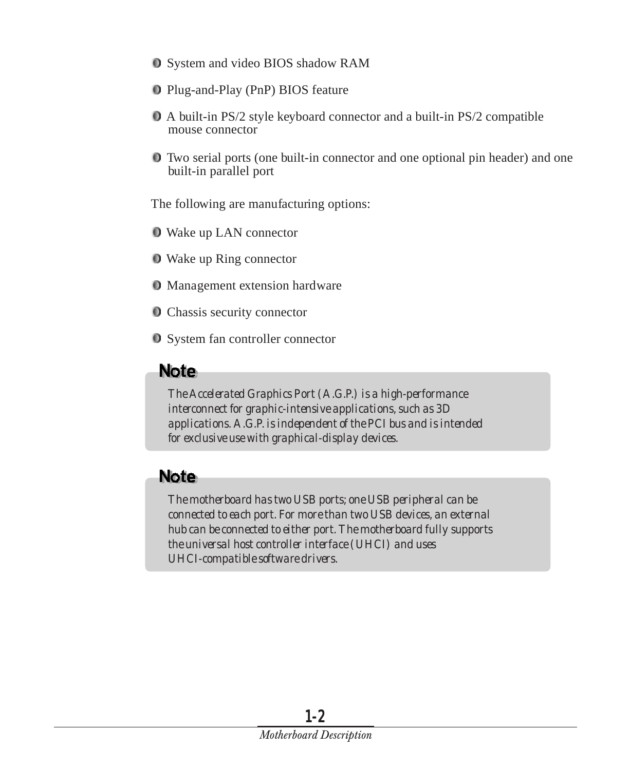- System and video BIOS shadow RAM
- Plug-and-Play (PnP) BIOS feature
- A built-in PS/2 style keyboard connector and a built-in PS/2 compatible mouse connector
- Two serial ports (one built-in connector and one optional pin header) and one built-in parallel port

The following are manufacturing options:

- Wake up LAN connector
- Wake up Ring connector
- Management extension hardware
- Chassis security connector
- System fan controller connector

**Note**

*The Accelerated Graphics Port (A.G.P.) is a high-performance interconnect for graphic-intensive applications, such as 3D applications. A.G.P. is independent of the PCI bus and is intended for exclusive use with graphical-display devices.*

**Note**

*The motherboard has two USB ports; one USB peripheral can be connected to each port. For more than two USB devices, an external hub can be connected to either port. The motherboard fully supports the universal host controller interface (UHCI) and uses UHCI-compatible software drivers.*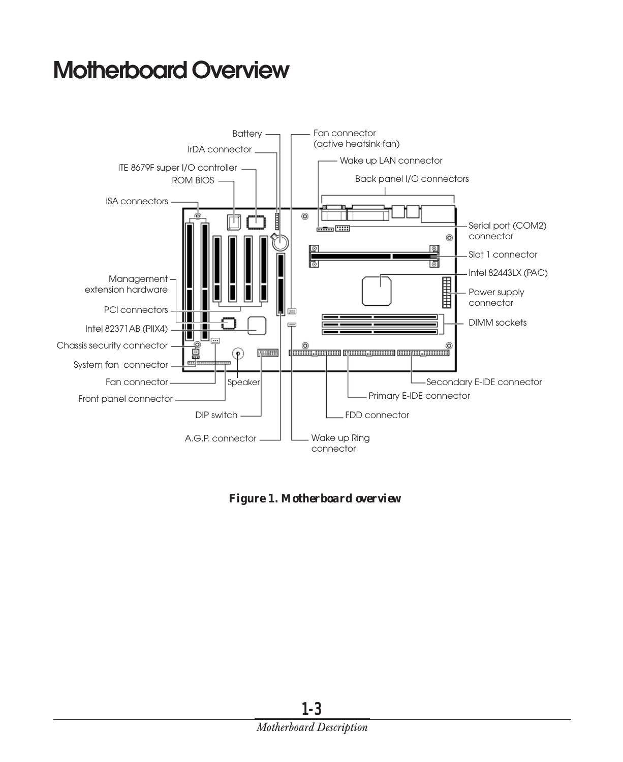# Motherboard Overview

Battery
IrDA connector
ITE 8679F super I/O controller
ROM BIOS
ISA connectors
Management extension hardware
PCI connectors
Intel 82371AB (PIIX4)
Chassis security connector
System fan connector
Fan connector
Front panel connector
DIP switch
A.G.P. connector
Speaker
Fan connector (active heatsink fan)
Wake up LAN connector
Back panel I/O connectors
Serial port (COM2) connector
Slot 1 connector
Intel 82443LX (PAC)
Power supply connector
DIMM sockets
Secondary E-IDE connector
Primary E-IDE connector
FDD connector
Wake up Ring connector

***Figure 1. Motherboard overview***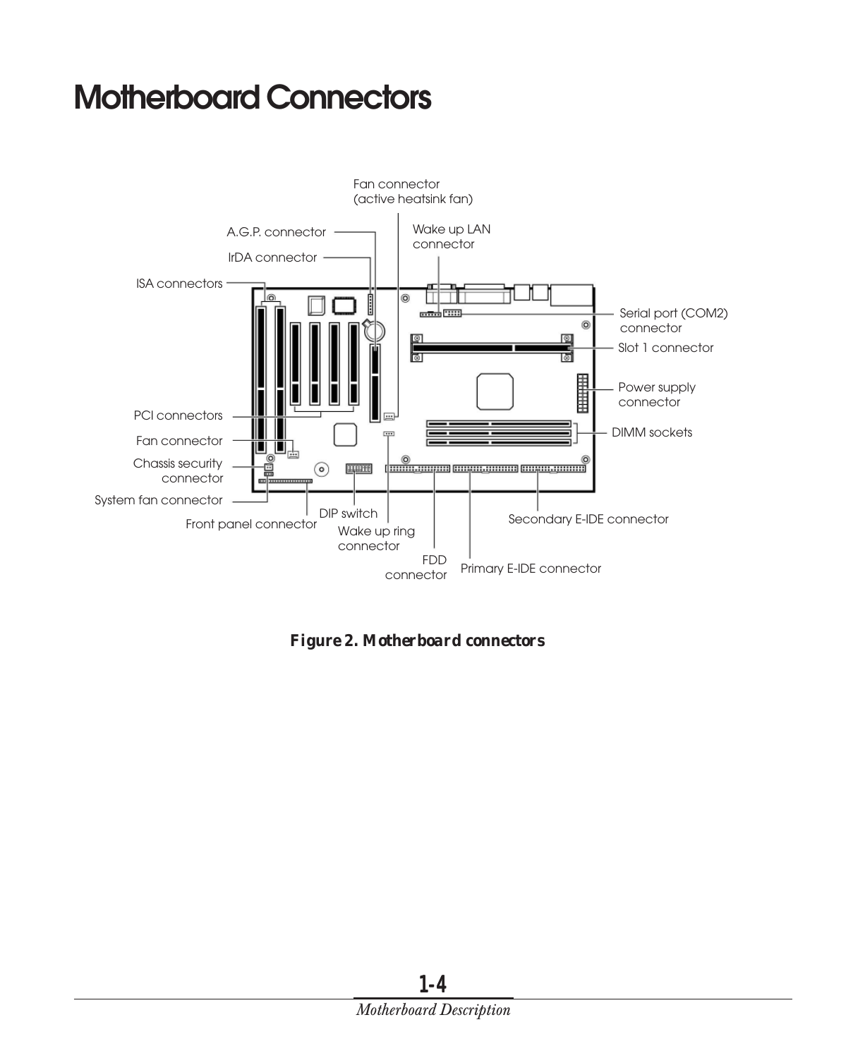# Motherboard Connectors

Fan connector (active heatsink fan)
A.G.P. connector
Wake up LAN connector
IrDA connector
ISA connectors
Serial port (COM2) connector
Slot 1 connector
Power supply connector
PCI connectors
DIMM sockets
Fan connector
Chassis security connector
System fan connector
Front panel connector
DIP switch
Wake up ring connector
Secondary E-IDE connector
FDD connector
Primary E-IDE connector

***Figure 2. Motherboard connectors***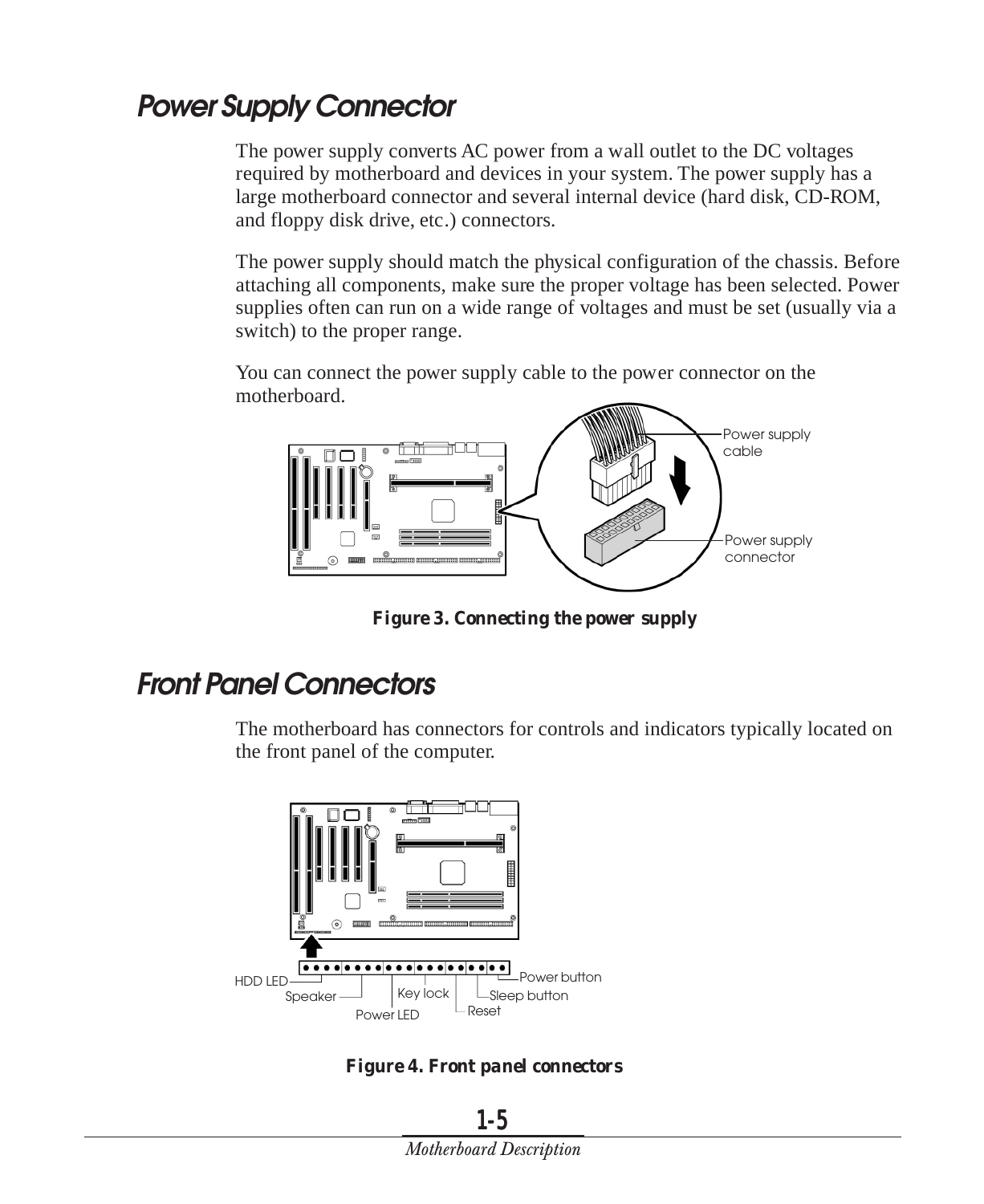## Power Supply Connector

The power supply converts AC power from a wall outlet to the DC voltages required by motherboard and devices in your system. The power supply has a large motherboard connector and several internal device (hard disk, CD-ROM, and floppy disk drive, etc.) connectors.

The power supply should match the physical configuration of the chassis. Before attaching all components, make sure the proper voltage has been selected. Power supplies often can run on a wide range of voltages and must be set (usually via a switch) to the proper range.

You can connect the power supply cable to the power connector on the motherboard.

Power supply cable

Power supply connector

**Figure 3. Connecting the power supply**

## Front Panel Connectors

The motherboard has connectors for controls and indicators typically located on the front panel of the computer.

HDD LED

Speaker

Power LED

Key lock

Reset

Sleep button

Power button

**Figure 4. Front panel connectors**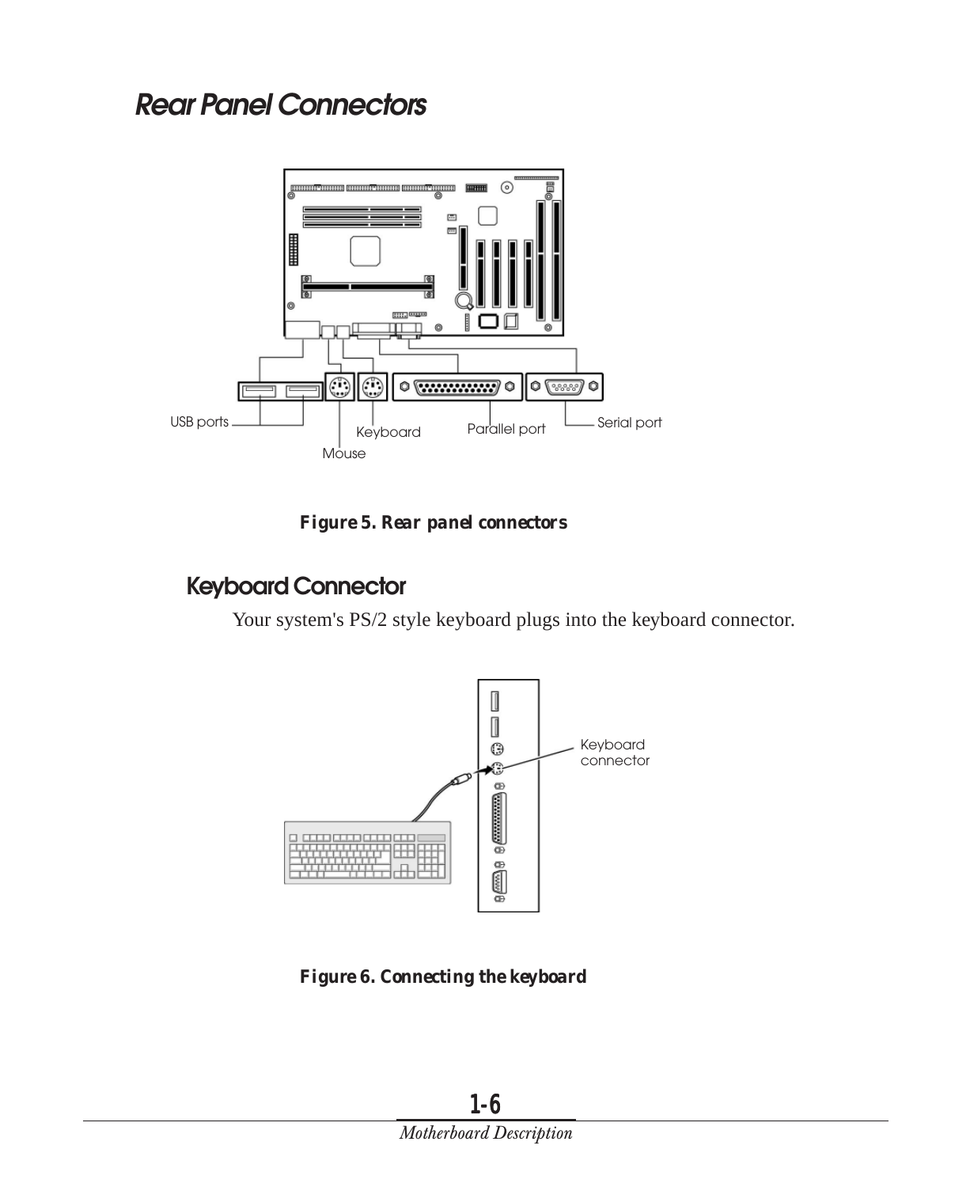# Rear Panel Connectors

USB ports

Keyboard

Mouse

Parallel port

Serial port

**Figure 5. Rear panel connectors**

## Keyboard Connector

Your system's PS/2 style keyboard plugs into the keyboard connector.

Keyboard connector

**Figure 6. Connecting the keyboard**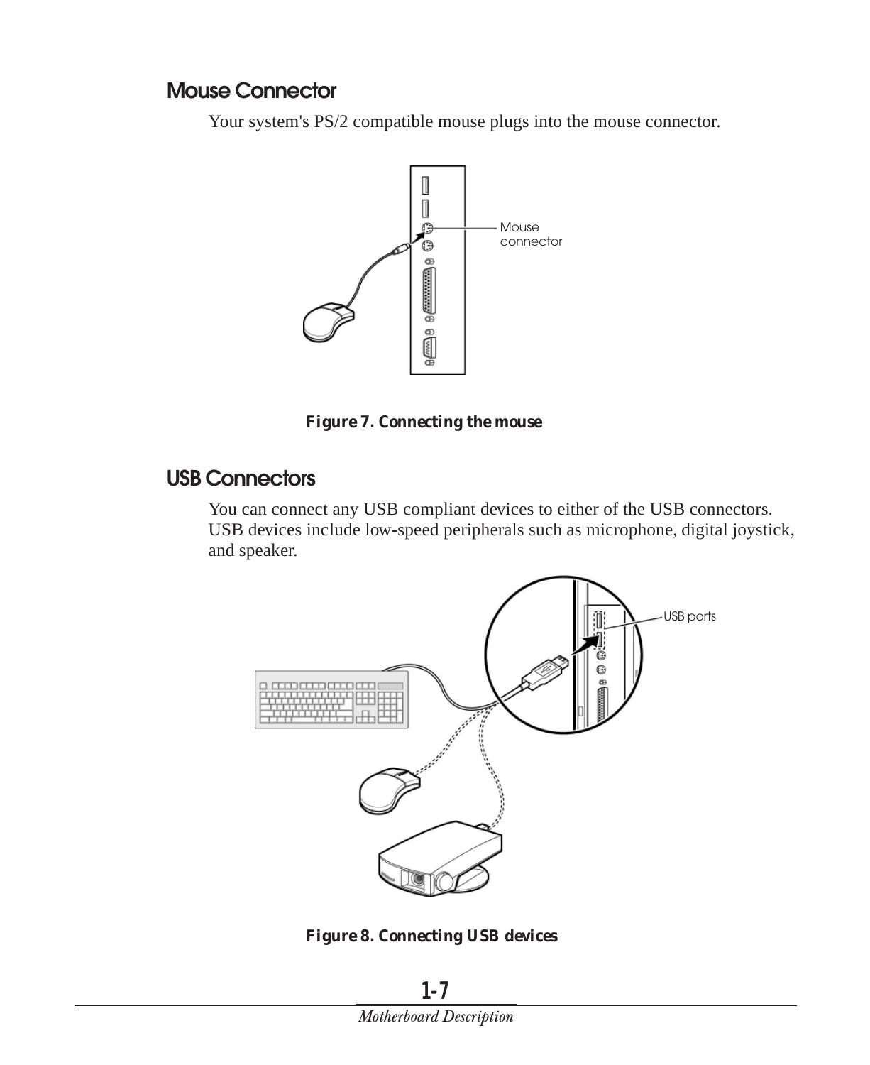## Mouse Connector

Your system's PS/2 compatible mouse plugs into the mouse connector.

Mouse connector

**Figure 7. Connecting the mouse**

## USB Connectors

You can connect any USB compliant devices to either of the USB connectors. USB devices include low-speed peripherals such as microphone, digital joystick, and speaker.

USB ports

**Figure 8. Connecting USB devices**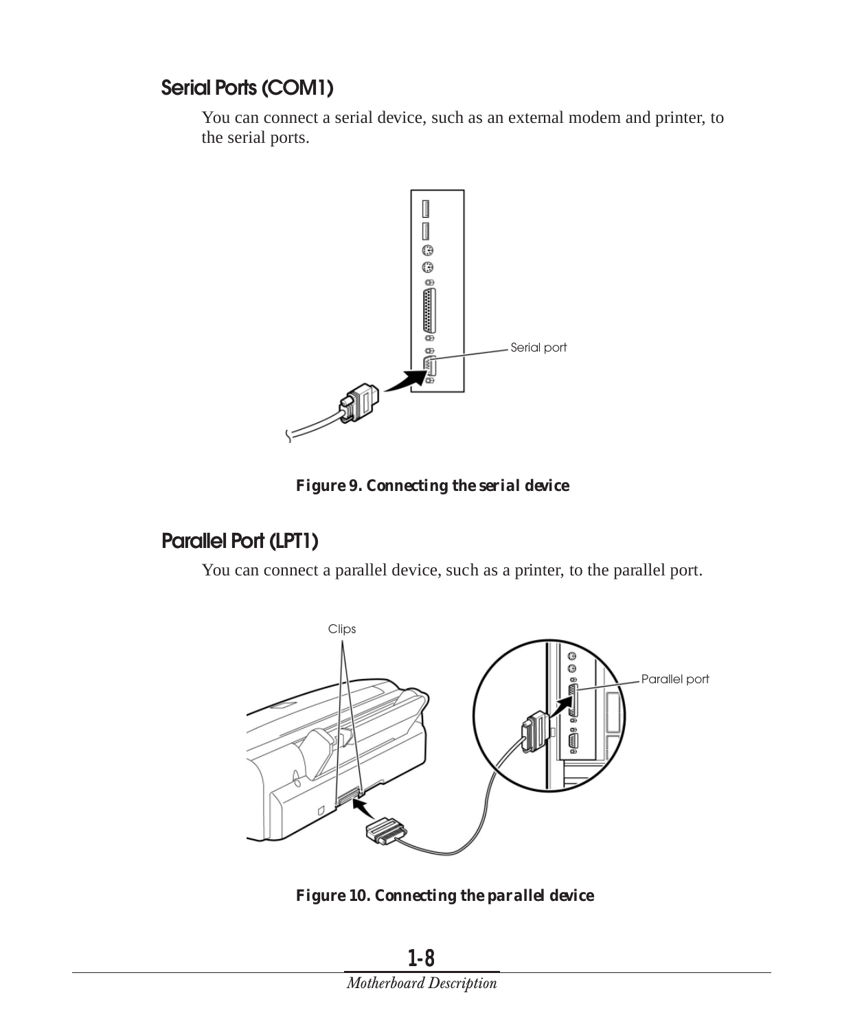## Serial Ports (COM1)

You can connect a serial device, such as an external modem and printer, to the serial ports.

Serial port

**Figure 9. Connecting the serial device**

## Parallel Port (LPT1)

You can connect a parallel device, such as a printer, to the parallel port.

Clips

Parallel port

**Figure 10. Connecting the parallel device**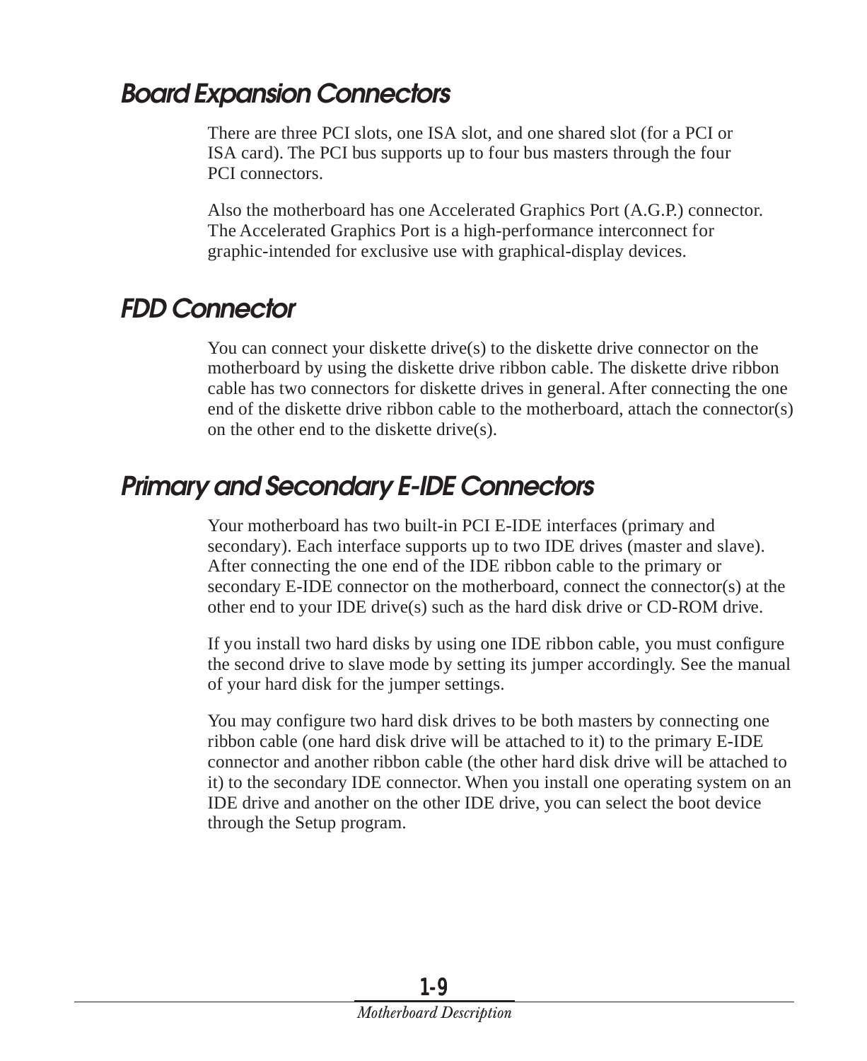## Board Expansion Connectors

There are three PCI slots, one ISA slot, and one shared slot (for a PCI or ISA card). The PCI bus supports up to four bus masters through the four PCI connectors.

Also the motherboard has one Accelerated Graphics Port (A.G.P.) connector. The Accelerated Graphics Port is a high-performance interconnect for graphic-intended for exclusive use with graphical-display devices.

## FDD Connector

You can connect your diskette drive(s) to the diskette drive connector on the motherboard by using the diskette drive ribbon cable. The diskette drive ribbon cable has two connectors for diskette drives in general. After connecting the one end of the diskette drive ribbon cable to the motherboard, attach the connector(s) on the other end to the diskette drive(s).

## Primary and Secondary E-IDE Connectors

Your motherboard has two built-in PCI E-IDE interfaces (primary and secondary). Each interface supports up to two IDE drives (master and slave). After connecting the one end of the IDE ribbon cable to the primary or secondary E-IDE connector on the motherboard, connect the connector(s) at the other end to your IDE drive(s) such as the hard disk drive or CD-ROM drive.

If you install two hard disks by using one IDE ribbon cable, you must configure the second drive to slave mode by setting its jumper accordingly. See the manual of your hard disk for the jumper settings.

You may configure two hard disk drives to be both masters by connecting one ribbon cable (one hard disk drive will be attached to it) to the primary E-IDE connector and another ribbon cable (the other hard disk drive will be attached to it) to the secondary IDE connector. When you install one operating system on an IDE drive and another on the other IDE drive, you can select the boot device through the Setup program.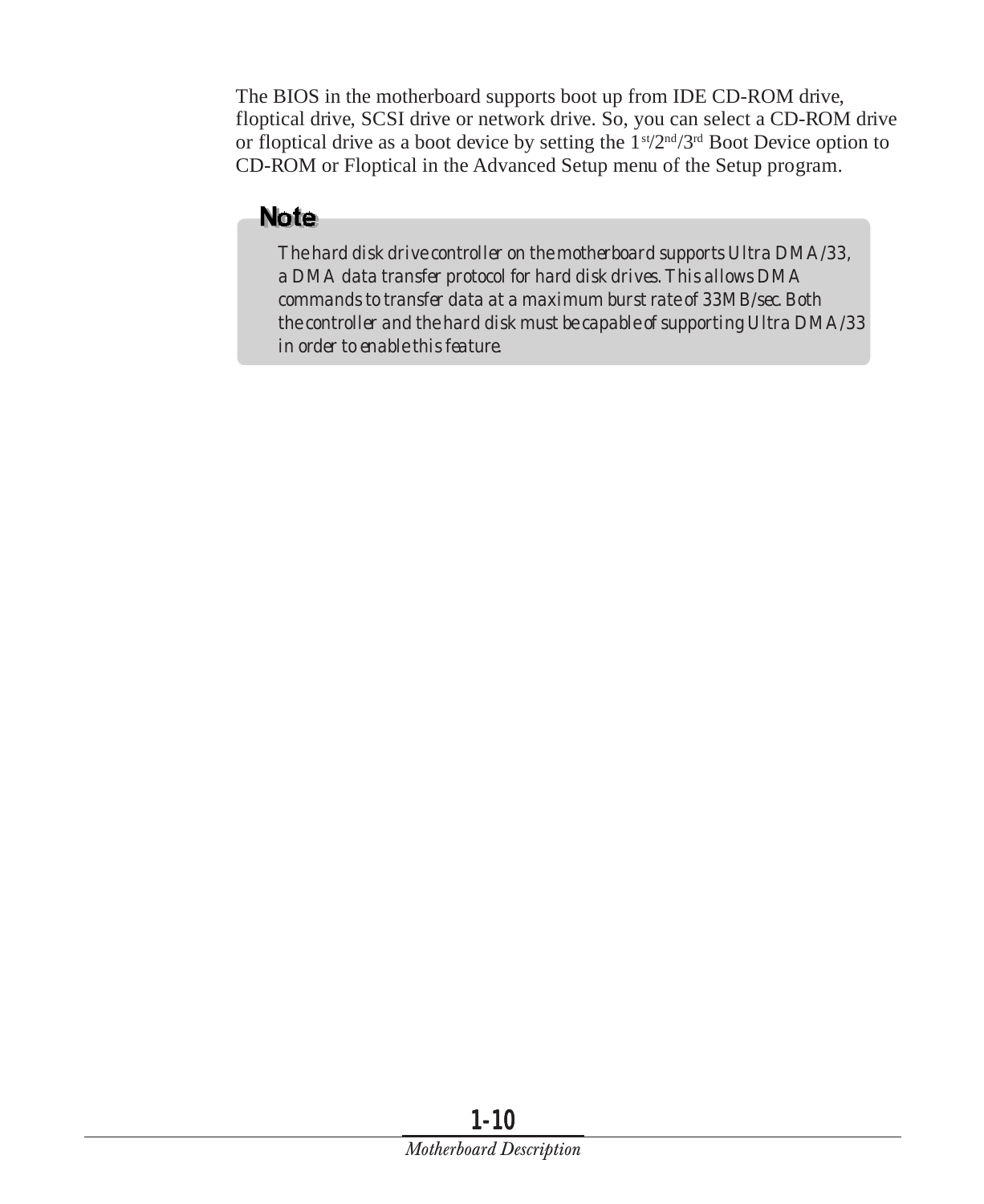The BIOS in the motherboard supports boot up from IDE CD-ROM drive, floptical drive, SCSI drive or network drive. So, you can select a CD-ROM drive or floptical drive as a boot device by setting the 1st/2nd/3rd Boot Device option to CD-ROM or Floptical in the Advanced Setup menu of the Setup program.

**Note**

*The hard disk drive controller on the motherboard supports Ultra DMA/33, a DMA data transfer protocol for hard disk drives. This allows DMA commands to transfer data at a maximum burst rate of 33MB/sec. Both the controller and the hard disk must be capable of supporting Ultra DMA/33 in order to enable this feature.*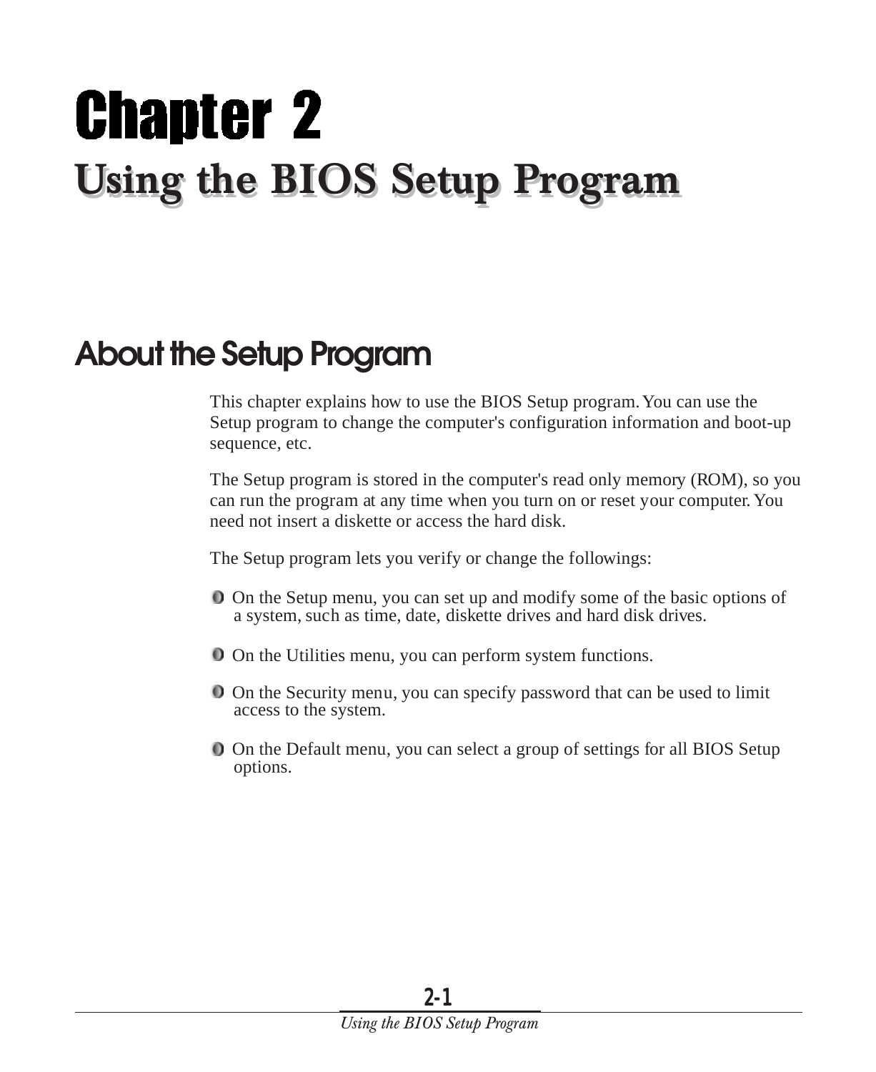# Chapter 2

# Using the BIOS Setup Program

## About the Setup Program

This chapter explains how to use the BIOS Setup program. You can use the Setup program to change the computer's configuration information and boot-up sequence, etc.

The Setup program is stored in the computer's read only memory (ROM), so you can run the program at any time when you turn on or reset your computer. You need not insert a diskette or access the hard disk.

The Setup program lets you verify or change the followings:

- On the Setup menu, you can set up and modify some of the basic options of a system, such as time, date, diskette drives and hard disk drives.
- On the Utilities menu, you can perform system functions.
- On the Security menu, you can specify password that can be used to limit access to the system.
- On the Default menu, you can select a group of settings for all BIOS Setup options.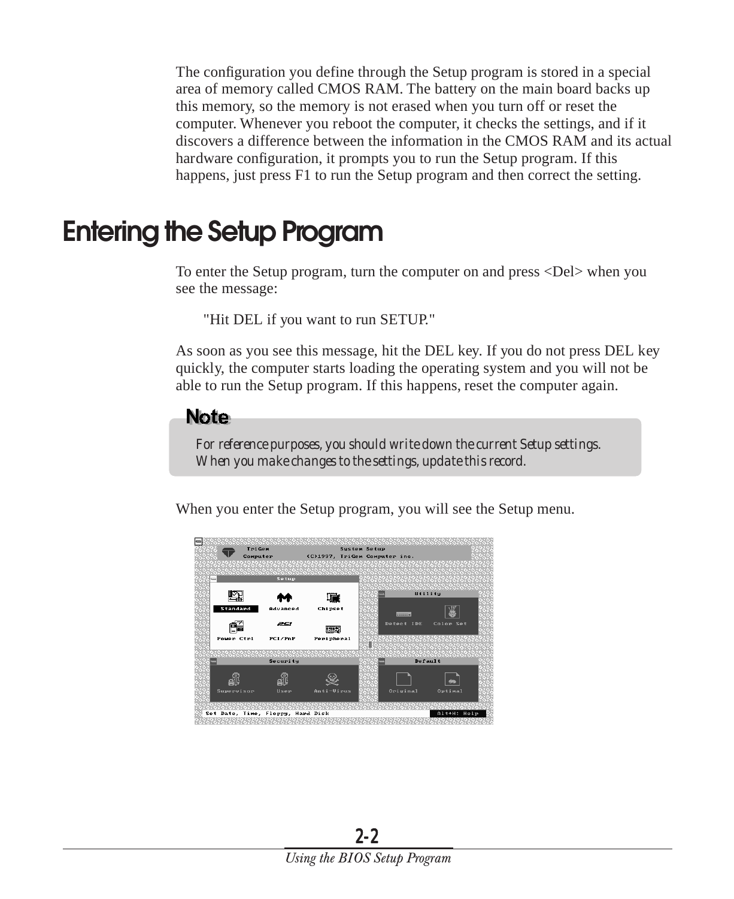The configuration you define through the Setup program is stored in a special area of memory called CMOS RAM. The battery on the main board backs up this memory, so the memory is not erased when you turn off or reset the computer. Whenever you reboot the computer, it checks the settings, and if it discovers a difference between the information in the CMOS RAM and its actual hardware configuration, it prompts you to run the Setup program. If this happens, just press F1 to run the Setup program and then correct the setting.

# Entering the Setup Program

To enter the Setup program, turn the computer on and press <Del> when you see the message:

"Hit DEL if you want to run SETUP."

As soon as you see this message, hit the DEL key. If you do not press DEL key quickly, the computer starts loading the operating system and you will not be able to run the Setup program. If this happens, reset the computer again.

**Note**

*For reference purposes, you should write down the current Setup settings. When you make changes to the settings, update this record.*

When you enter the Setup program, you will see the Setup menu.

TriGem Computer
System Setup
(C)1997, TriGem Computer inc.

Setup
Standard
Advanced
Chipset
Power Ctrl
PCI/PnP
Peripheral

Utility
Detect IDE
Color Set

Security
Supervisor
User
Anti-Virus

Default
Original
Optimal

Set Date, Time, Floppy, Hard Disk
Alt+H: Help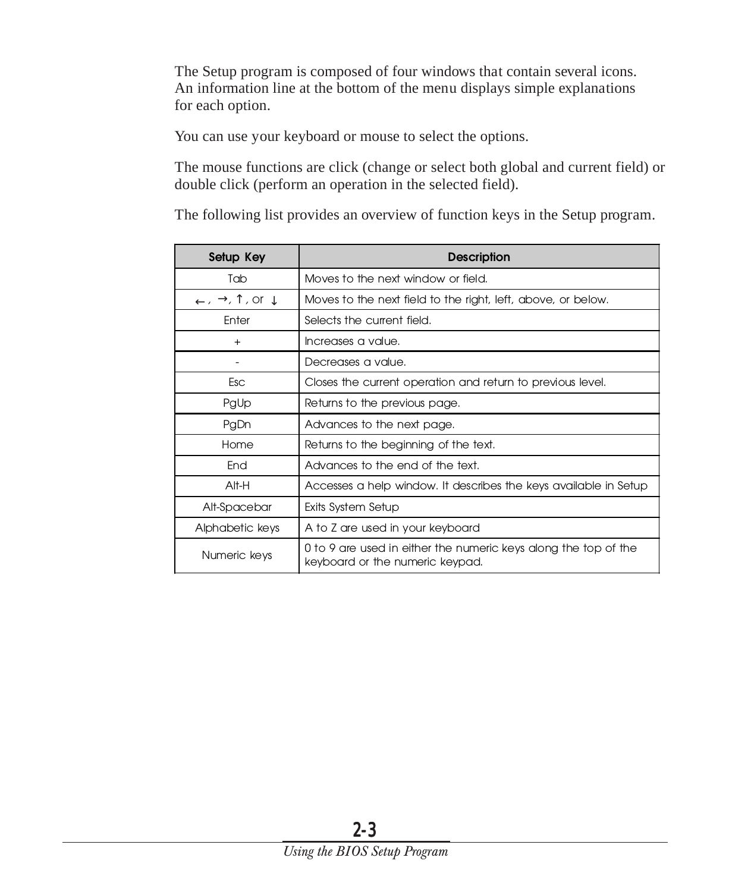The Setup program is composed of four windows that contain several icons. An information line at the bottom of the menu displays simple explanations for each option.

You can use your keyboard or mouse to select the options.

The mouse functions are click (change or select both global and current field) or double click (perform an operation in the selected field).

The following list provides an overview of function keys in the Setup program.

| Setup Key | Description |
|---|---|
| Tab | Moves to the next window or field. |
| ←, →, ↑, or ↓ | Moves to the next field to the right, left, above, or below. |
| Enter | Selects the current field. |
| + | Increases a value. |
| - | Decreases a value. |
| Esc | Closes the current operation and return to previous level. |
| PgUp | Returns to the previous page. |
| PgDn | Advances to the next page. |
| Home | Returns to the beginning of the text. |
| End | Advances to the end of the text. |
| Alt-H | Accesses a help window. It describes the keys available in Setup |
| Alt-Spacebar | Exits System Setup |
| Alphabetic keys | A to Z are used in your keyboard |
| Numeric keys | 0 to 9 are used in either the numeric keys along the top of the keyboard or the numeric keypad. |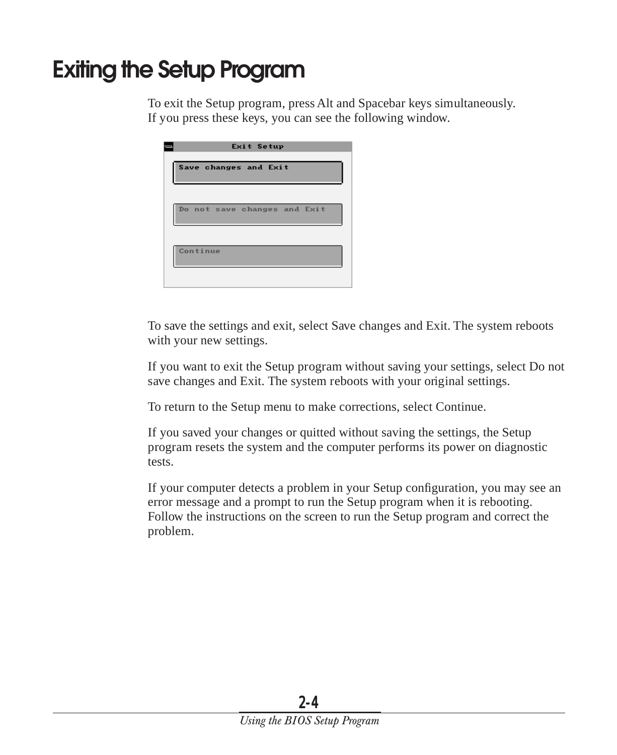# Exiting the Setup Program

To exit the Setup program, press Alt and Spacebar keys simultaneously. If you press these keys, you can see the following window.

Exit Setup

Save changes and Exit

Do not save changes and Exit

Continue

To save the settings and exit, select Save changes and Exit. The system reboots with your new settings.

If you want to exit the Setup program without saving your settings, select Do not save changes and Exit. The system reboots with your original settings.

To return to the Setup menu to make corrections, select Continue.

If you saved your changes or quitted without saving the settings, the Setup program resets the system and the computer performs its power on diagnostic tests.

If your computer detects a problem in your Setup configuration, you may see an error message and a prompt to run the Setup program when it is rebooting. Follow the instructions on the screen to run the Setup program and correct the problem.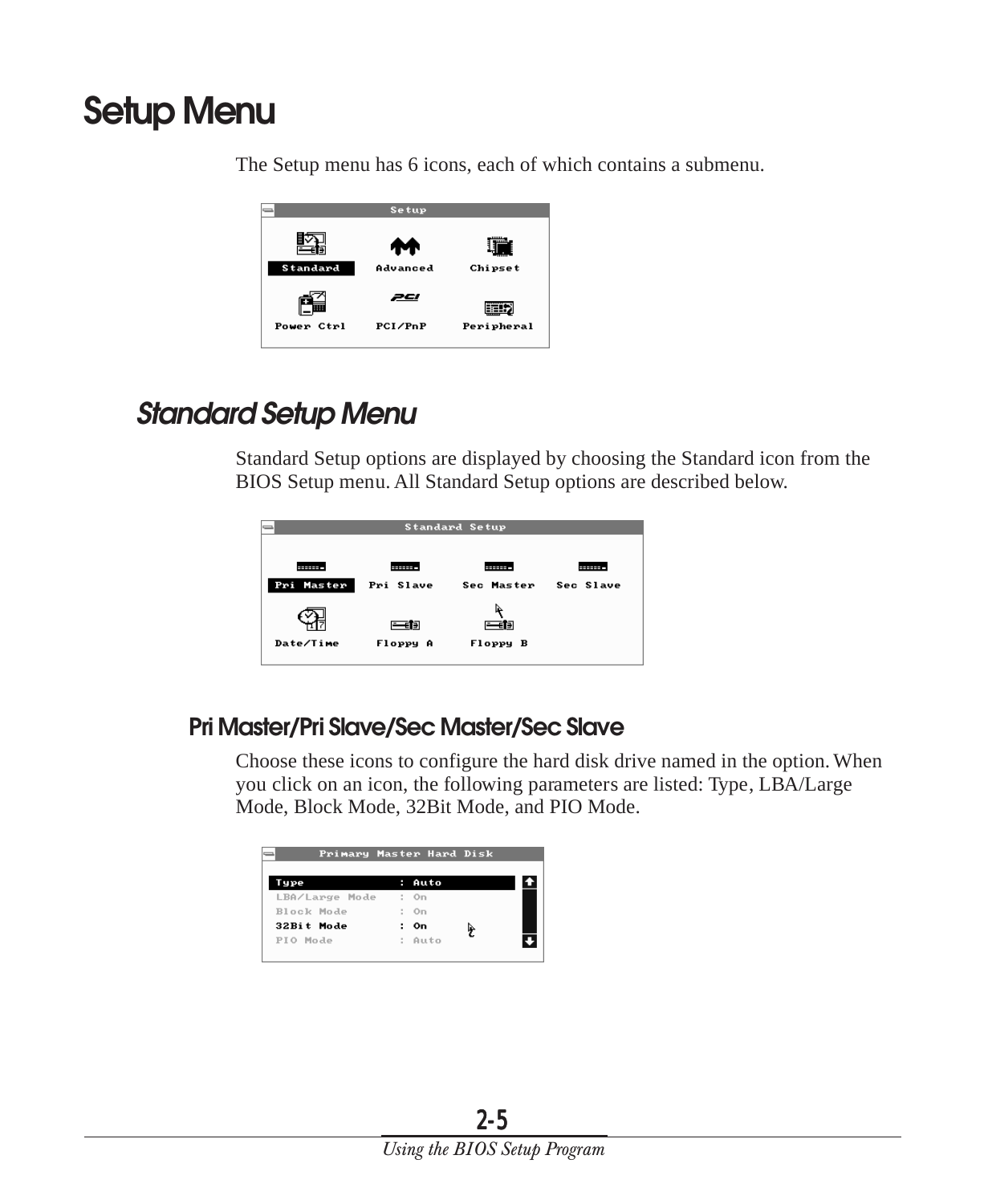# Setup Menu

The Setup menu has 6 icons, each of which contains a submenu.

Setup

Standard
Advanced
Chipset
Power Ctrl
PCI/PnP
Peripheral

## Standard Setup Menu

Standard Setup options are displayed by choosing the Standard icon from the BIOS Setup menu. All Standard Setup options are described below.

Standard Setup

Pri Master
Pri Slave
Sec Master
Sec Slave
Date/Time
Floppy A
Floppy B

### Pri Master/Pri Slave/Sec Master/Sec Slave

Choose these icons to configure the hard disk drive named in the option. When you click on an icon, the following parameters are listed: Type, LBA/Large Mode, Block Mode, 32Bit Mode, and PIO Mode.

Primary Master Hard Disk

Type : Auto
LBA/Large Mode : On
Block Mode : On
32Bit Mode : On
PIO Mode : Auto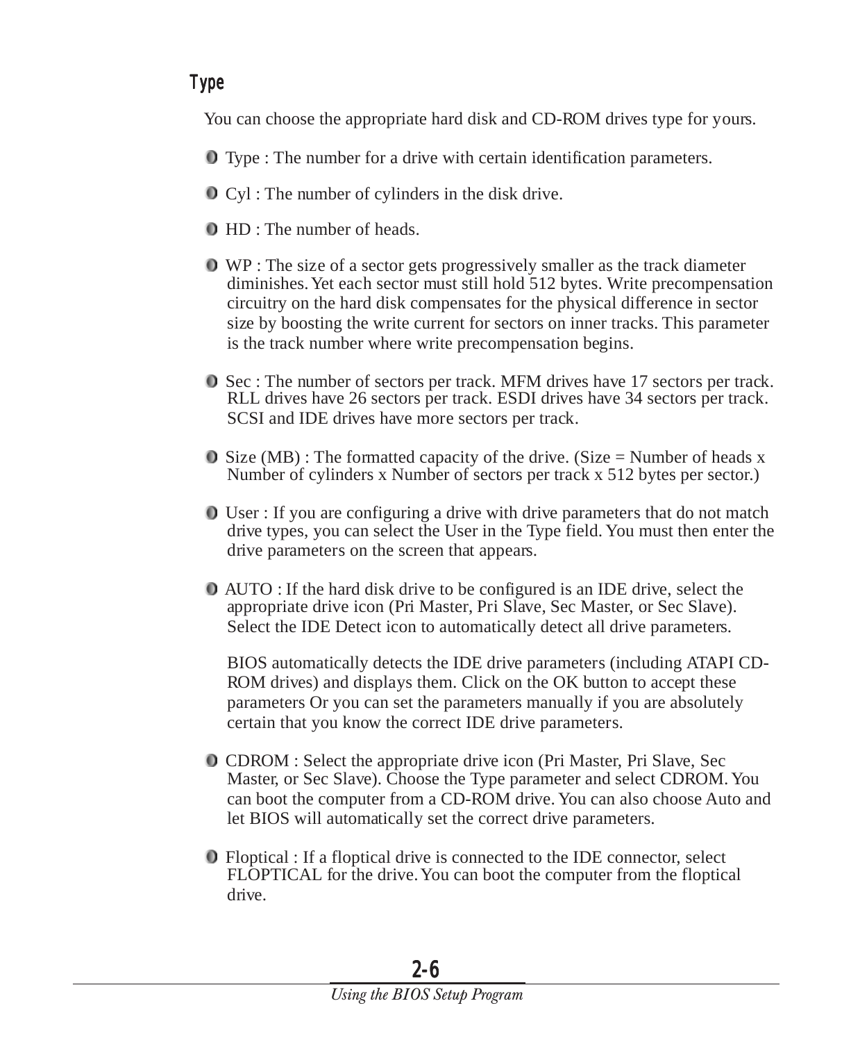### Type

You can choose the appropriate hard disk and CD-ROM drives type for yours.

- Type : The number for a drive with certain identification parameters.
- Cyl : The number of cylinders in the disk drive.
- HD : The number of heads.
- WP : The size of a sector gets progressively smaller as the track diameter diminishes. Yet each sector must still hold 512 bytes. Write precompensation circuitry on the hard disk compensates for the physical difference in sector size by boosting the write current for sectors on inner tracks. This parameter is the track number where write precompensation begins.
- Sec : The number of sectors per track. MFM drives have 17 sectors per track. RLL drives have 26 sectors per track. ESDI drives have 34 sectors per track. SCSI and IDE drives have more sectors per track.
- Size (MB) : The formatted capacity of the drive. (Size = Number of heads x Number of cylinders x Number of sectors per track x 512 bytes per sector.)
- User : If you are configuring a drive with drive parameters that do not match drive types, you can select the User in the Type field. You must then enter the drive parameters on the screen that appears.
- AUTO : If the hard disk drive to be configured is an IDE drive, select the appropriate drive icon (Pri Master, Pri Slave, Sec Master, or Sec Slave). Select the IDE Detect icon to automatically detect all drive parameters.

  BIOS automatically detects the IDE drive parameters (including ATAPI CD-ROM drives) and displays them. Click on the OK button to accept these parameters Or you can set the parameters manually if you are absolutely certain that you know the correct IDE drive parameters.
- CDROM : Select the appropriate drive icon (Pri Master, Pri Slave, Sec Master, or Sec Slave). Choose the Type parameter and select CDROM. You can boot the computer from a CD-ROM drive. You can also choose Auto and let BIOS will automatically set the correct drive parameters.
- Floptical : If a floptical drive is connected to the IDE connector, select FLOPTICAL for the drive. You can boot the computer from the floptical drive.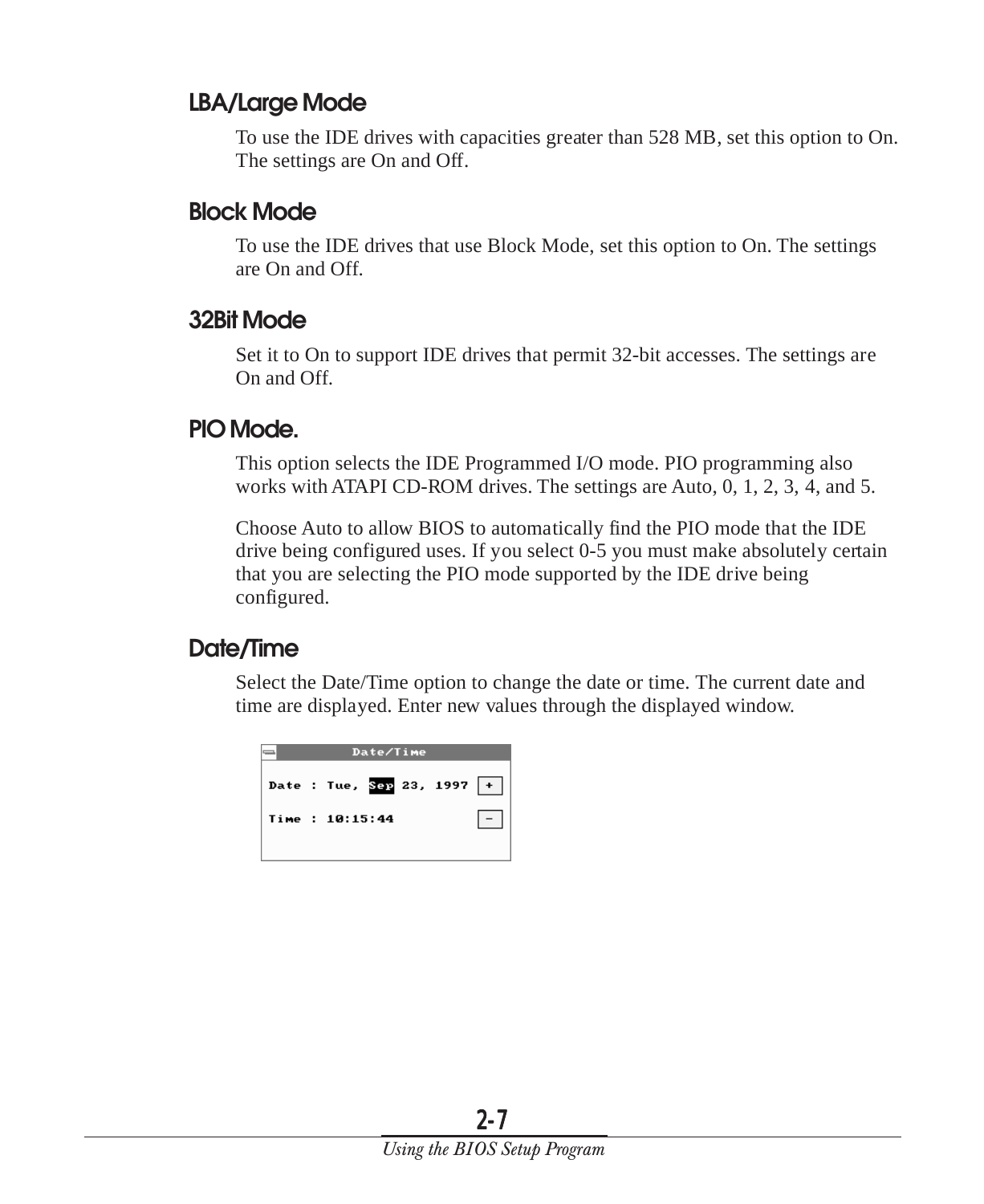### LBA/Large Mode

To use the IDE drives with capacities greater than 528 MB, set this option to On. The settings are On and Off.

### Block Mode

To use the IDE drives that use Block Mode, set this option to On. The settings are On and Off.

### 32Bit Mode

Set it to On to support IDE drives that permit 32-bit accesses. The settings are On and Off.

### PIO Mode.

This option selects the IDE Programmed I/O mode. PIO programming also works with ATAPI CD-ROM drives. The settings are Auto, 0, 1, 2, 3, 4, and 5.

Choose Auto to allow BIOS to automatically find the PIO mode that the IDE drive being configured uses. If you select 0-5 you must make absolutely certain that you are selecting the PIO mode supported by the IDE drive being configured.

### Date/Time

Select the Date/Time option to change the date or time. The current date and time are displayed. Enter new values through the displayed window.

```
Date/Time

Date : Tue, Sep 23, 1997   [+]

Time : 10:15:44            [-]
```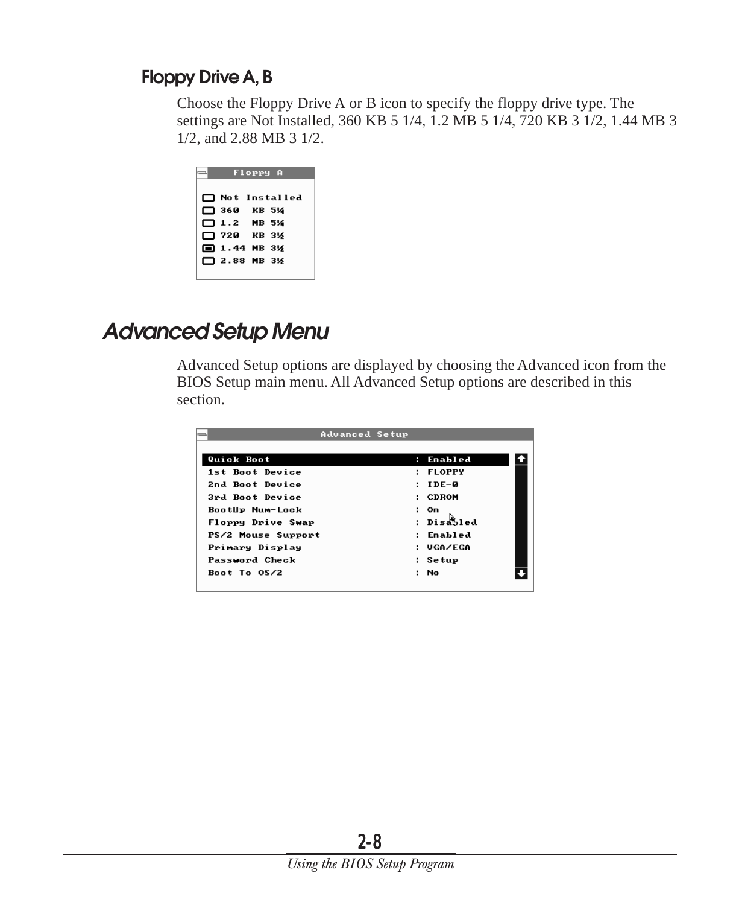### Floppy Drive A, B

Choose the Floppy Drive A or B icon to specify the floppy drive type. The settings are Not Installed, 360 KB 5 1/4, 1.2 MB 5 1/4, 720 KB 3 1/2, 1.44 MB 3 1/2, and 2.88 MB 3 1/2.

```
Floppy A

[ ] Not Installed
[ ] 360  KB 5¼
[ ] 1.2  MB 5¼
[ ] 720  KB 3½
[■] 1.44 MB 3½
[ ] 2.88 MB 3½
```

## Advanced Setup Menu

Advanced Setup options are displayed by choosing the Advanced icon from the BIOS Setup main menu. All Advanced Setup options are described in this section.

```
Advanced Setup

Quick Boot                : Enabled
1st Boot Device           : FLOPPY
2nd Boot Device           : IDE-0
3rd Boot Device           : CDROM
BootUp Num-Lock           : On
Floppy Drive Swap         : Disabled
PS/2 Mouse Support        : Enabled
Primary Display           : VGA/EGA
Password Check            : Setup
Boot To OS/2              : No
```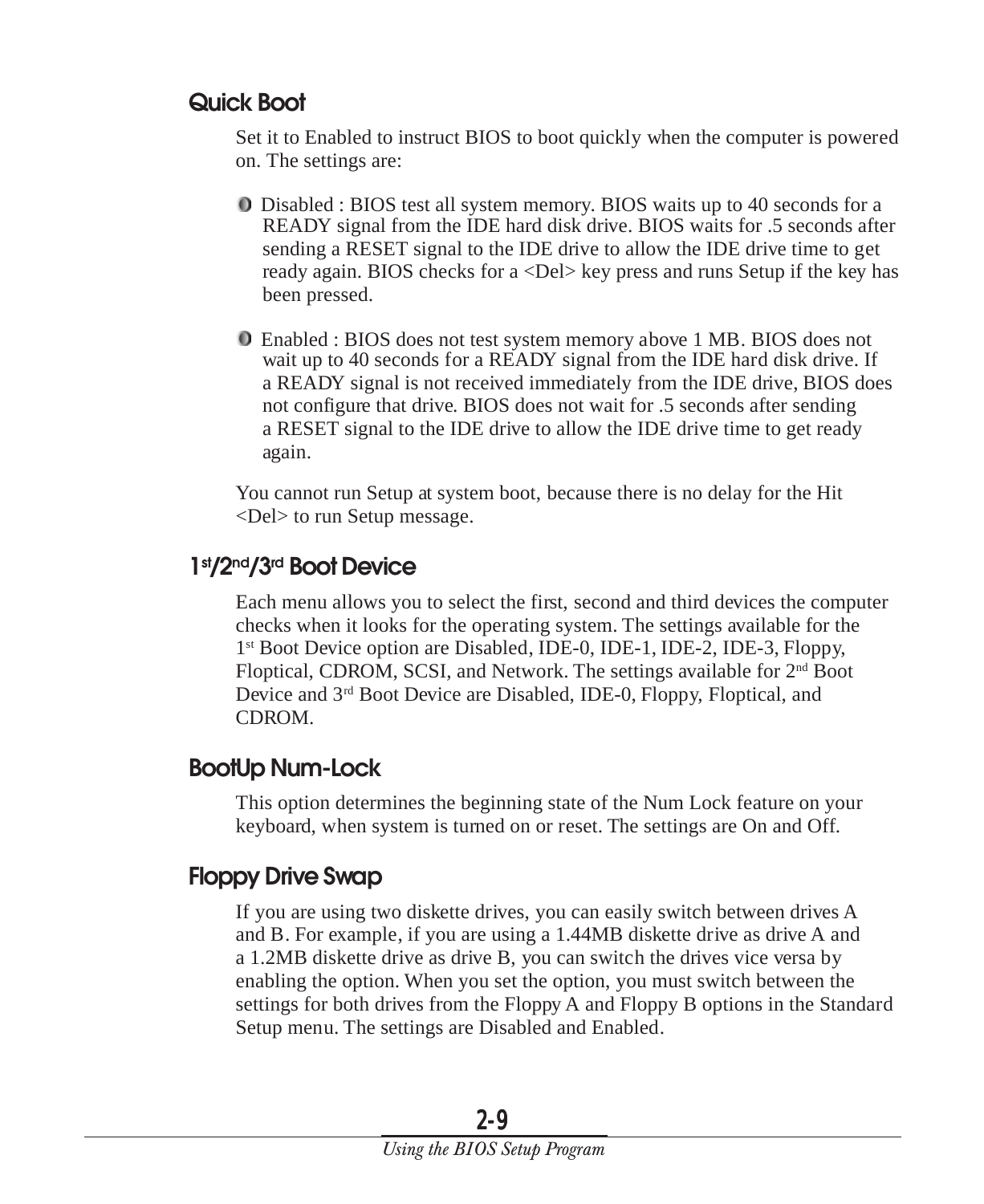## Quick Boot

Set it to Enabled to instruct BIOS to boot quickly when the computer is powered on. The settings are:

- Disabled : BIOS test all system memory. BIOS waits up to 40 seconds for a READY signal from the IDE hard disk drive. BIOS waits for .5 seconds after sending a RESET signal to the IDE drive to allow the IDE drive time to get ready again. BIOS checks for a <Del> key press and runs Setup if the key has been pressed.

- Enabled : BIOS does not test system memory above 1 MB. BIOS does not wait up to 40 seconds for a READY signal from the IDE hard disk drive. If a READY signal is not received immediately from the IDE drive, BIOS does not configure that drive. BIOS does not wait for .5 seconds after sending a RESET signal to the IDE drive to allow the IDE drive time to get ready again.

You cannot run Setup at system boot, because there is no delay for the Hit <Del> to run Setup message.

## 1st/2nd/3rd Boot Device

Each menu allows you to select the first, second and third devices the computer checks when it looks for the operating system. The settings available for the 1st Boot Device option are Disabled, IDE-0, IDE-1, IDE-2, IDE-3, Floppy, Floptical, CDROM, SCSI, and Network. The settings available for 2nd Boot Device and 3rd Boot Device are Disabled, IDE-0, Floppy, Floptical, and CDROM.

## BootUp Num-Lock

This option determines the beginning state of the Num Lock feature on your keyboard, when system is turned on or reset. The settings are On and Off.

## Floppy Drive Swap

If you are using two diskette drives, you can easily switch between drives A and B. For example, if you are using a 1.44MB diskette drive as drive A and a 1.2MB diskette drive as drive B, you can switch the drives vice versa by enabling the option. When you set the option, you must switch between the settings for both drives from the Floppy A and Floppy B options in the Standard Setup menu. The settings are Disabled and Enabled.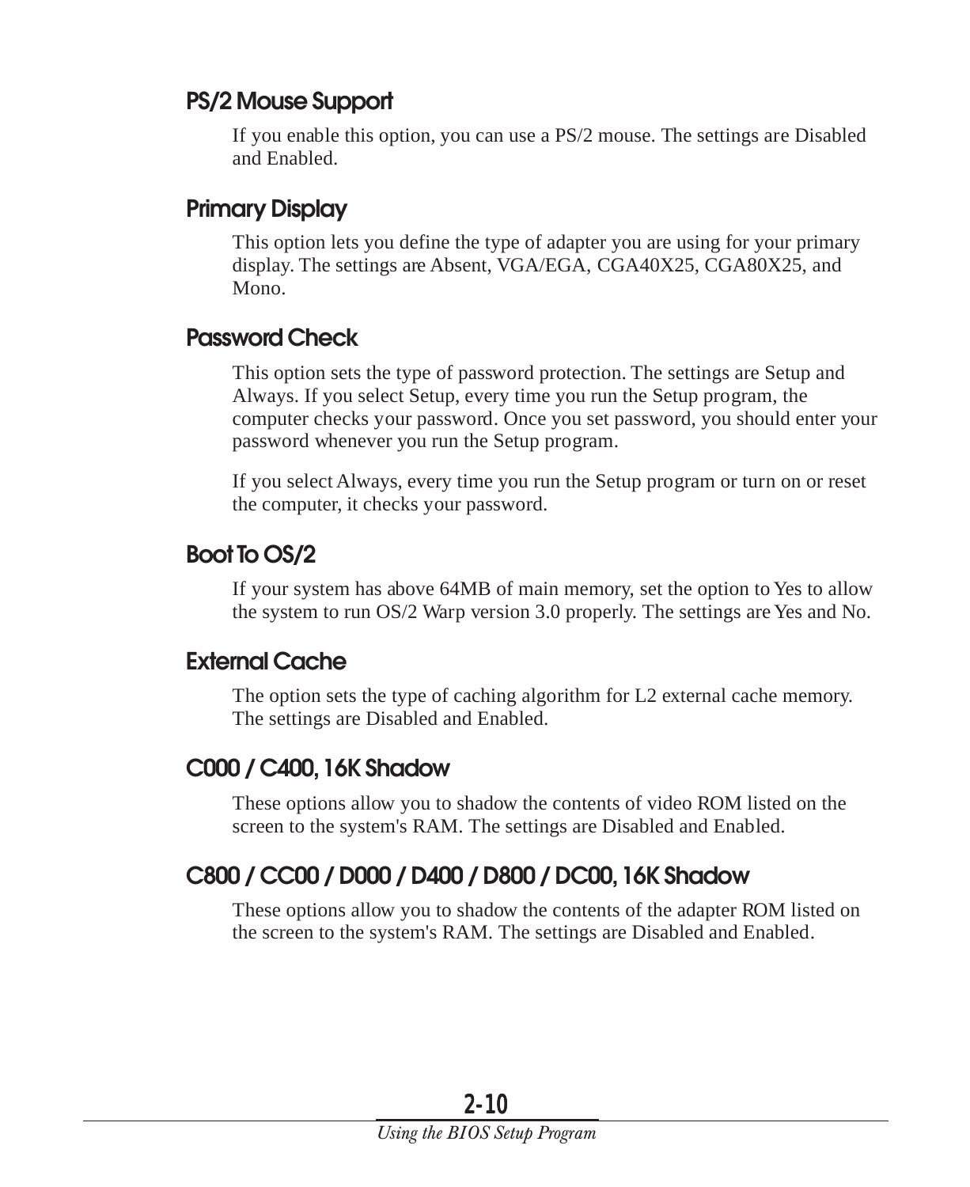## PS/2 Mouse Support

If you enable this option, you can use a PS/2 mouse. The settings are Disabled and Enabled.

## Primary Display

This option lets you define the type of adapter you are using for your primary display. The settings are Absent, VGA/EGA, CGA40X25, CGA80X25, and Mono.

## Password Check

This option sets the type of password protection. The settings are Setup and Always. If you select Setup, every time you run the Setup program, the computer checks your password. Once you set password, you should enter your password whenever you run the Setup program.

If you select Always, every time you run the Setup program or turn on or reset the computer, it checks your password.

## Boot To OS/2

If your system has above 64MB of main memory, set the option to Yes to allow the system to run OS/2 Warp version 3.0 properly. The settings are Yes and No.

## External Cache

The option sets the type of caching algorithm for L2 external cache memory. The settings are Disabled and Enabled.

## C000 / C400, 16K Shadow

These options allow you to shadow the contents of video ROM listed on the screen to the system's RAM. The settings are Disabled and Enabled.

## C800 / CC00 / D000 / D400 / D800 / DC00, 16K Shadow

These options allow you to shadow the contents of the adapter ROM listed on the screen to the system's RAM. The settings are Disabled and Enabled.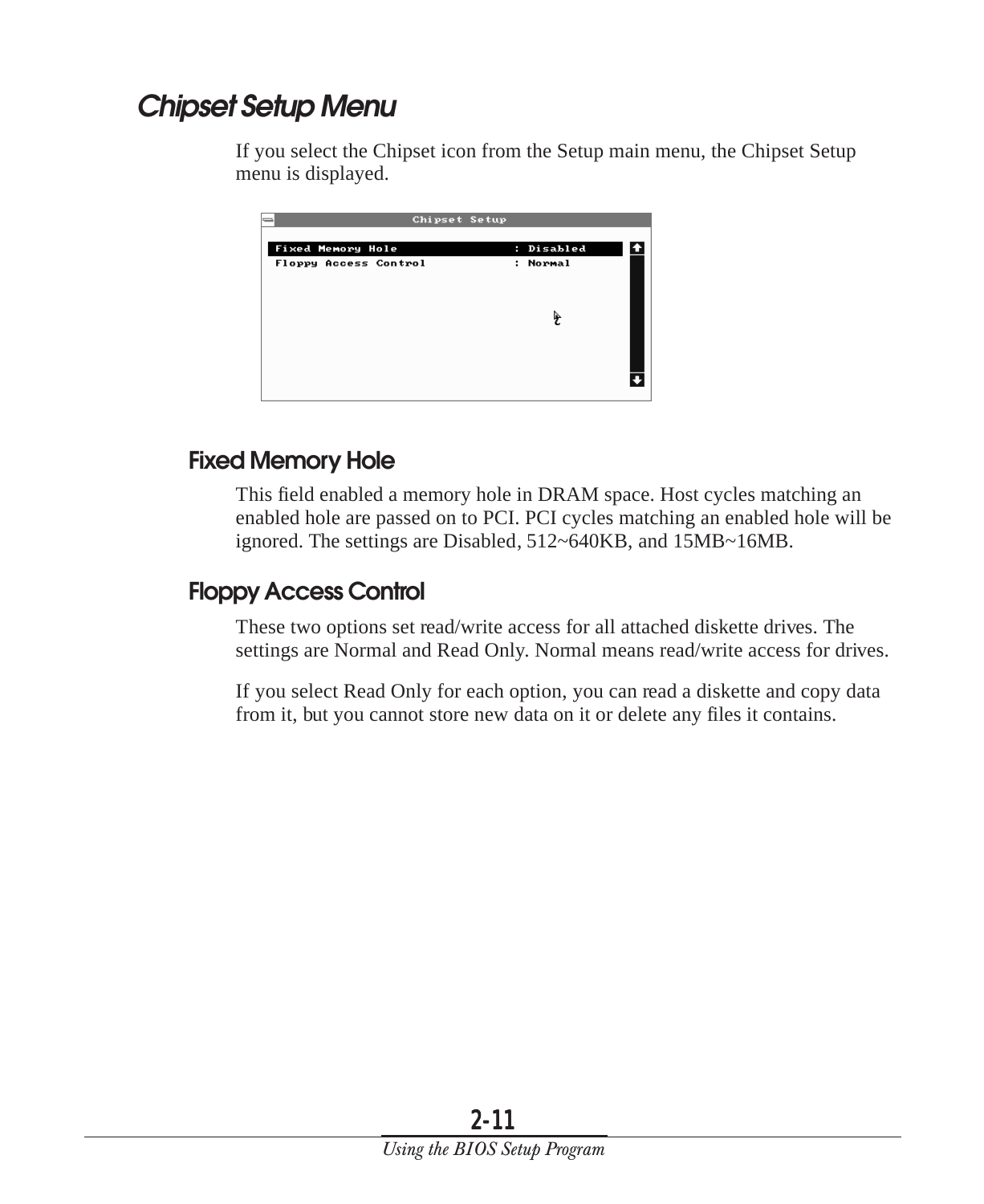## Chipset Setup Menu

If you select the Chipset icon from the Setup main menu, the Chipset Setup menu is displayed.

```
Chipset Setup

Fixed Memory Hole              : Disabled
Floppy Access Control          : Normal
```

### Fixed Memory Hole

This field enabled a memory hole in DRAM space. Host cycles matching an enabled hole are passed on to PCI. PCI cycles matching an enabled hole will be ignored. The settings are Disabled, 512~640KB, and 15MB~16MB.

### Floppy Access Control

These two options set read/write access for all attached diskette drives. The settings are Normal and Read Only. Normal means read/write access for drives.

If you select Read Only for each option, you can read a diskette and copy data from it, but you cannot store new data on it or delete any files it contains.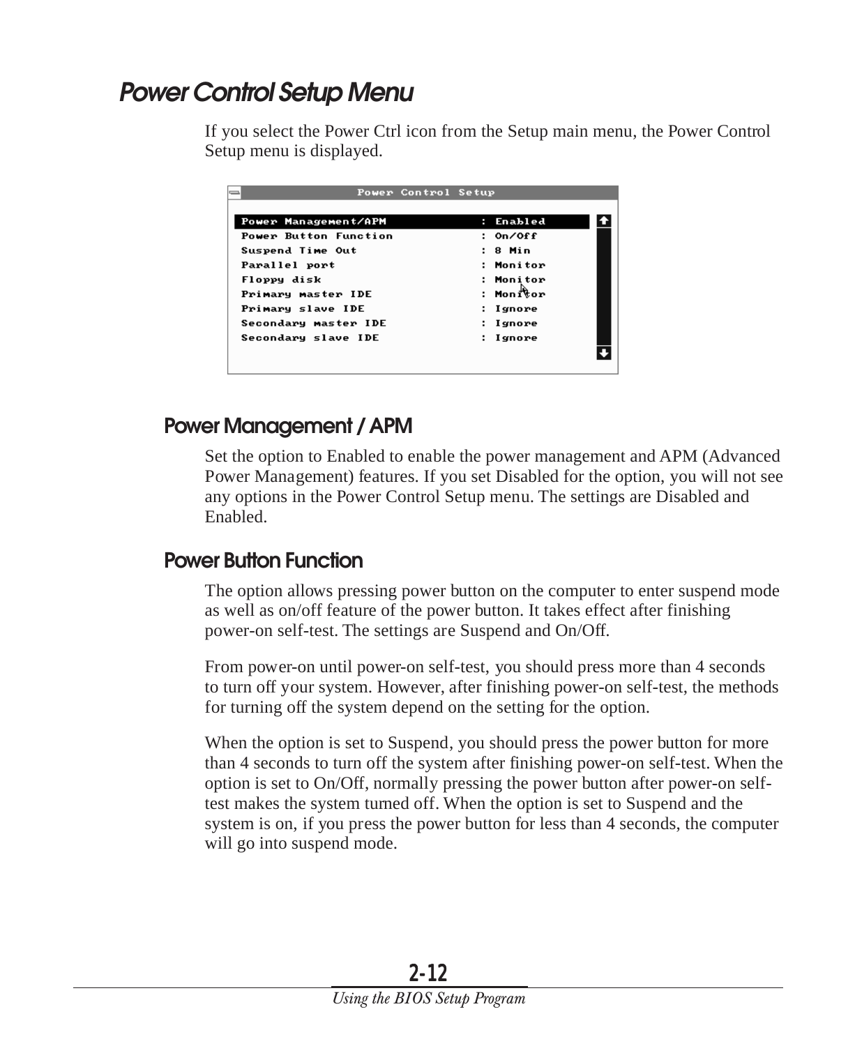# Power Control Setup Menu

If you select the Power Ctrl icon from the Setup main menu, the Power Control Setup menu is displayed.

```
Power Control Setup

Power Management/APM          : Enabled
Power Button Function         : On/Off
Suspend Time Out              : 8 Min
Parallel port                 : Monitor
Floppy disk                   : Monitor
Primary master IDE            : Monitor
Primary slave IDE             : Ignore
Secondary master IDE          : Ignore
Secondary slave IDE           : Ignore
```

## Power Management / APM

Set the option to Enabled to enable the power management and APM (Advanced Power Management) features. If you set Disabled for the option, you will not see any options in the Power Control Setup menu. The settings are Disabled and Enabled.

## Power Button Function

The option allows pressing power button on the computer to enter suspend mode as well as on/off feature of the power button. It takes effect after finishing power-on self-test. The settings are Suspend and On/Off.

From power-on until power-on self-test, you should press more than 4 seconds to turn off your system. However, after finishing power-on self-test, the methods for turning off the system depend on the setting for the option.

When the option is set to Suspend, you should press the power button for more than 4 seconds to turn off the system after finishing power-on self-test. When the option is set to On/Off, normally pressing the power button after power-on self-test makes the system turned off. When the option is set to Suspend and the system is on, if you press the power button for less than 4 seconds, the computer will go into suspend mode.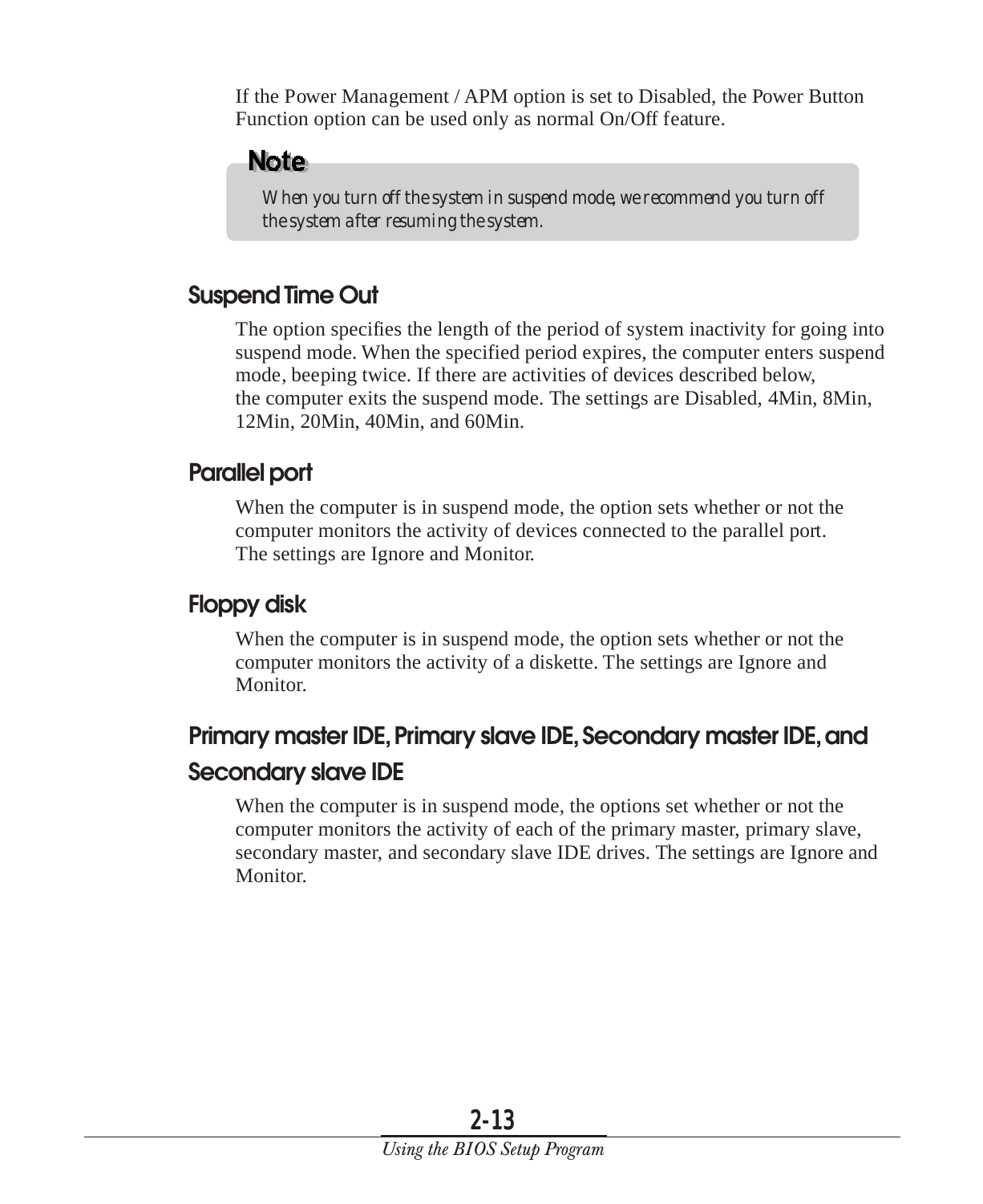If the Power Management / APM option is set to Disabled, the Power Button Function option can be used only as normal On/Off feature.

**Note**

*When you turn off the system in suspend mode, we recommend you turn off the system after resuming the system.*

## Suspend Time Out

The option specifies the length of the period of system inactivity for going into suspend mode. When the specified period expires, the computer enters suspend mode, beeping twice. If there are activities of devices described below, the computer exits the suspend mode. The settings are Disabled, 4Min, 8Min, 12Min, 20Min, 40Min, and 60Min.

## Parallel port

When the computer is in suspend mode, the option sets whether or not the computer monitors the activity of devices connected to the parallel port. The settings are Ignore and Monitor.

## Floppy disk

When the computer is in suspend mode, the option sets whether or not the computer monitors the activity of a diskette. The settings are Ignore and Monitor.

## Primary master IDE, Primary slave IDE, Secondary master IDE, and Secondary slave IDE

When the computer is in suspend mode, the options set whether or not the computer monitors the activity of each of the primary master, primary slave, secondary master, and secondary slave IDE drives. The settings are Ignore and Monitor.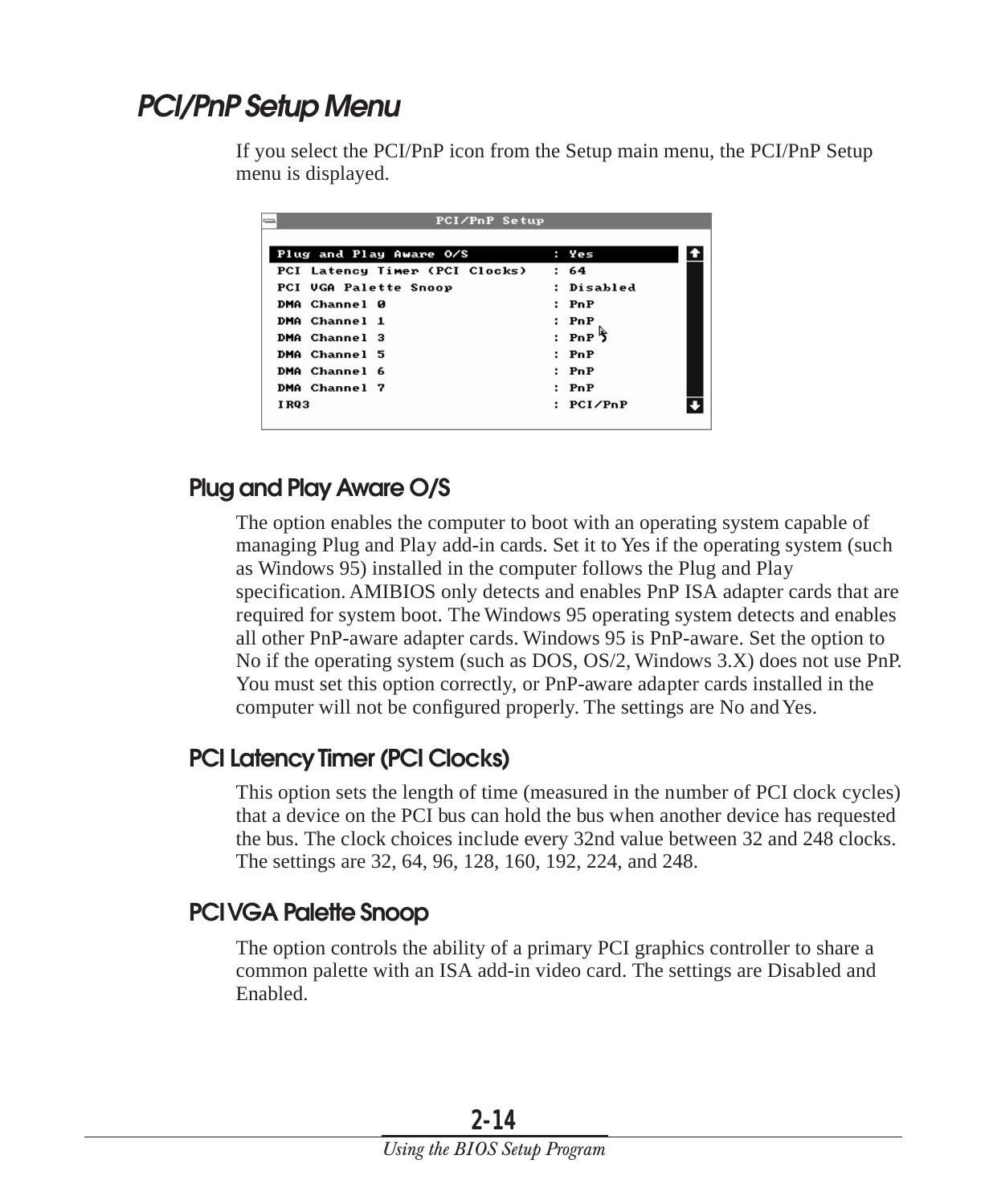## PCI/PnP Setup Menu

If you select the PCI/PnP icon from the Setup main menu, the PCI/PnP Setup menu is displayed.

```
PCI/PnP Setup

Plug and Play Aware O/S          : Yes
PCI Latency Timer (PCI Clocks)   : 64
PCI VGA Palette Snoop            : Disabled
DMA Channel 0                    : PnP
DMA Channel 1                    : PnP
DMA Channel 3                    : PnP
DMA Channel 5                    : PnP
DMA Channel 6                    : PnP
DMA Channel 7                    : PnP
IRQ3                             : PCI/PnP
```

### Plug and Play Aware O/S

The option enables the computer to boot with an operating system capable of managing Plug and Play add-in cards. Set it to Yes if the operating system (such as Windows 95) installed in the computer follows the Plug and Play specification. AMIBIOS only detects and enables PnP ISA adapter cards that are required for system boot. The Windows 95 operating system detects and enables all other PnP-aware adapter cards. Windows 95 is PnP-aware. Set the option to No if the operating system (such as DOS, OS/2, Windows 3.X) does not use PnP. You must set this option correctly, or PnP-aware adapter cards installed in the computer will not be configured properly. The settings are No and Yes.

### PCI Latency Timer (PCI Clocks)

This option sets the length of time (measured in the number of PCI clock cycles) that a device on the PCI bus can hold the bus when another device has requested the bus. The clock choices include every 32nd value between 32 and 248 clocks. The settings are 32, 64, 96, 128, 160, 192, 224, and 248.

### PCI VGA Palette Snoop

The option controls the ability of a primary PCI graphics controller to share a common palette with an ISA add-in video card. The settings are Disabled and Enabled.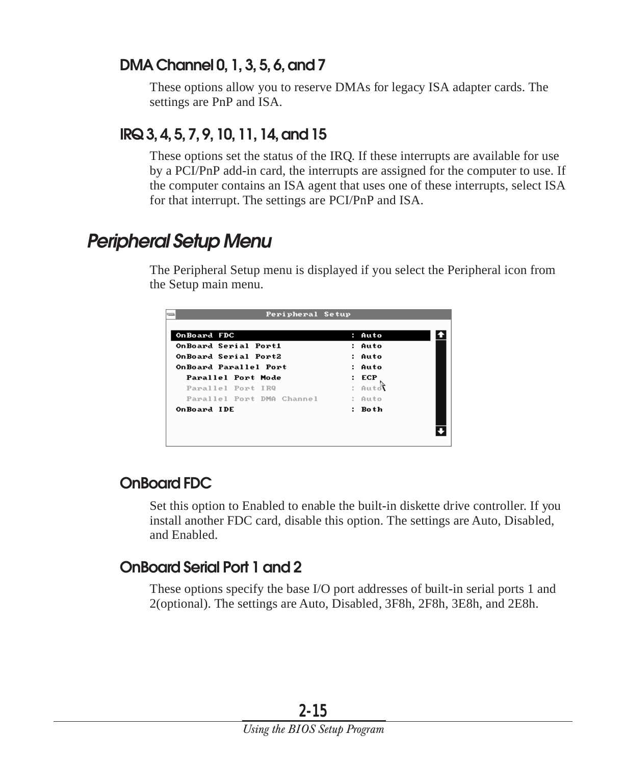### DMA Channel 0, 1, 3, 5, 6, and 7

These options allow you to reserve DMAs for legacy ISA adapter cards. The settings are PnP and ISA.

### IRQ 3, 4, 5, 7, 9, 10, 11, 14, and 15

These options set the status of the IRQ. If these interrupts are available for use by a PCI/PnP add-in card, the interrupts are assigned for the computer to use. If the computer contains an ISA agent that uses one of these interrupts, select ISA for that interrupt. The settings are PCI/PnP and ISA.

## Peripheral Setup Menu

The Peripheral Setup menu is displayed if you select the Peripheral icon from the Setup main menu.

```
Peripheral Setup

OnBoard FDC                       : Auto
OnBoard Serial Port1              : Auto
OnBoard Serial Port2              : Auto
OnBoard Parallel Port             : Auto
  Parallel Port Mode              : ECP
  Parallel Port IRQ               : Auto
  Parallel Port DMA Channel       : Auto
OnBoard IDE                       : Both
```

### OnBoard FDC

Set this option to Enabled to enable the built-in diskette drive controller. If you install another FDC card, disable this option. The settings are Auto, Disabled, and Enabled.

### OnBoard Serial Port 1 and 2

These options specify the base I/O port addresses of built-in serial ports 1 and 2(optional). The settings are Auto, Disabled, 3F8h, 2F8h, 3E8h, and 2E8h.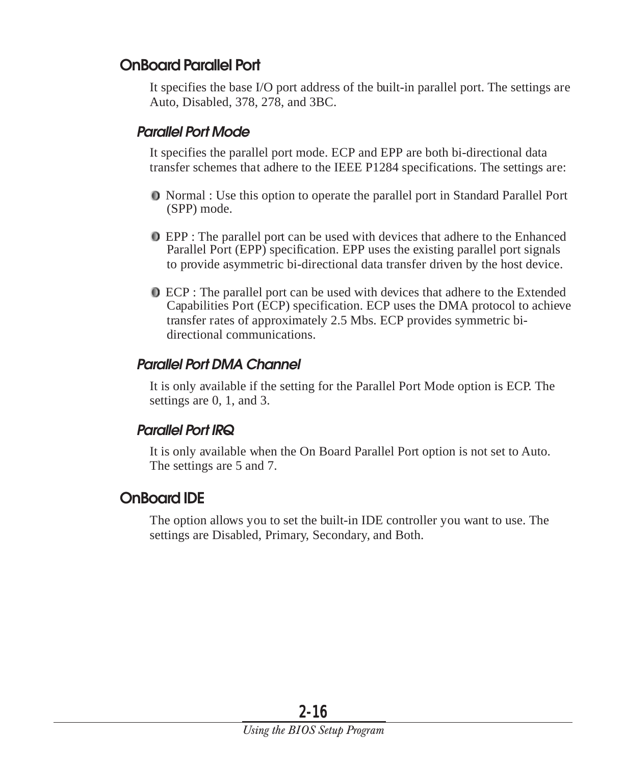## OnBoard Parallel Port

It specifies the base I/O port address of the built-in parallel port. The settings are Auto, Disabled, 378, 278, and 3BC.

### *Parallel Port Mode*

It specifies the parallel port mode. ECP and EPP are both bi-directional data transfer schemes that adhere to the IEEE P1284 specifications. The settings are:

- Normal : Use this option to operate the parallel port in Standard Parallel Port (SPP) mode.
- EPP : The parallel port can be used with devices that adhere to the Enhanced Parallel Port (EPP) specification. EPP uses the existing parallel port signals to provide asymmetric bi-directional data transfer driven by the host device.
- ECP : The parallel port can be used with devices that adhere to the Extended Capabilities Port (ECP) specification. ECP uses the DMA protocol to achieve transfer rates of approximately 2.5 Mbs. ECP provides symmetric bi-directional communications.

### *Parallel Port DMA Channel*

It is only available if the setting for the Parallel Port Mode option is ECP. The settings are 0, 1, and 3.

### *Parallel Port IRQ*

It is only available when the On Board Parallel Port option is not set to Auto. The settings are 5 and 7.

## OnBoard IDE

The option allows you to set the built-in IDE controller you want to use. The settings are Disabled, Primary, Secondary, and Both.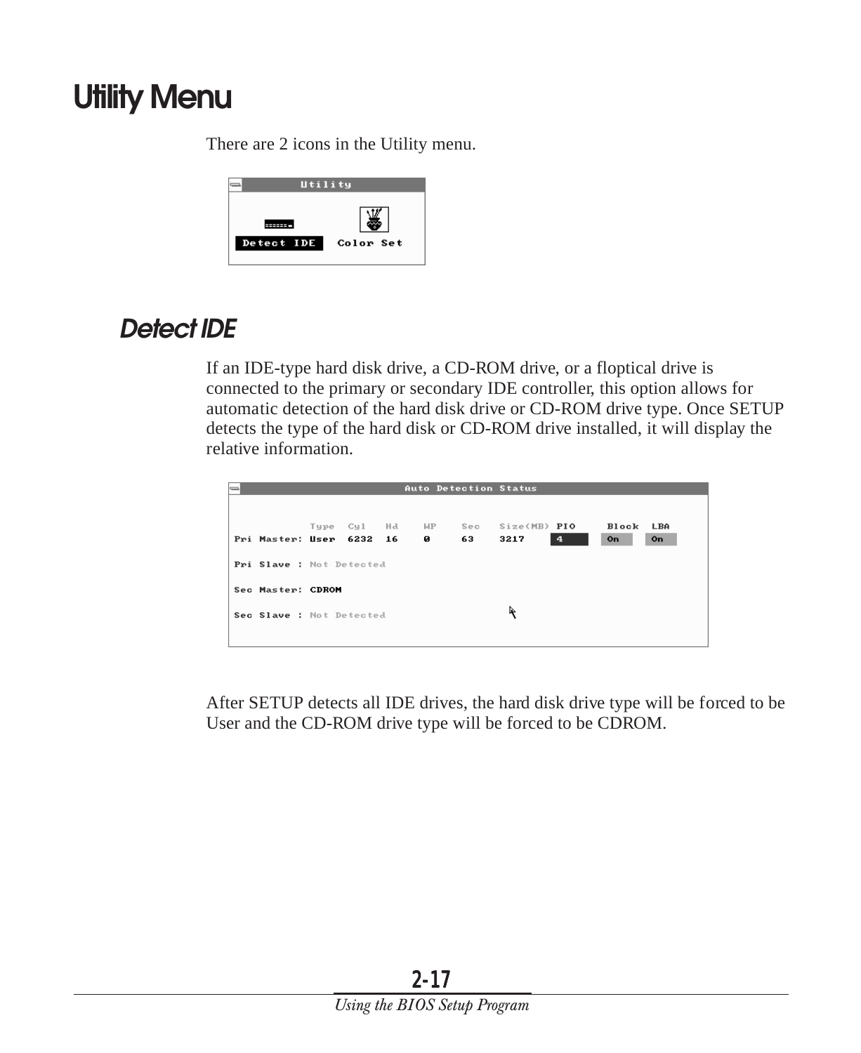# Utility Menu

There are 2 icons in the Utility menu.

Utility

Detect IDE    Color Set

## Detect IDE

If an IDE-type hard disk drive, a CD-ROM drive, or a floptical drive is connected to the primary or secondary IDE controller, this option allows for automatic detection of the hard disk drive or CD-ROM drive type. Once SETUP detects the type of the hard disk or CD-ROM drive installed, it will display the relative information.

Auto Detection Status

| | Type | Cyl | Hd | WP | Sec | Size(MB) | PIO | Block | LBA |
|---|---|---|---|---|---|---|---|---|---|
| Pri Master: | User | 6232 | 16 | 0 | 63 | 3217 | 4 | On | On |
| Pri Slave : | Not Detected | | | | | | | | |
| Sec Master: | CDROM | | | | | | | | |
| Sec Slave : | Not Detected | | | | | | | | |

After SETUP detects all IDE drives, the hard disk drive type will be forced to be User and the CD-ROM drive type will be forced to be CDROM.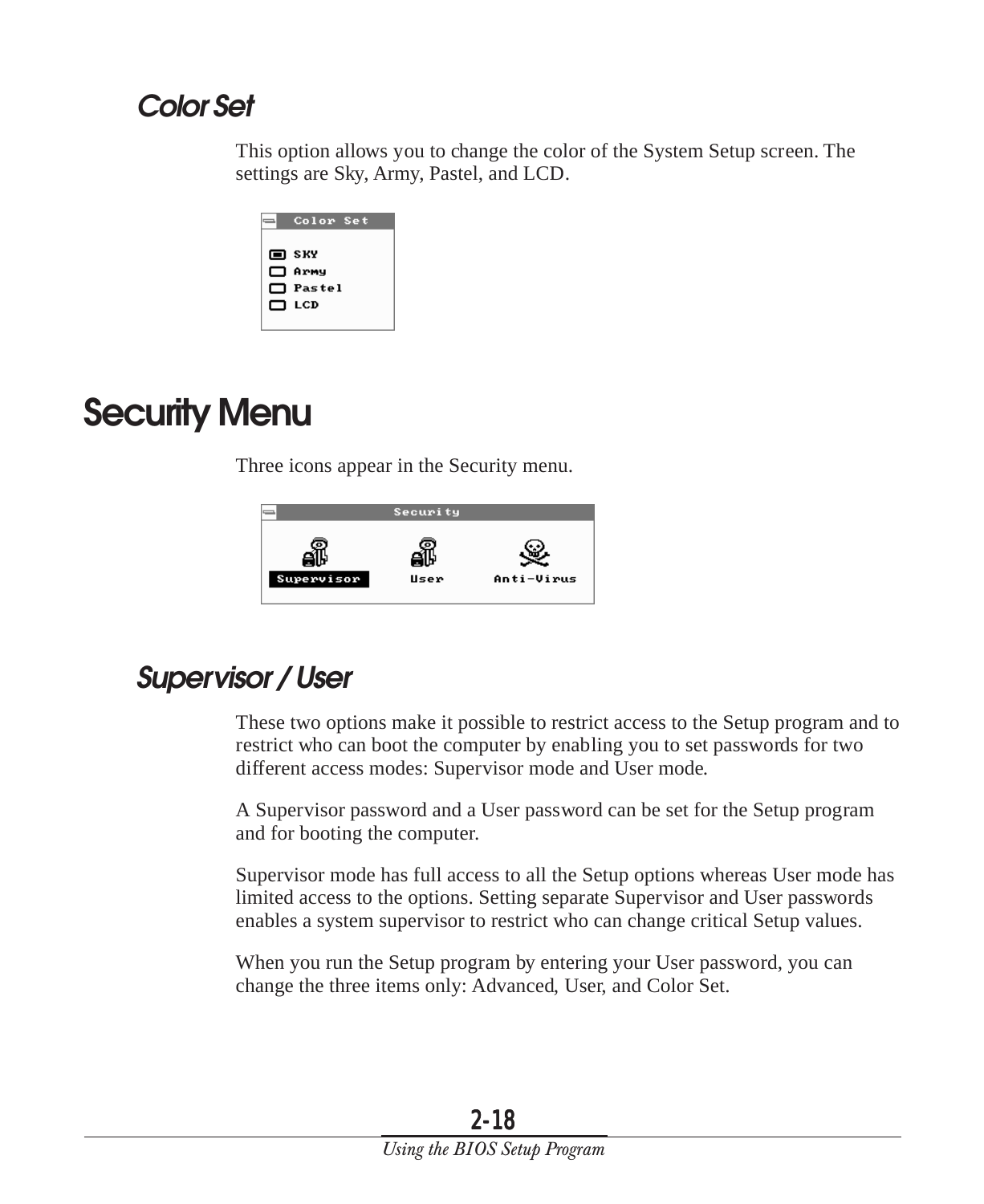### Color Set

This option allows you to change the color of the System Setup screen. The settings are Sky, Army, Pastel, and LCD.

Color Set

SKY
Army
Pastel
LCD

## Security Menu

Three icons appear in the Security menu.

Security

Supervisor
User
Anti-Virus

### Supervisor / User

These two options make it possible to restrict access to the Setup program and to restrict who can boot the computer by enabling you to set passwords for two different access modes: Supervisor mode and User mode.

A Supervisor password and a User password can be set for the Setup program and for booting the computer.

Supervisor mode has full access to all the Setup options whereas User mode has limited access to the options. Setting separate Supervisor and User passwords enables a system supervisor to restrict who can change critical Setup values.

When you run the Setup program by entering your User password, you can change the three items only: Advanced, User, and Color Set.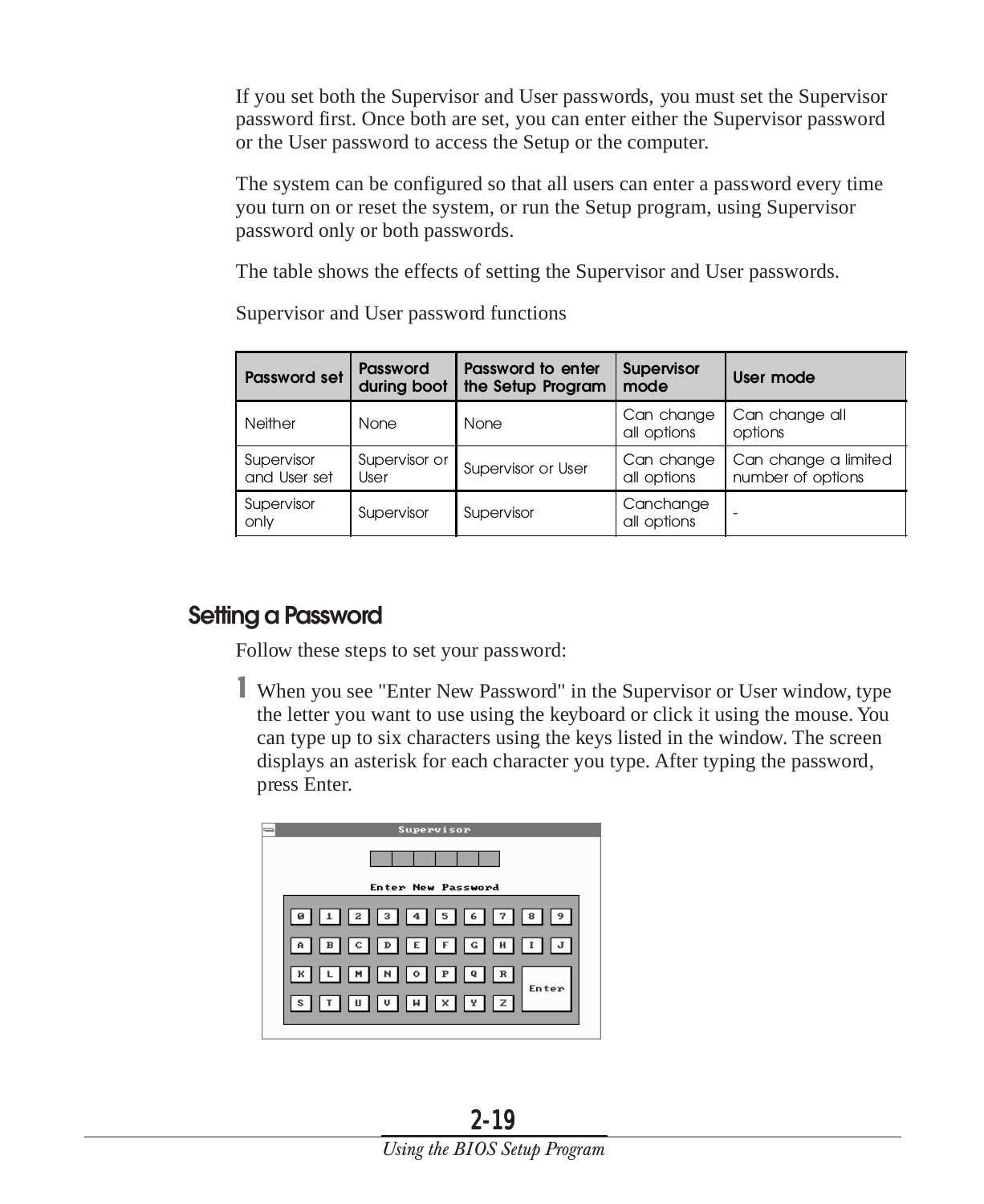If you set both the Supervisor and User passwords, you must set the Supervisor password first. Once both are set, you can enter either the Supervisor password or the User password to access the Setup or the computer.

The system can be configured so that all users can enter a password every time you turn on or reset the system, or run the Setup program, using Supervisor password only or both passwords.

The table shows the effects of setting the Supervisor and User passwords.

Supervisor and User password functions

| Password set | Password during boot | Password to enter the Setup Program | Supervisor mode | User mode |
|---|---|---|---|---|
| Neither | None | None | Can change all options | Can change all options |
| Supervisor and User set | Supervisor or User | Supervisor or User | Can change all options | Can change a limited number of options |
| Supervisor only | Supervisor | Supervisor | Canchange all options | - |

## Setting a Password

Follow these steps to set your password:

1. When you see "Enter New Password" in the Supervisor or User window, type the letter you want to use using the keyboard or click it using the mouse. You can type up to six characters using the keys listed in the window. The screen displays an asterisk for each character you type. After typing the password, press Enter.

Supervisor

Enter New Password

0 1 2 3 4 5 6 7 8 9
A B C D E F G H I J
K L M N O P Q R
S T U V W X Y Z
Enter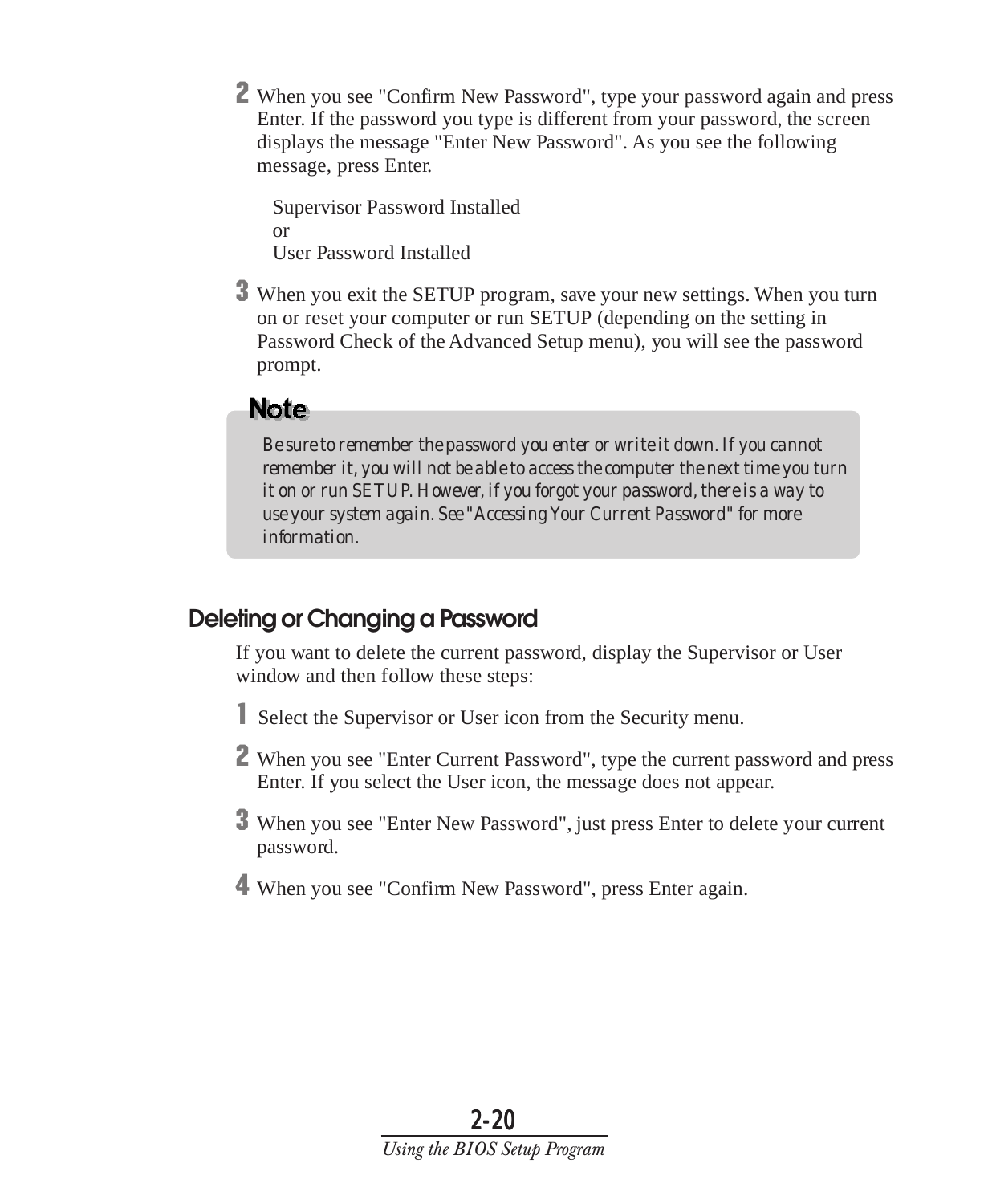2. When you see "Confirm New Password", type your password again and press Enter. If the password you type is different from your password, the screen displays the message "Enter New Password". As you see the following message, press Enter.

   Supervisor Password Installed
   or
   User Password Installed

3. When you exit the SETUP program, save your new settings. When you turn on or reset your computer or run SETUP (depending on the setting in Password Check of the Advanced Setup menu), you will see the password prompt.

**Note**

*Be sure to remember the password you enter or write it down. If you cannot remember it, you will not be able to access the computer the next time you turn it on or run SETUP. However, if you forgot your password, there is a way to use your system again. See "Accessing Your Current Password" for more information.*

## Deleting or Changing a Password

If you want to delete the current password, display the Supervisor or User window and then follow these steps:

1. Select the Supervisor or User icon from the Security menu.
2. When you see "Enter Current Password", type the current password and press Enter. If you select the User icon, the message does not appear.
3. When you see "Enter New Password", just press Enter to delete your current password.
4. When you see "Confirm New Password", press Enter again.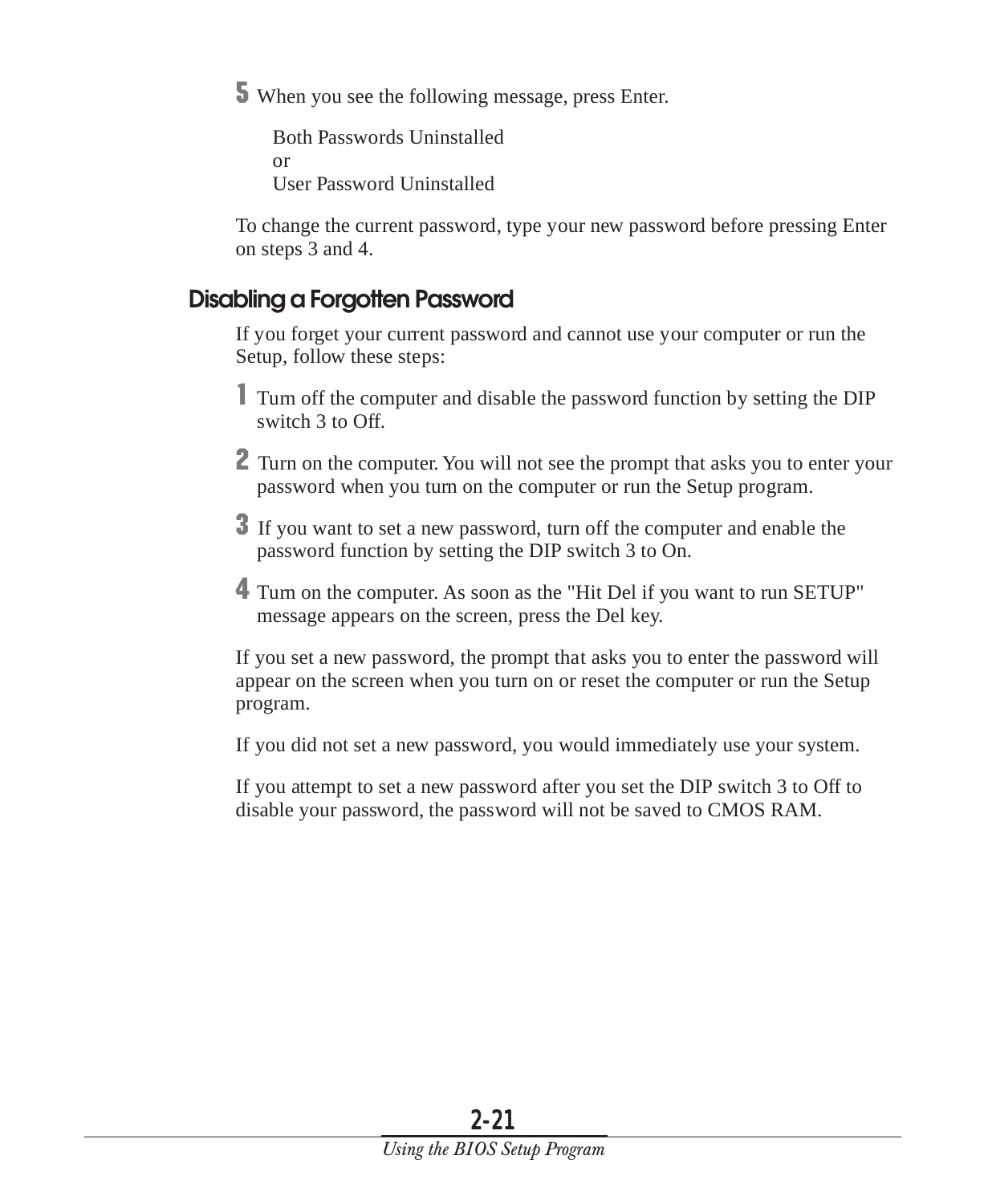5. When you see the following message, press Enter.

   Both Passwords Uninstalled
   or
   User Password Uninstalled

To change the current password, type your new password before pressing Enter on steps 3 and 4.

## Disabling a Forgotten Password

If you forget your current password and cannot use your computer or run the Setup, follow these steps:

1. Turn off the computer and disable the password function by setting the DIP switch 3 to Off.
2. Turn on the computer. You will not see the prompt that asks you to enter your password when you turn on the computer or run the Setup program.
3. If you want to set a new password, turn off the computer and enable the password function by setting the DIP switch 3 to On.
4. Turn on the computer. As soon as the "Hit Del if you want to run SETUP" message appears on the screen, press the Del key.

If you set a new password, the prompt that asks you to enter the password will appear on the screen when you turn on or reset the computer or run the Setup program.

If you did not set a new password, you would immediately use your system.

If you attempt to set a new password after you set the DIP switch 3 to Off to disable your password, the password will not be saved to CMOS RAM.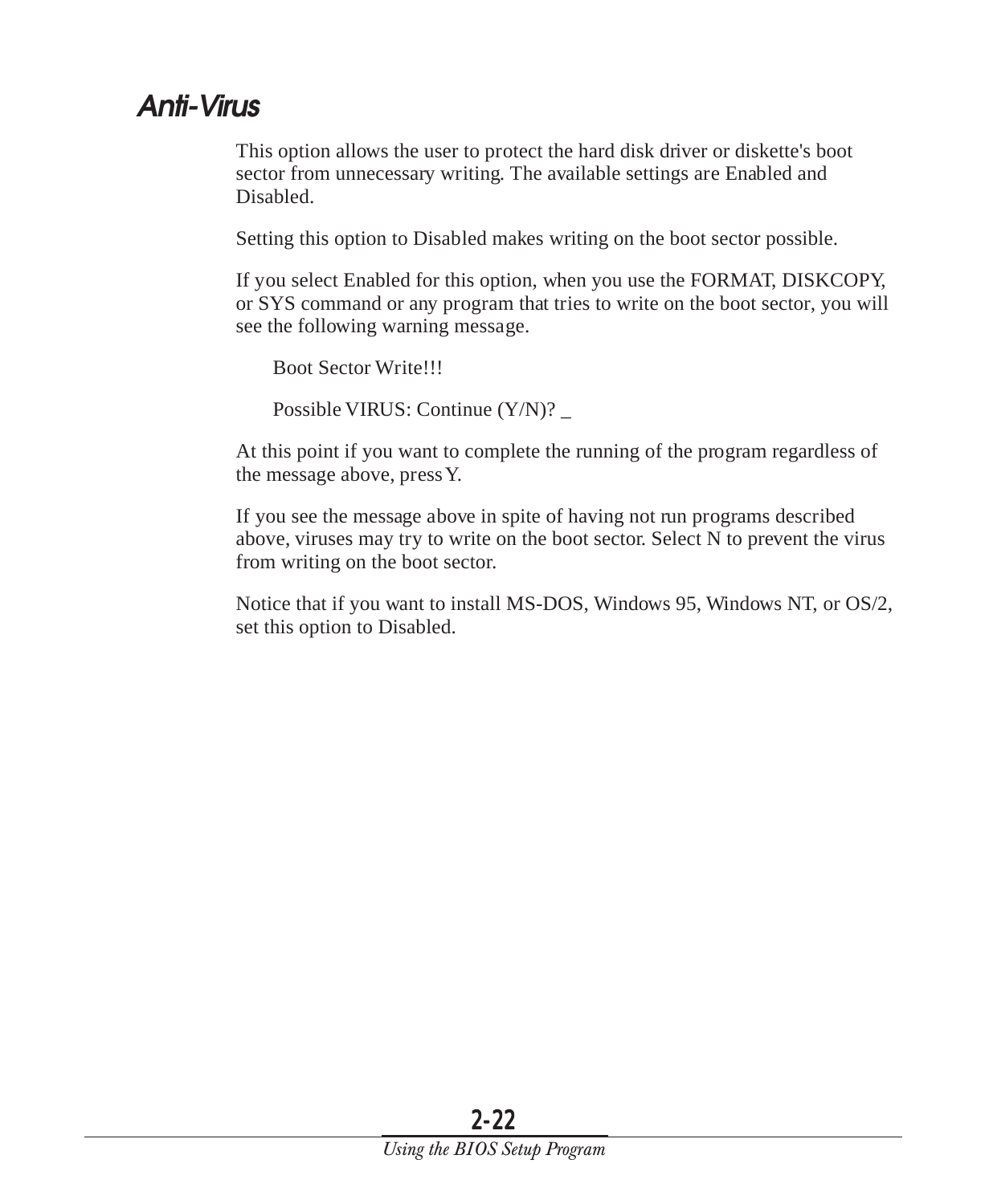## Anti-Virus

This option allows the user to protect the hard disk driver or diskette's boot sector from unnecessary writing. The available settings are Enabled and Disabled.

Setting this option to Disabled makes writing on the boot sector possible.

If you select Enabled for this option, when you use the FORMAT, DISKCOPY, or SYS command or any program that tries to write on the boot sector, you will see the following warning message.

Boot Sector Write!!!

Possible VIRUS: Continue (Y/N)? _

At this point if you want to complete the running of the program regardless of the message above, press Y.

If you see the message above in spite of having not run programs described above, viruses may try to write on the boot sector. Select N to prevent the virus from writing on the boot sector.

Notice that if you want to install MS-DOS, Windows 95, Windows NT, or OS/2, set this option to Disabled.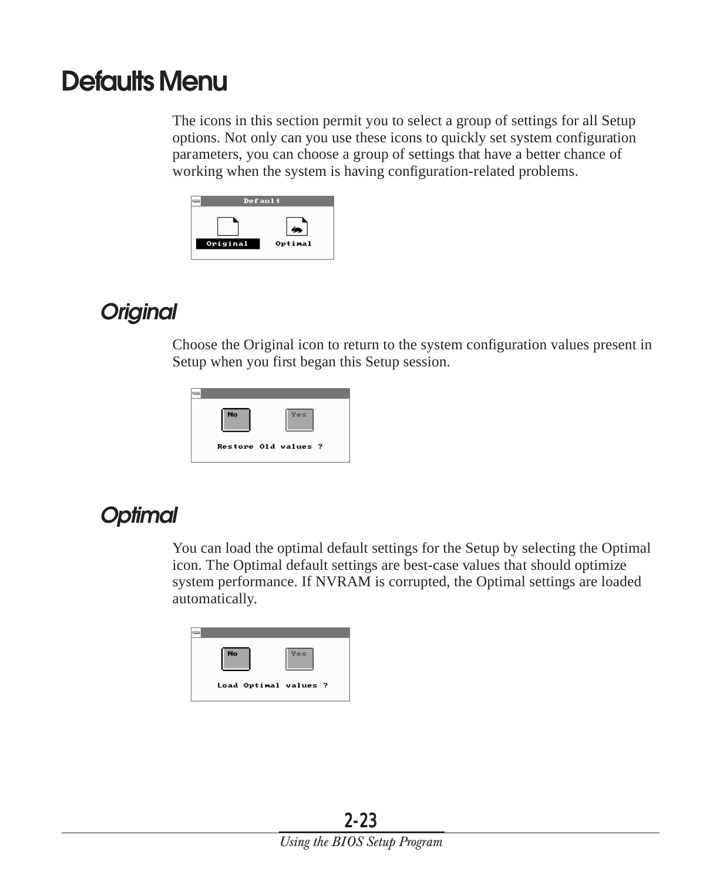# Defaults Menu

The icons in this section permit you to select a group of settings for all Setup options. Not only can you use these icons to quickly set system configuration parameters, you can choose a group of settings that have a better chance of working when the system is having configuration-related problems.

Default

Original Optimal

## Original

Choose the Original icon to return to the system configuration values present in Setup when you first began this Setup session.

No Yes

Restore Old values ?

## Optimal

You can load the optimal default settings for the Setup by selecting the Optimal icon. The Optimal default settings are best-case values that should optimize system performance. If NVRAM is corrupted, the Optimal settings are loaded automatically.

No Yes

Load Optimal values ?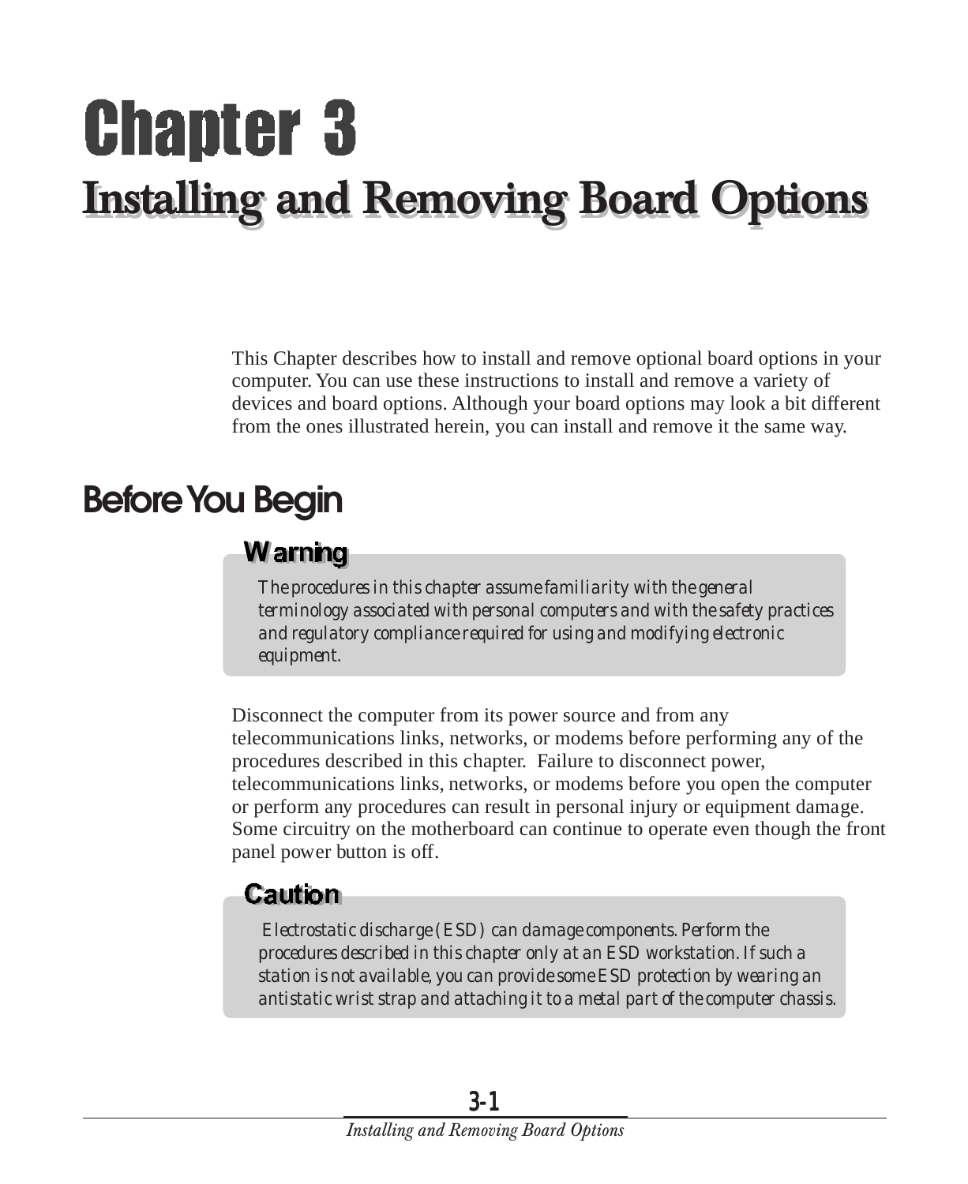# Chapter 3

# Installing and Removing Board Options

This Chapter describes how to install and remove optional board options in your computer. You can use these instructions to install and remove a variety of devices and board options. Although your board options may look a bit different from the ones illustrated herein, you can install and remove it the same way.

## Before You Begin

**Warning**

*The procedures in this chapter assume familiarity with the general terminology associated with personal computers and with the safety practices and regulatory compliance required for using and modifying electronic equipment.*

Disconnect the computer from its power source and from any telecommunications links, networks, or modems before performing any of the procedures described in this chapter. Failure to disconnect power, telecommunications links, networks, or modems before you open the computer or perform any procedures can result in personal injury or equipment damage. Some circuitry on the motherboard can continue to operate even though the front panel power button is off.

**Caution**

*Electrostatic discharge (ESD) can damage components. Perform the procedures described in this chapter only at an ESD workstation. If such a station is not available, you can provide some ESD protection by wearing an antistatic wrist strap and attaching it to a metal part of the computer chassis.*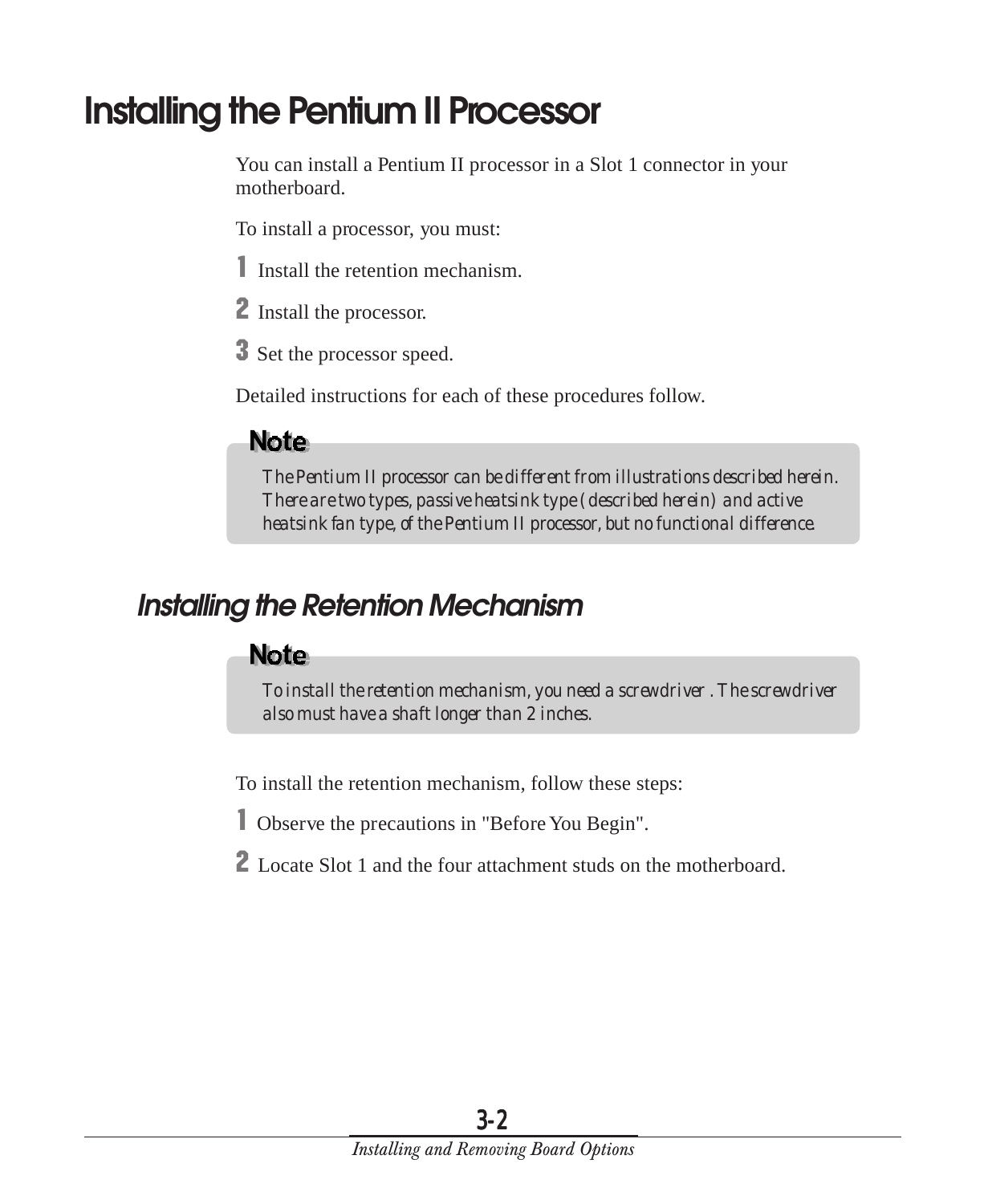# Installing the Pentium II Processor

You can install a Pentium II processor in a Slot 1 connector in your motherboard.

To install a processor, you must:

1. Install the retention mechanism.
2. Install the processor.
3. Set the processor speed.

Detailed instructions for each of these procedures follow.

> **Note**
>
> *The Pentium II processor can be different from illustrations described herein. There are two types, passive heatsink type (described herein) and active heatsink fan type, of the Pentium II processor, but no functional difference.*

## Installing the Retention Mechanism

> **Note**
>
> *To install the retention mechanism, you need a screwdriver . The screwdriver also must have a shaft longer than 2 inches.*

To install the retention mechanism, follow these steps:

1. Observe the precautions in "Before You Begin".
2. Locate Slot 1 and the four attachment studs on the motherboard.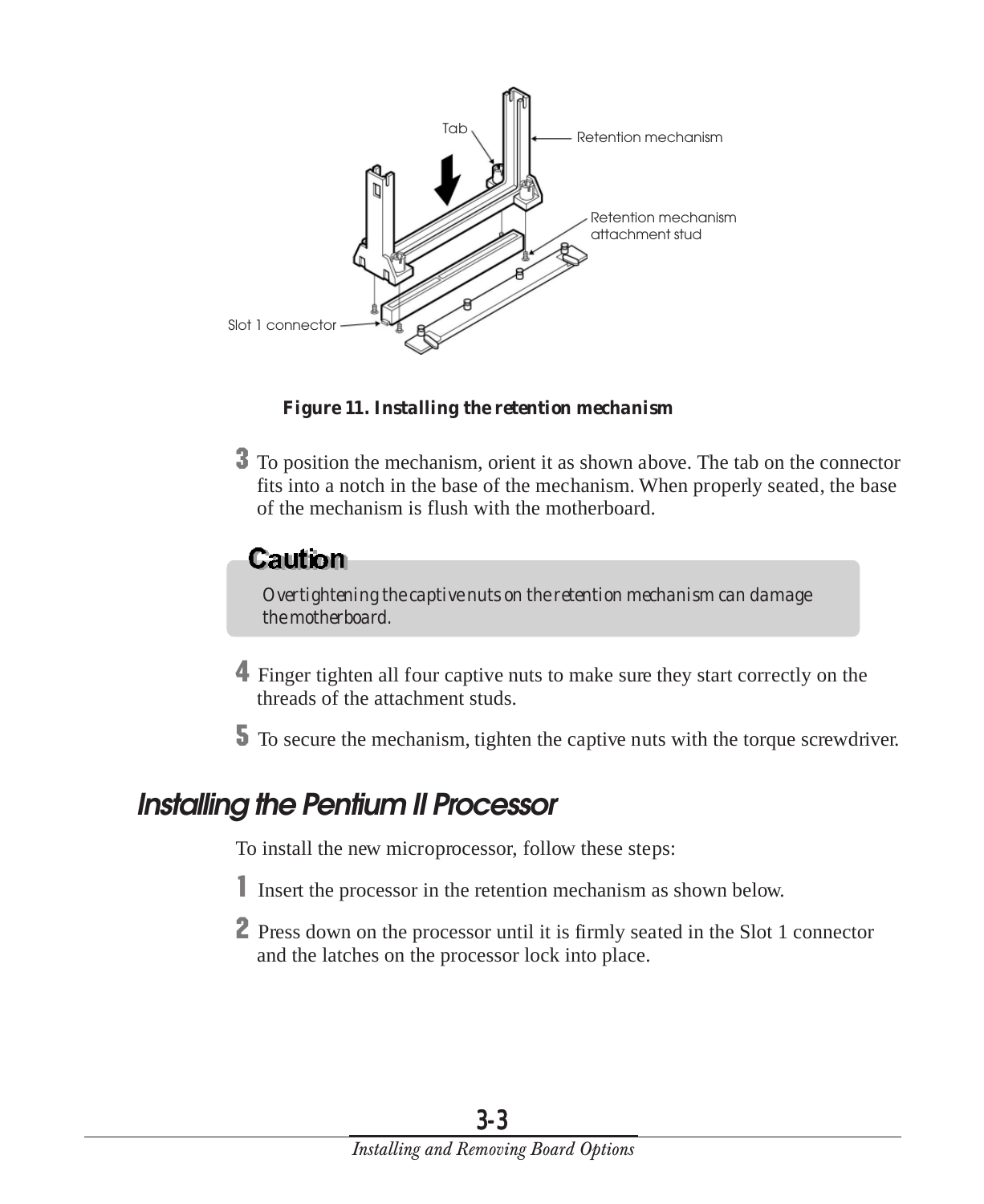Tab

Retention mechanism

Retention mechanism attachment stud

Slot 1 connector

**Figure 11. Installing the retention mechanism**

3. To position the mechanism, orient it as shown above. The tab on the connector fits into a notch in the base of the mechanism. When properly seated, the base of the mechanism is flush with the motherboard.

**Caution**

*Overtightening the captive nuts on the retention mechanism can damage the motherboard.*

4. Finger tighten all four captive nuts to make sure they start correctly on the threads of the attachment studs.
5. To secure the mechanism, tighten the captive nuts with the torque screwdriver.

## Installing the Pentium II Processor

To install the new microprocessor, follow these steps:

1. Insert the processor in the retention mechanism as shown below.
2. Press down on the processor until it is firmly seated in the Slot 1 connector and the latches on the processor lock into place.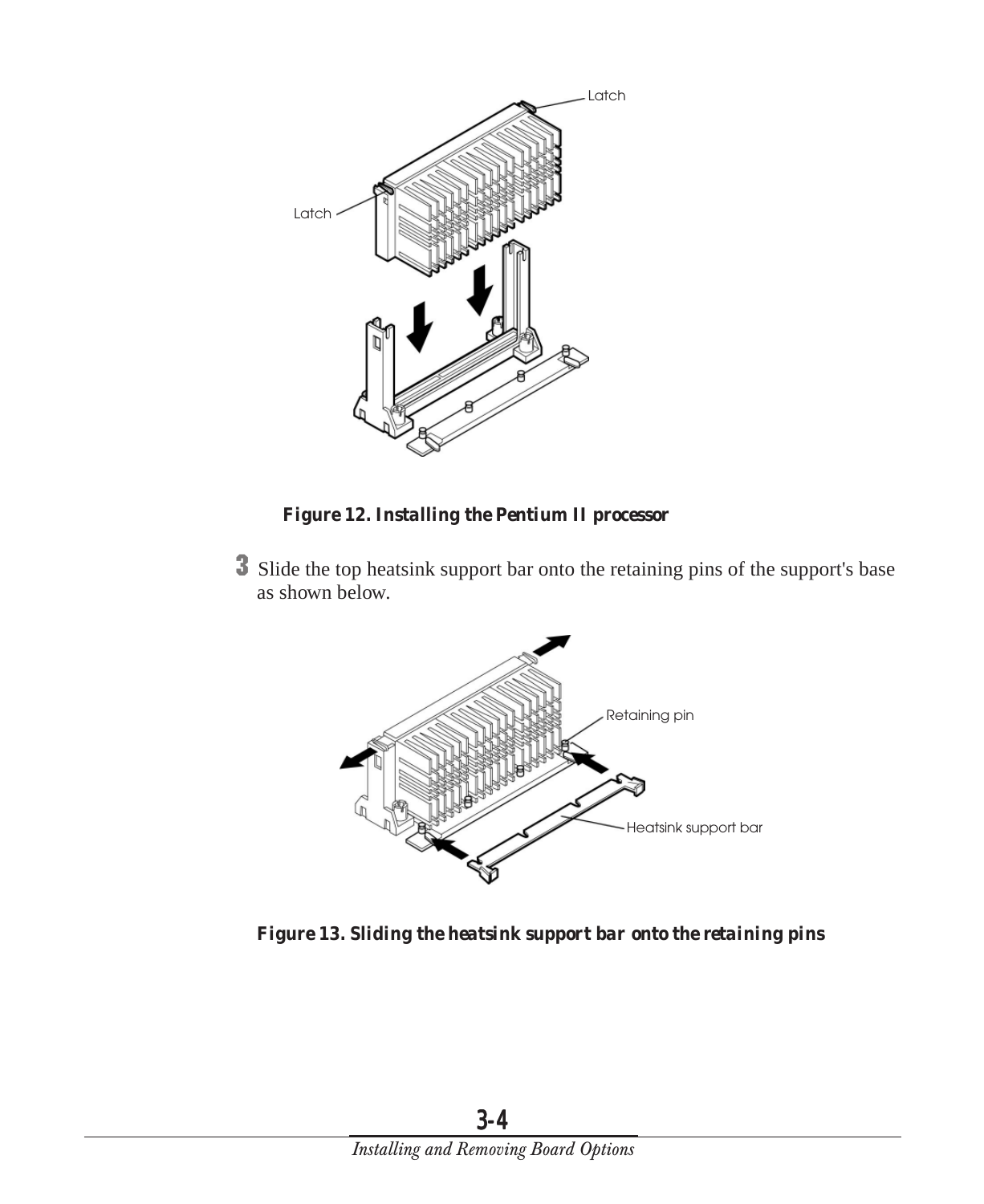Latch

Latch

**Figure 12. Installing the Pentium II processor**

**3** Slide the top heatsink support bar onto the retaining pins of the support's base as shown below.

Retaining pin

Heatsink support bar

**Figure 13. Sliding the heatsink support bar onto the retaining pins**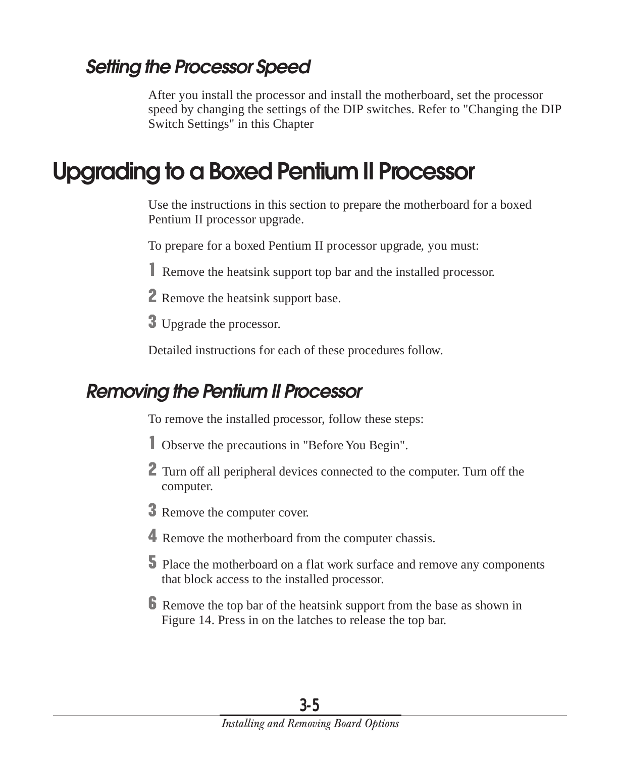### Setting the Processor Speed

After you install the processor and install the motherboard, set the processor speed by changing the settings of the DIP switches. Refer to "Changing the DIP Switch Settings" in this Chapter

## Upgrading to a Boxed Pentium II Processor

Use the instructions in this section to prepare the motherboard for a boxed Pentium II processor upgrade.

To prepare for a boxed Pentium II processor upgrade, you must:

1. Remove the heatsink support top bar and the installed processor.
2. Remove the heatsink support base.
3. Upgrade the processor.

Detailed instructions for each of these procedures follow.

### Removing the Pentium II Processor

To remove the installed processor, follow these steps:

1. Observe the precautions in "Before You Begin".
2. Turn off all peripheral devices connected to the computer. Turn off the computer.
3. Remove the computer cover.
4. Remove the motherboard from the computer chassis.
5. Place the motherboard on a flat work surface and remove any components that block access to the installed processor.
6. Remove the top bar of the heatsink support from the base as shown in Figure 14. Press in on the latches to release the top bar.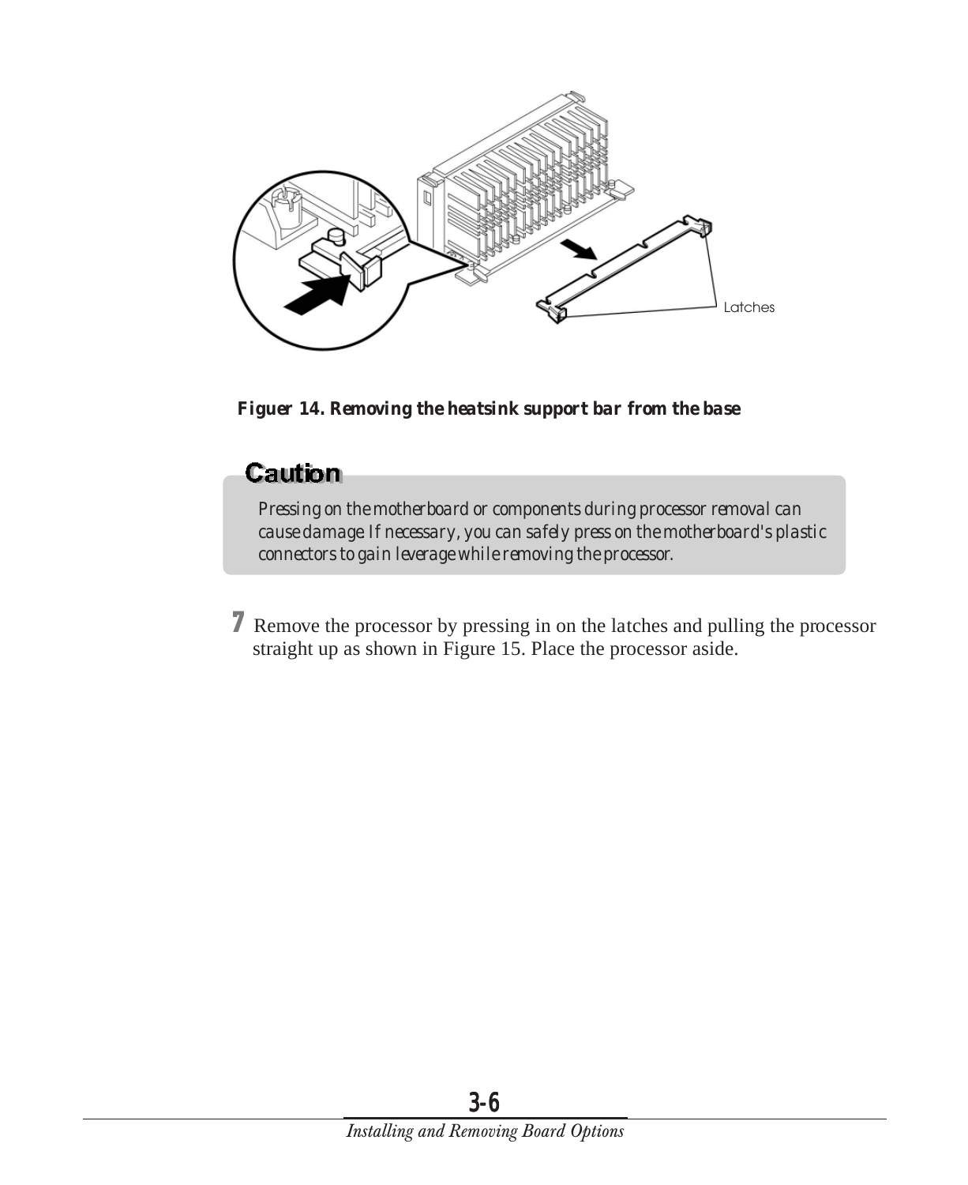Latches

**Figuer 14. Removing the heatsink support bar from the base**

**Caution**

*Pressing on the motherboard or components during processor removal can cause damage. If necessary, you can safely press on the motherboard's plastic connectors to gain leverage while removing the processor.*

**7** Remove the processor by pressing in on the latches and pulling the processor straight up as shown in Figure 15. Place the processor aside.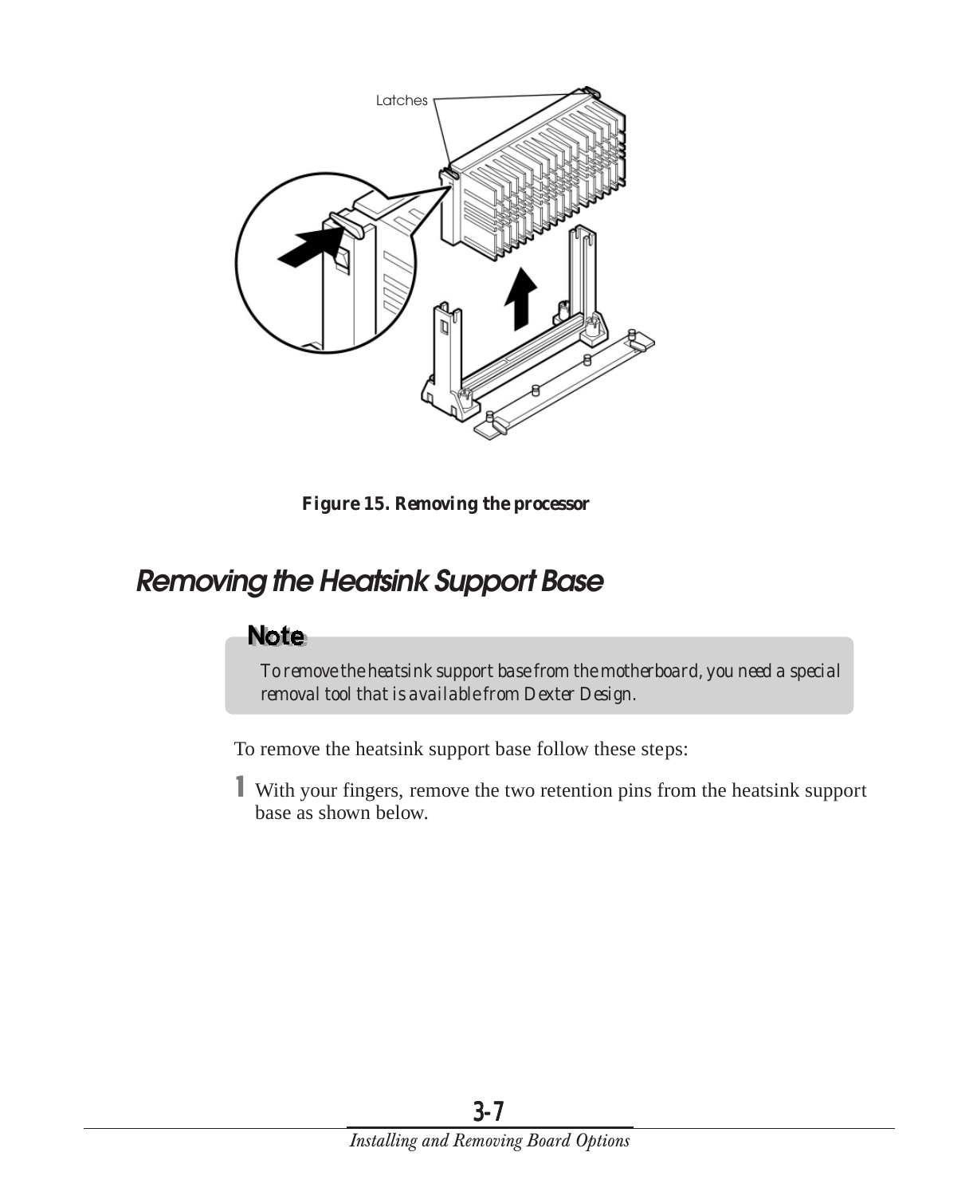Latches

**Figure 15. Removing the processor**

## Removing the Heatsink Support Base

> **Note**
>
> *To remove the heatsink support base from the motherboard, you need a special removal tool that is available from Dexter Design.*

To remove the heatsink support base follow these steps:

1. With your fingers, remove the two retention pins from the heatsink support base as shown below.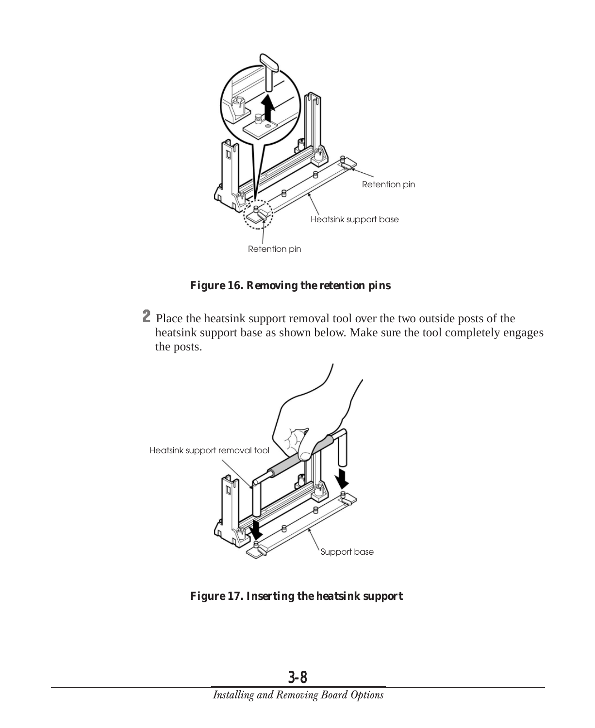Figure 16. Removing the retention pins

2 Place the heatsink support removal tool over the two outside posts of the heatsink support base as shown below. Make sure the tool completely engages the posts.

Figure 17. Inserting the heatsink support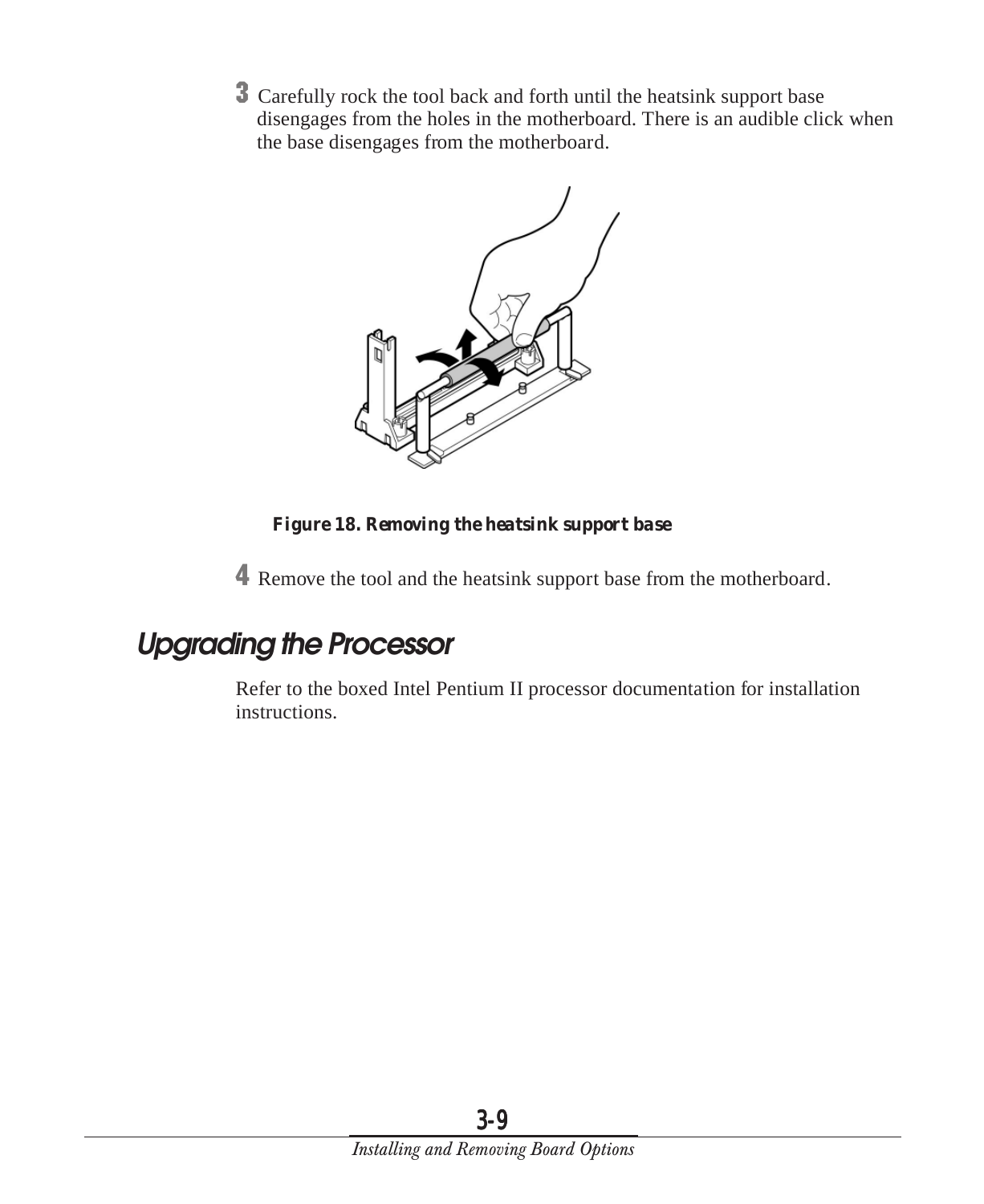3. Carefully rock the tool back and forth until the heatsink support base disengages from the holes in the motherboard. There is an audible click when the base disengages from the motherboard.

**Figure 18. Removing the heatsink support base**

4. Remove the tool and the heatsink support base from the motherboard.

## Upgrading the Processor

Refer to the boxed Intel Pentium II processor documentation for installation instructions.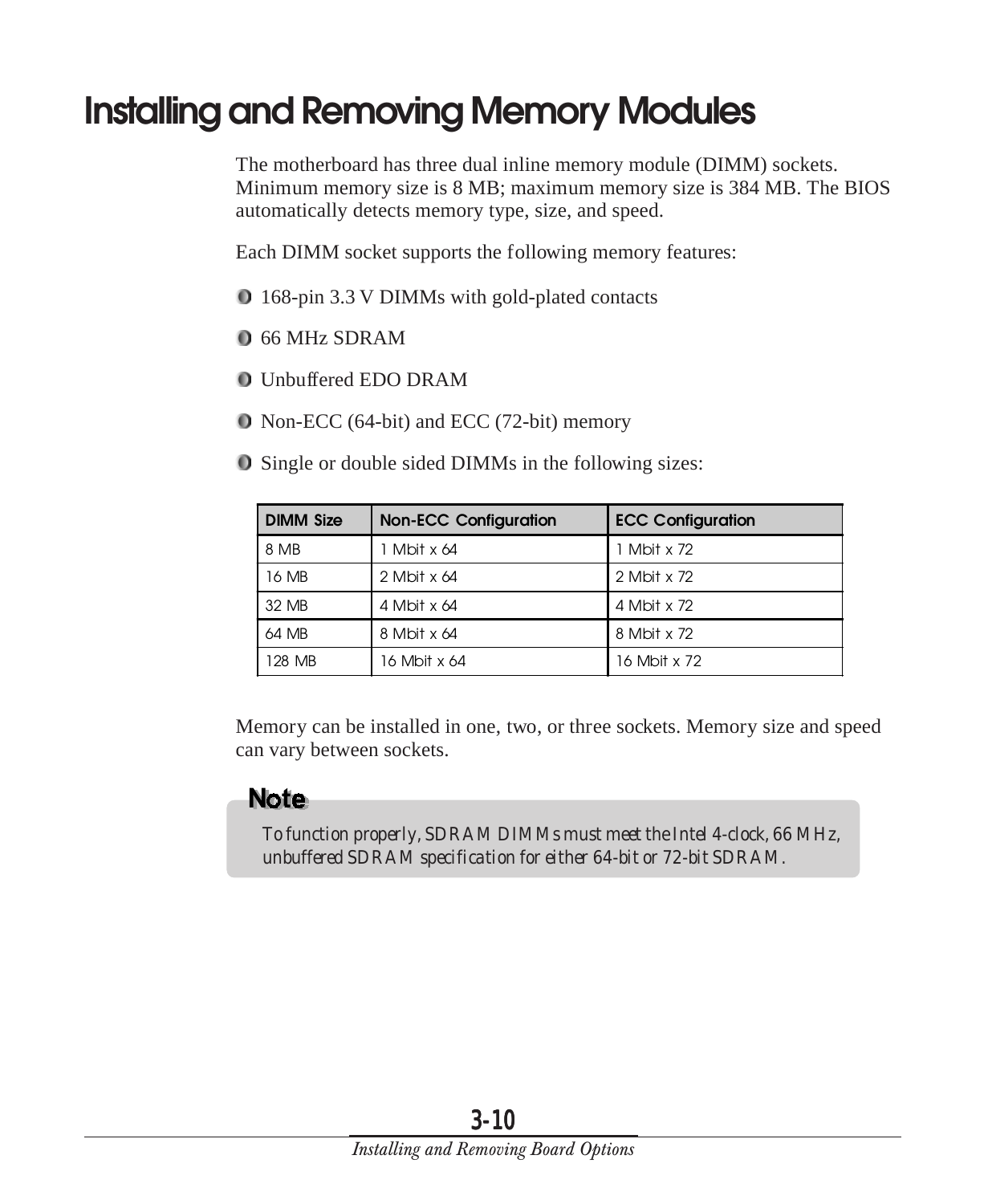# Installing and Removing Memory Modules

The motherboard has three dual inline memory module (DIMM) sockets. Minimum memory size is 8 MB; maximum memory size is 384 MB. The BIOS automatically detects memory type, size, and speed.

Each DIMM socket supports the following memory features:

- 168-pin 3.3 V DIMMs with gold-plated contacts
- 66 MHz SDRAM
- Unbuffered EDO DRAM
- Non-ECC (64-bit) and ECC (72-bit) memory
- Single or double sided DIMMs in the following sizes:

| DIMM Size | Non-ECC Configuration | ECC Configuration |
|---|---|---|
| 8 MB | 1 Mbit x 64 | 1 Mbit x 72 |
| 16 MB | 2 Mbit x 64 | 2 Mbit x 72 |
| 32 MB | 4 Mbit x 64 | 4 Mbit x 72 |
| 64 MB | 8 Mbit x 64 | 8 Mbit x 72 |
| 128 MB | 16 Mbit x 64 | 16 Mbit x 72 |

Memory can be installed in one, two, or three sockets. Memory size and speed can vary between sockets.

**Note**

*To function properly, SDRAM DIMMs must meet the Intel 4-clock, 66 MHz, unbuffered SDRAM specification for either 64-bit or 72-bit SDRAM.*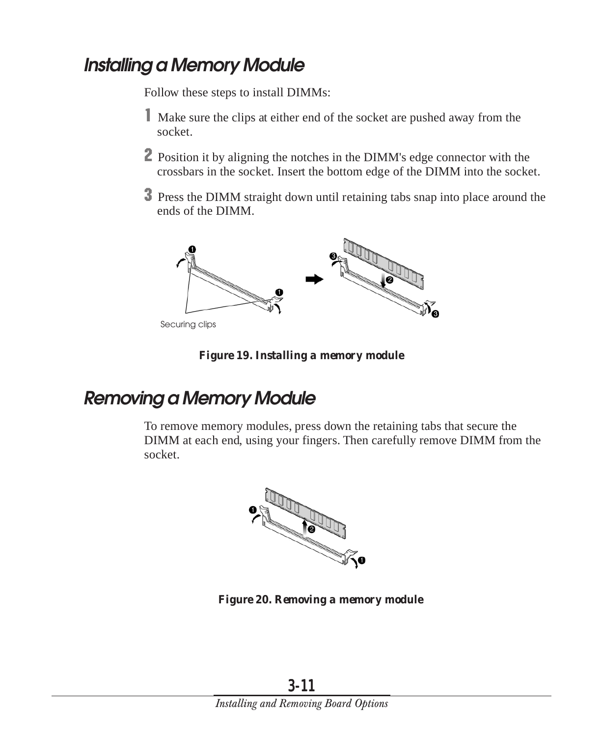## Installing a Memory Module

Follow these steps to install DIMMs:

1. Make sure the clips at either end of the socket are pushed away from the socket.
2. Position it by aligning the notches in the DIMM's edge connector with the crossbars in the socket. Insert the bottom edge of the DIMM into the socket.
3. Press the DIMM straight down until retaining tabs snap into place around the ends of the DIMM.

Securing clips

**Figure 19. Installing a memory module**

## Removing a Memory Module

To remove memory modules, press down the retaining tabs that secure the DIMM at each end, using your fingers. Then carefully remove DIMM from the socket.

**Figure 20. Removing a memory module**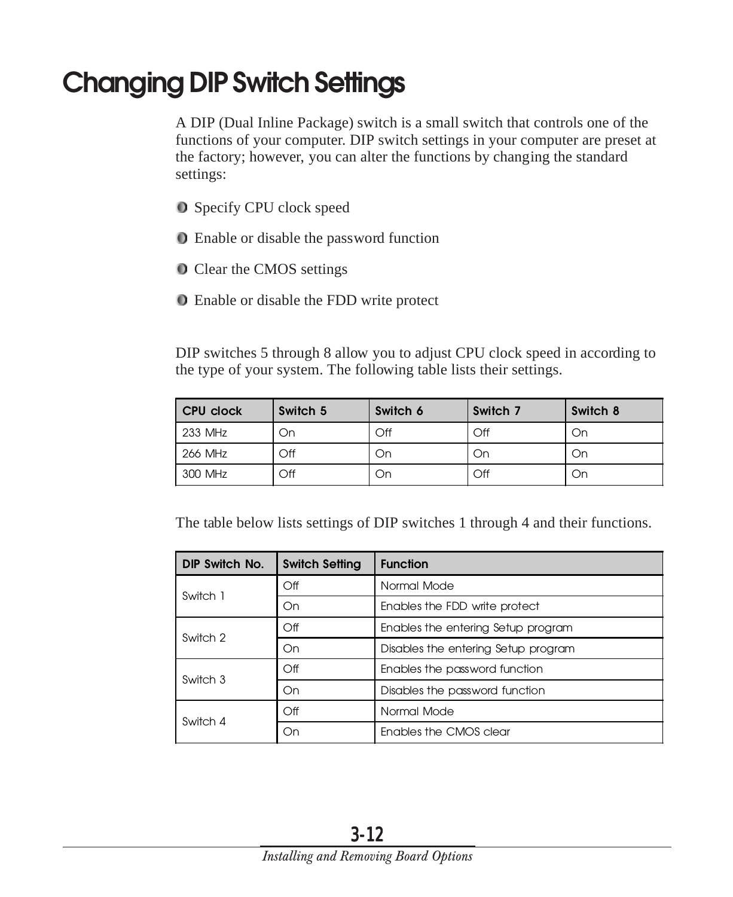# Changing DIP Switch Settings

A DIP (Dual Inline Package) switch is a small switch that controls one of the functions of your computer. DIP switch settings in your computer are preset at the factory; however, you can alter the functions by changing the standard settings:

- Specify CPU clock speed
- Enable or disable the password function
- Clear the CMOS settings
- Enable or disable the FDD write protect

DIP switches 5 through 8 allow you to adjust CPU clock speed in according to the type of your system. The following table lists their settings.

| CPU clock | Switch 5 | Switch 6 | Switch 7 | Switch 8 |
|---|---|---|---|---|
| 233 MHz | On | Off | Off | On |
| 266 MHz | Off | On | On | On |
| 300 MHz | Off | On | Off | On |

The table below lists settings of DIP switches 1 through 4 and their functions.

| DIP Switch No. | Switch Setting | Function |
|---|---|---|
| Switch 1 | Off | Normal Mode |
| | On | Enables the FDD write protect |
| Switch 2 | Off | Enables the entering Setup program |
| | On | Disables the entering Setup program |
| Switch 3 | Off | Enables the password function |
| | On | Disables the password function |
| Switch 4 | Off | Normal Mode |
| | On | Enables the CMOS clear |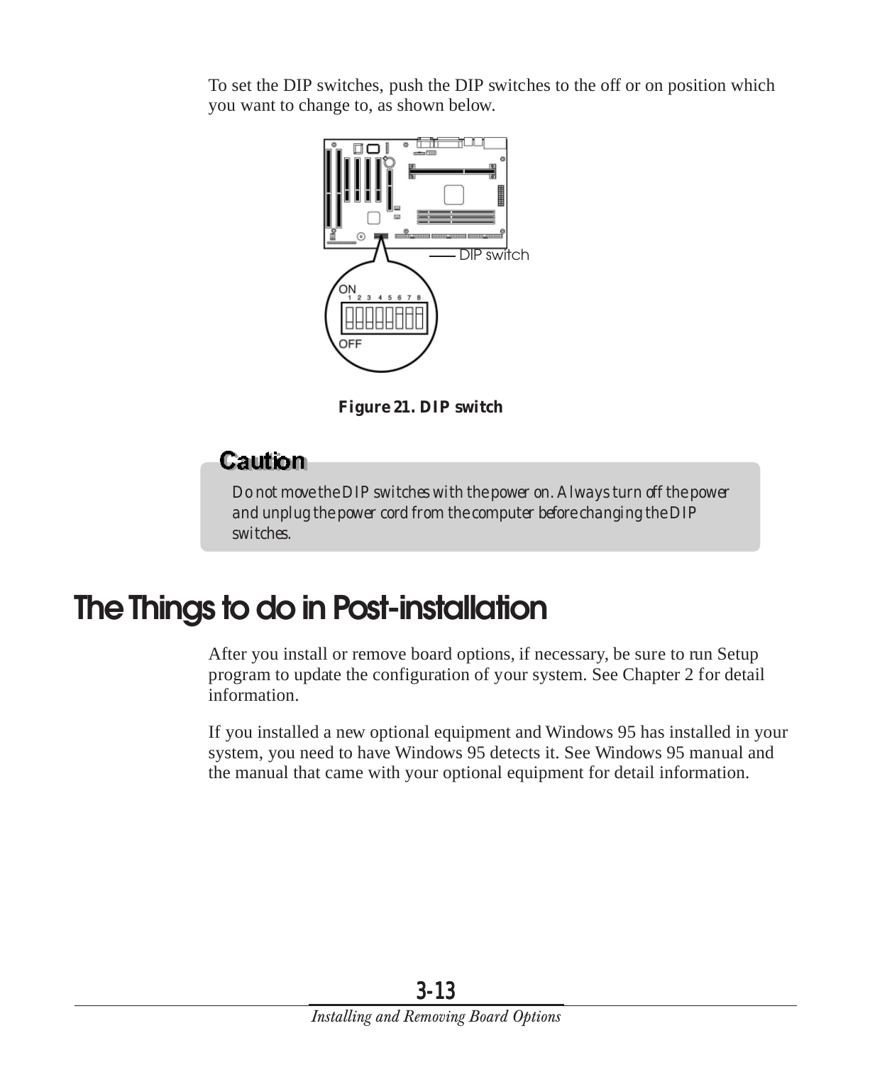To set the DIP switches, push the DIP switches to the off or on position which you want to change to, as shown below.

DIP switch

ON

1 2 3 4 5 6 7 8

OFF

**Figure 21. DIP switch**

**Caution**

*Do not move the DIP switches with the power on. Always turn off the power and unplug the power cord from the computer before changing the DIP switches.*

# The Things to do in Post-installation

After you install or remove board options, if necessary, be sure to run Setup program to update the configuration of your system. See Chapter 2 for detail information.

If you installed a new optional equipment and Windows 95 has installed in your system, you need to have Windows 95 detects it. See Windows 95 manual and the manual that came with your optional equipment for detail information.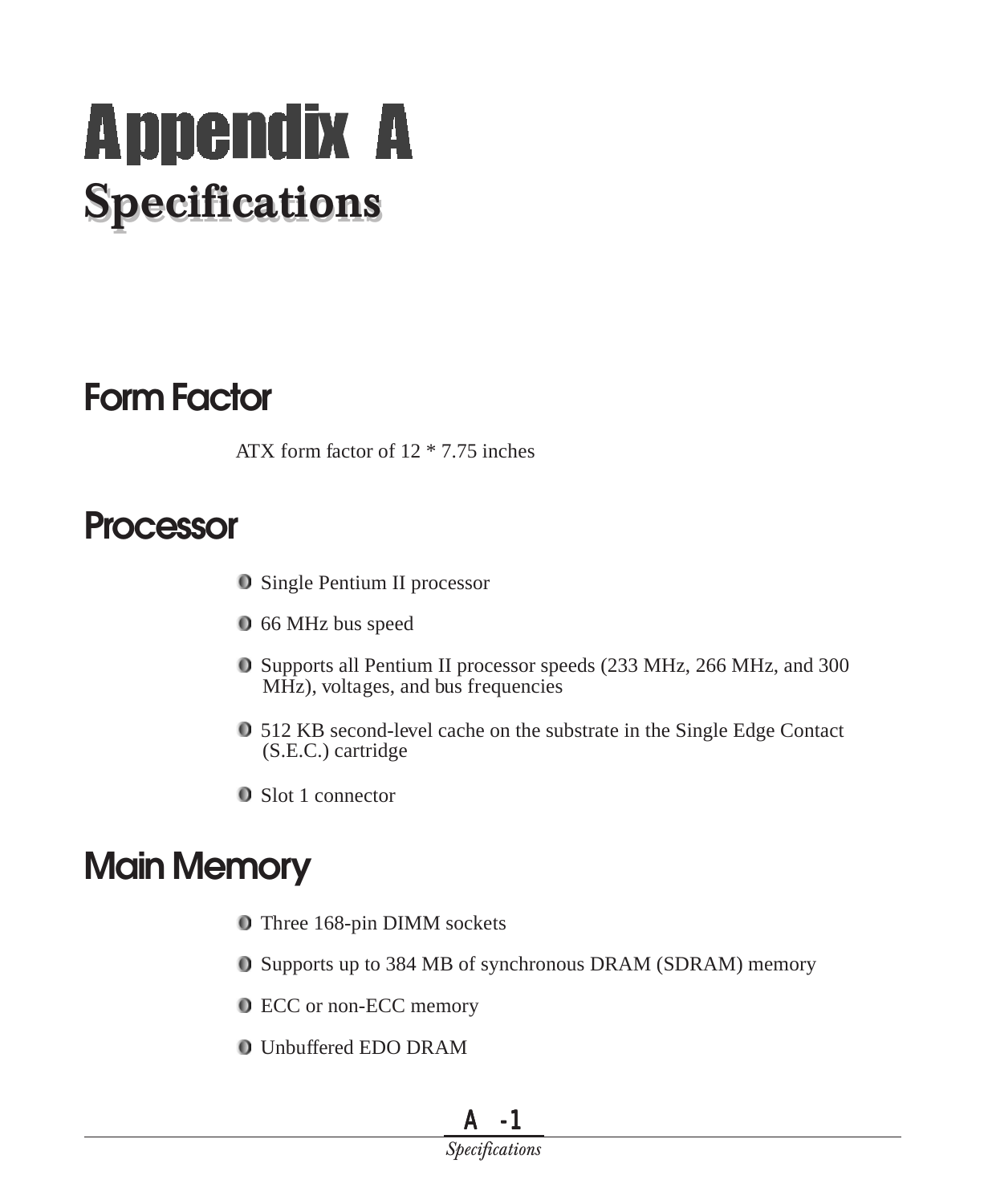# Appendix A

# Specifications

## Form Factor

ATX form factor of 12 * 7.75 inches

## Processor

- Single Pentium II processor
- 66 MHz bus speed
- Supports all Pentium II processor speeds (233 MHz, 266 MHz, and 300 MHz), voltages, and bus frequencies
- 512 KB second-level cache on the substrate in the Single Edge Contact (S.E.C.) cartridge
- Slot 1 connector

## Main Memory

- Three 168-pin DIMM sockets
- Supports up to 384 MB of synchronous DRAM (SDRAM) memory
- ECC or non-ECC memory
- Unbuffered EDO DRAM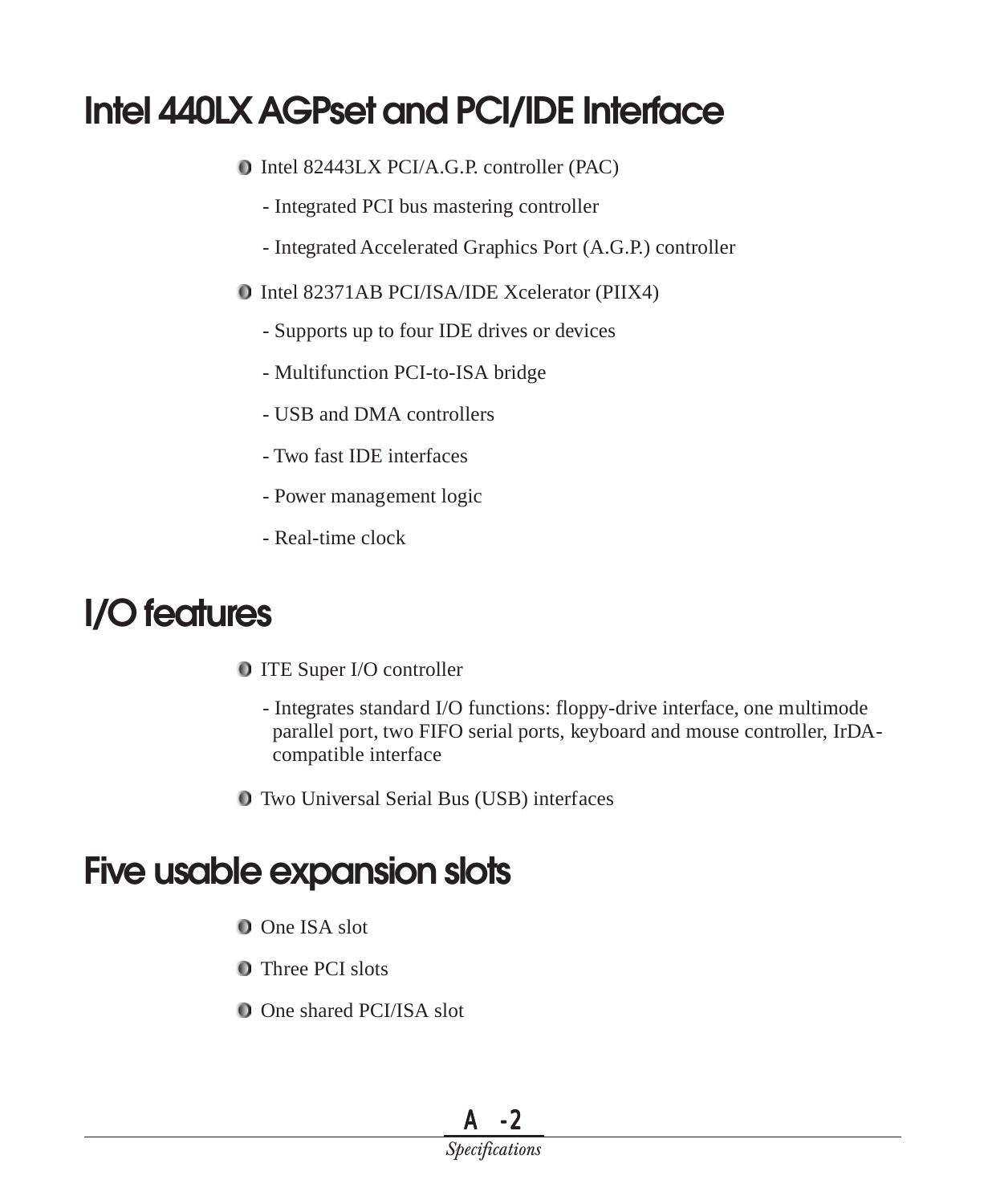# Intel 440LX AGPset and PCI/IDE Interface

- Intel 82443LX PCI/A.G.P. controller (PAC)
  - Integrated PCI bus mastering controller
  - Integrated Accelerated Graphics Port (A.G.P.) controller
- Intel 82371AB PCI/ISA/IDE Xcelerator (PIIX4)
  - Supports up to four IDE drives or devices
  - Multifunction PCI-to-ISA bridge
  - USB and DMA controllers
  - Two fast IDE interfaces
  - Power management logic
  - Real-time clock

# I/O features

- ITE Super I/O controller
  - Integrates standard I/O functions: floppy-drive interface, one multimode parallel port, two FIFO serial ports, keyboard and mouse controller, IrDA-compatible interface
- Two Universal Serial Bus (USB) interfaces

# Five usable expansion slots

- One ISA slot
- Three PCI slots
- One shared PCI/ISA slot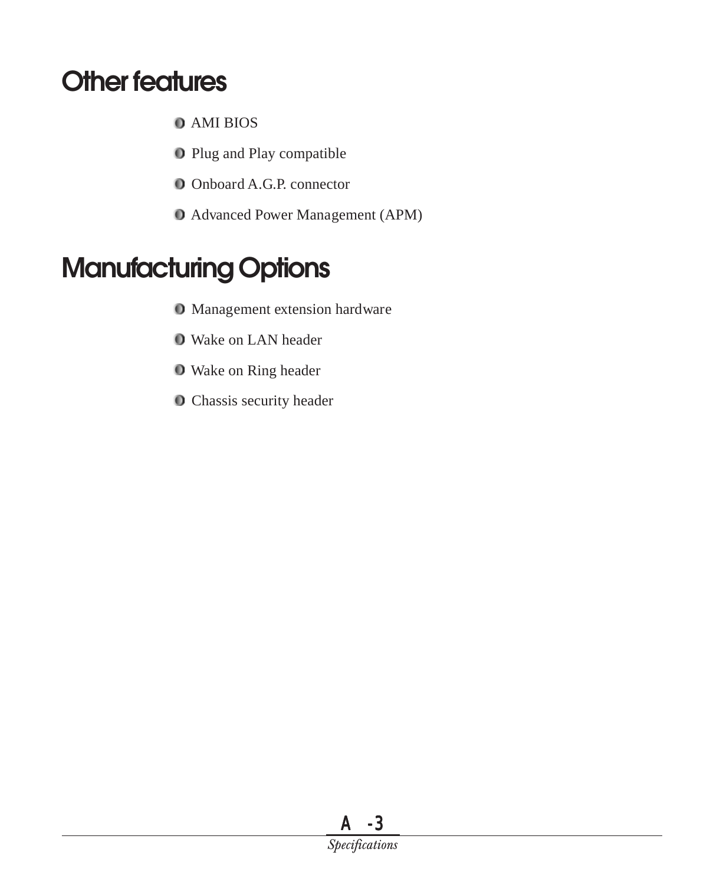## Other features

- AMI BIOS
- Plug and Play compatible
- Onboard A.G.P. connector
- Advanced Power Management (APM)

## Manufacturing Options

- Management extension hardware
- Wake on LAN header
- Wake on Ring header
- Chassis security header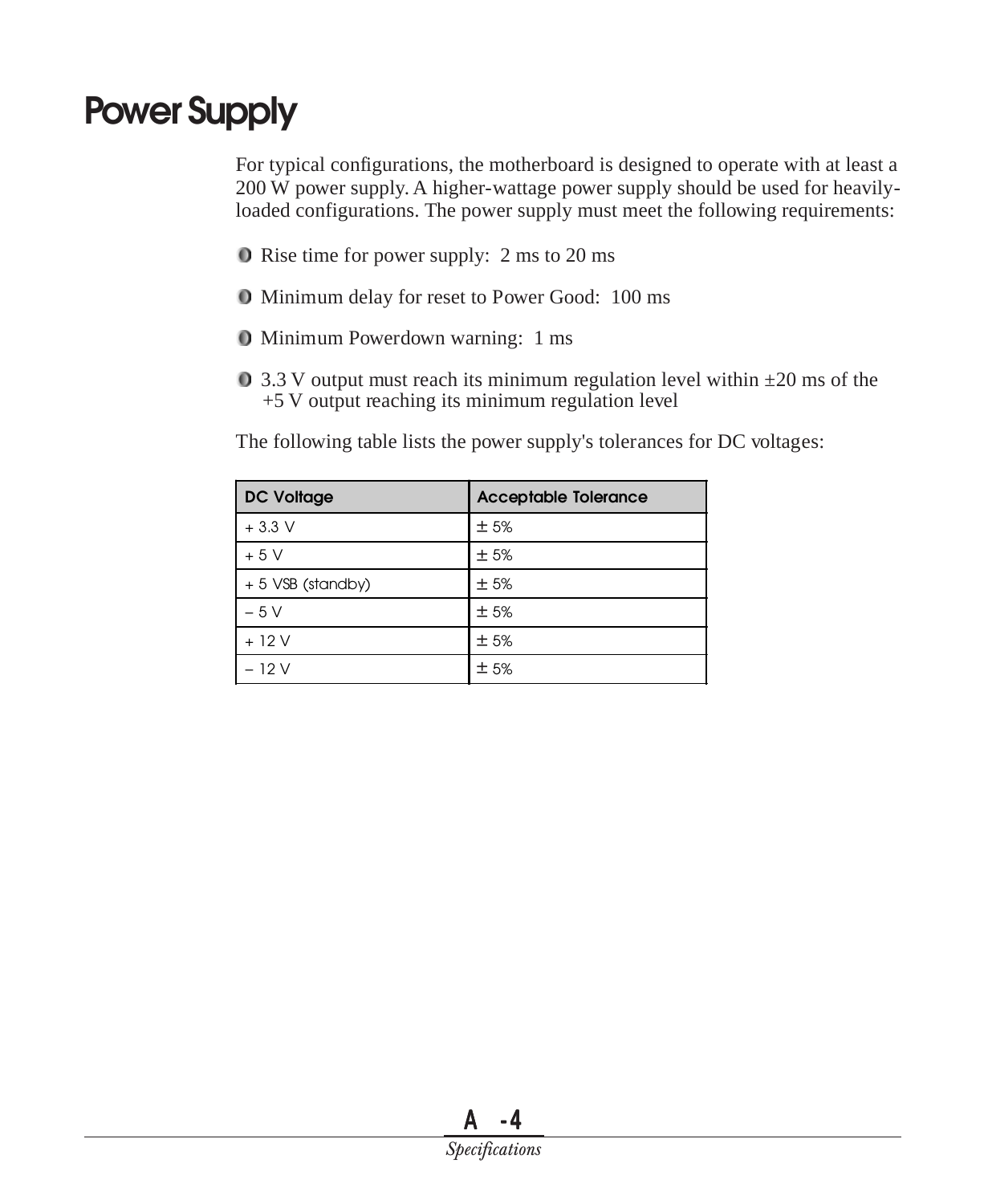# Power Supply

For typical configurations, the motherboard is designed to operate with at least a 200 W power supply. A higher-wattage power supply should be used for heavily-loaded configurations. The power supply must meet the following requirements:

- Rise time for power supply: 2 ms to 20 ms
- Minimum delay for reset to Power Good: 100 ms
- Minimum Powerdown warning: 1 ms
- 3.3 V output must reach its minimum regulation level within ±20 ms of the +5 V output reaching its minimum regulation level

The following table lists the power supply's tolerances for DC voltages:

| DC Voltage | Acceptable Tolerance |
|---|---|
| + 3.3 V | ± 5% |
| + 5 V | ± 5% |
| + 5 VSB (standby) | ± 5% |
| – 5 V | ± 5% |
| + 12 V | ± 5% |
| – 12 V | ± 5% |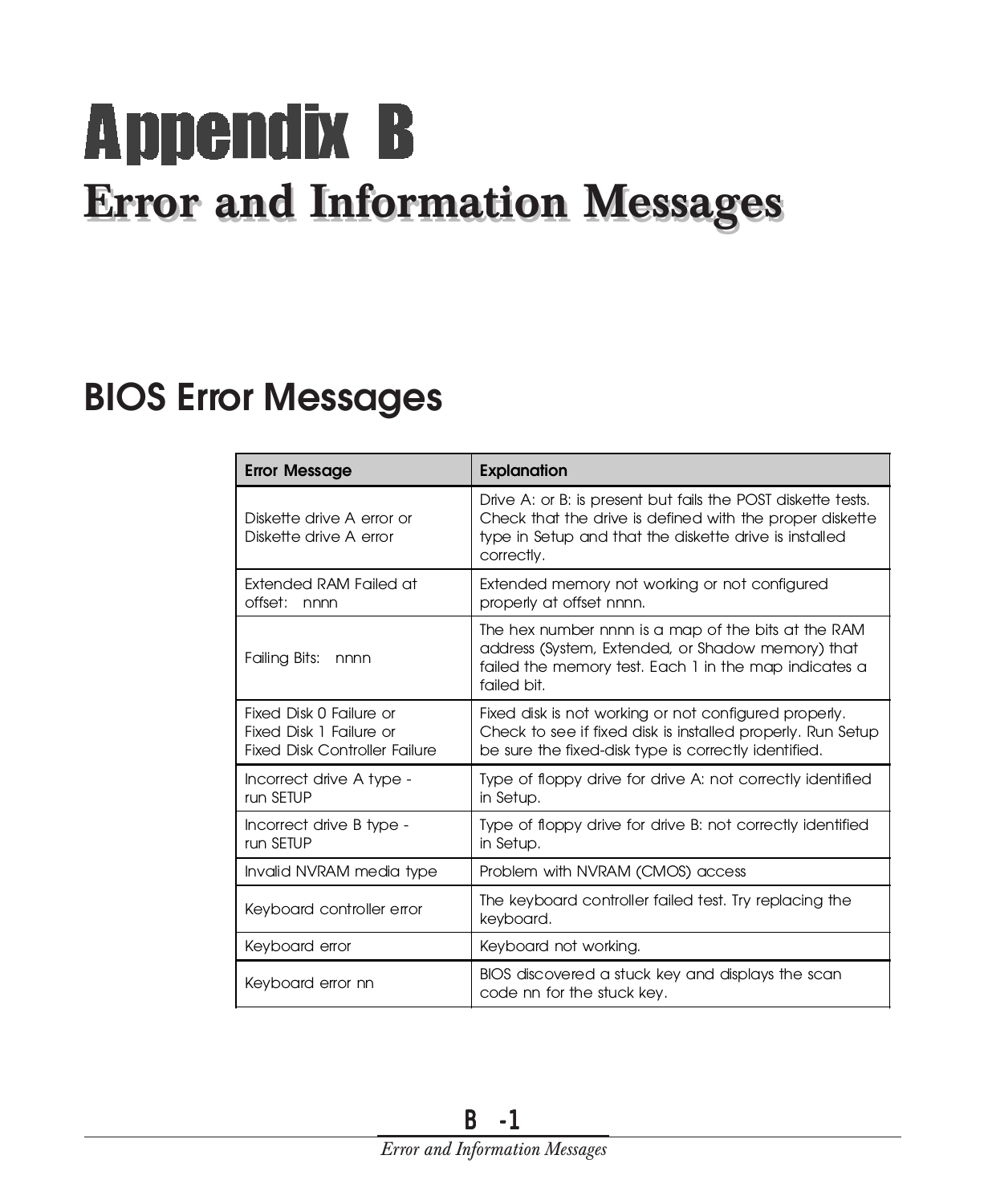# Appendix B

# Error and Information Messages

## BIOS Error Messages

| Error Message | Explanation |
|---|---|
| Diskette drive A error or Diskette drive A error | Drive A: or B: is present but fails the POST diskette tests. Check that the drive is defined with the proper diskette type in Setup and that the diskette drive is installed correctly. |
| Extended RAM Failed at offset: nnnn | Extended memory not working or not configured properly at offset nnnn. |
| Failing Bits: nnnn | The hex number nnnn is a map of the bits at the RAM address (System, Extended, or Shadow memory) that failed the memory test. Each 1 in the map indicates a failed bit. |
| Fixed Disk 0 Failure or Fixed Disk 1 Failure or Fixed Disk Controller Failure | Fixed disk is not working or not configured properly. Check to see if fixed disk is installed properly. Run Setup be sure the fixed-disk type is correctly identified. |
| Incorrect drive A type - run SETUP | Type of floppy drive for drive A: not correctly identified in Setup. |
| Incorrect drive B type - run SETUP | Type of floppy drive for drive B: not correctly identified in Setup. |
| Invalid NVRAM media type | Problem with NVRAM (CMOS) access |
| Keyboard controller error | The keyboard controller failed test. Try replacing the keyboard. |
| Keyboard error | Keyboard not working. |
| Keyboard error nn | BIOS discovered a stuck key and displays the scan code nn for the stuck key. |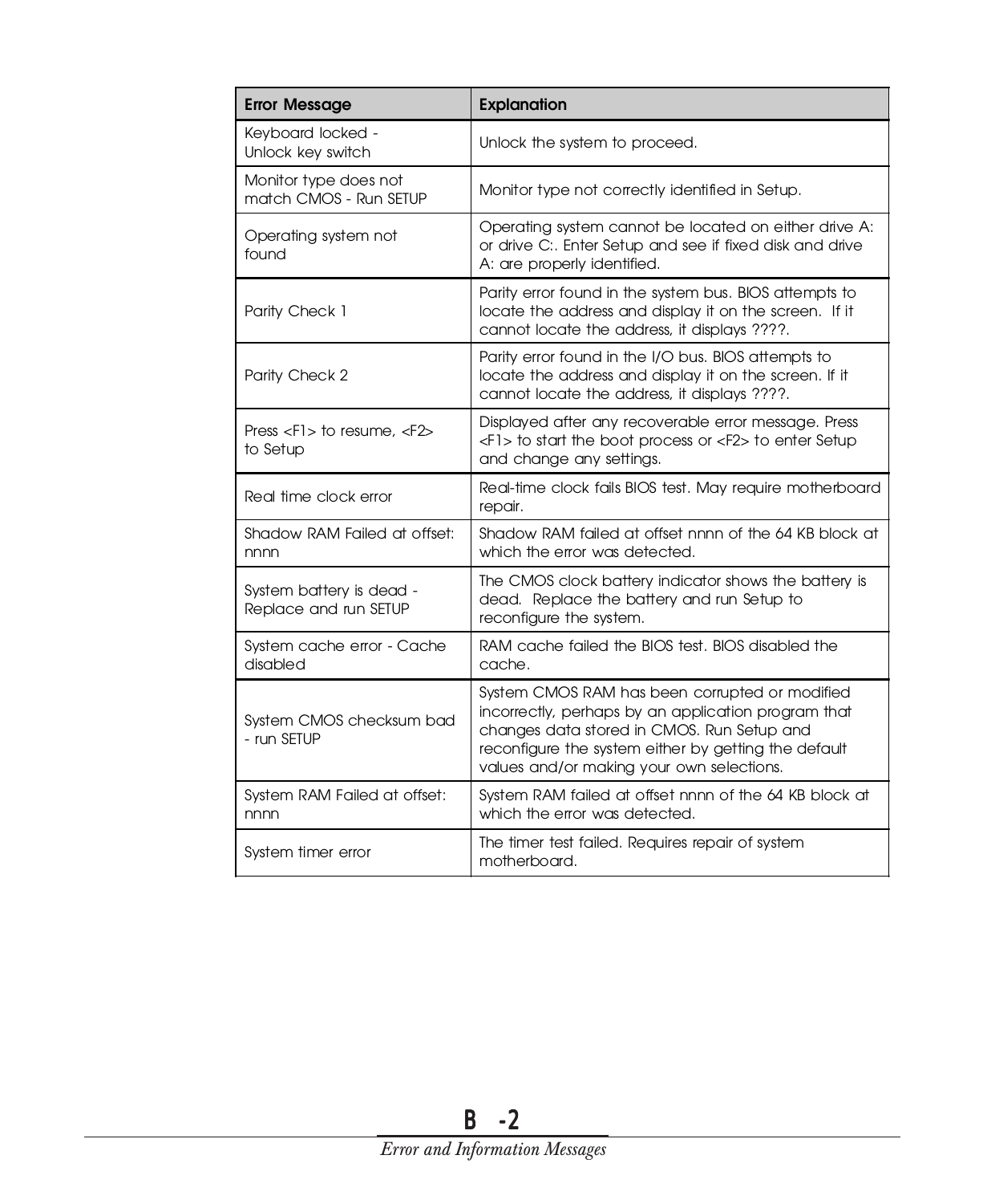| Error Message | Explanation |
|---|---|
| Keyboard locked - Unlock key switch | Unlock the system to proceed. |
| Monitor type does not match CMOS - Run SETUP | Monitor type not correctly identified in Setup. |
| Operating system not found | Operating system cannot be located on either drive A: or drive C:. Enter Setup and see if fixed disk and drive A: are properly identified. |
| Parity Check 1 | Parity error found in the system bus. BIOS attempts to locate the address and display it on the screen. If it cannot locate the address, it displays ????. |
| Parity Check 2 | Parity error found in the I/O bus. BIOS attempts to locate the address and display it on the screen. If it cannot locate the address, it displays ????. |
| Press <F1> to resume, <F2> to Setup | Displayed after any recoverable error message. Press <F1> to start the boot process or <F2> to enter Setup and change any settings. |
| Real time clock error | Real-time clock fails BIOS test. May require motherboard repair. |
| Shadow RAM Failed at offset: nnnn | Shadow RAM failed at offset nnnn of the 64 KB block at which the error was detected. |
| System battery is dead - Replace and run SETUP | The CMOS clock battery indicator shows the battery is dead. Replace the battery and run Setup to reconfigure the system. |
| System cache error - Cache disabled | RAM cache failed the BIOS test. BIOS disabled the cache. |
| System CMOS checksum bad - run SETUP | System CMOS RAM has been corrupted or modified incorrectly, perhaps by an application program that changes data stored in CMOS. Run Setup and reconfigure the system either by getting the default values and/or making your own selections. |
| System RAM Failed at offset: nnnn | System RAM failed at offset nnnn of the 64 KB block at which the error was detected. |
| System timer error | The timer test failed. Requires repair of system motherboard. |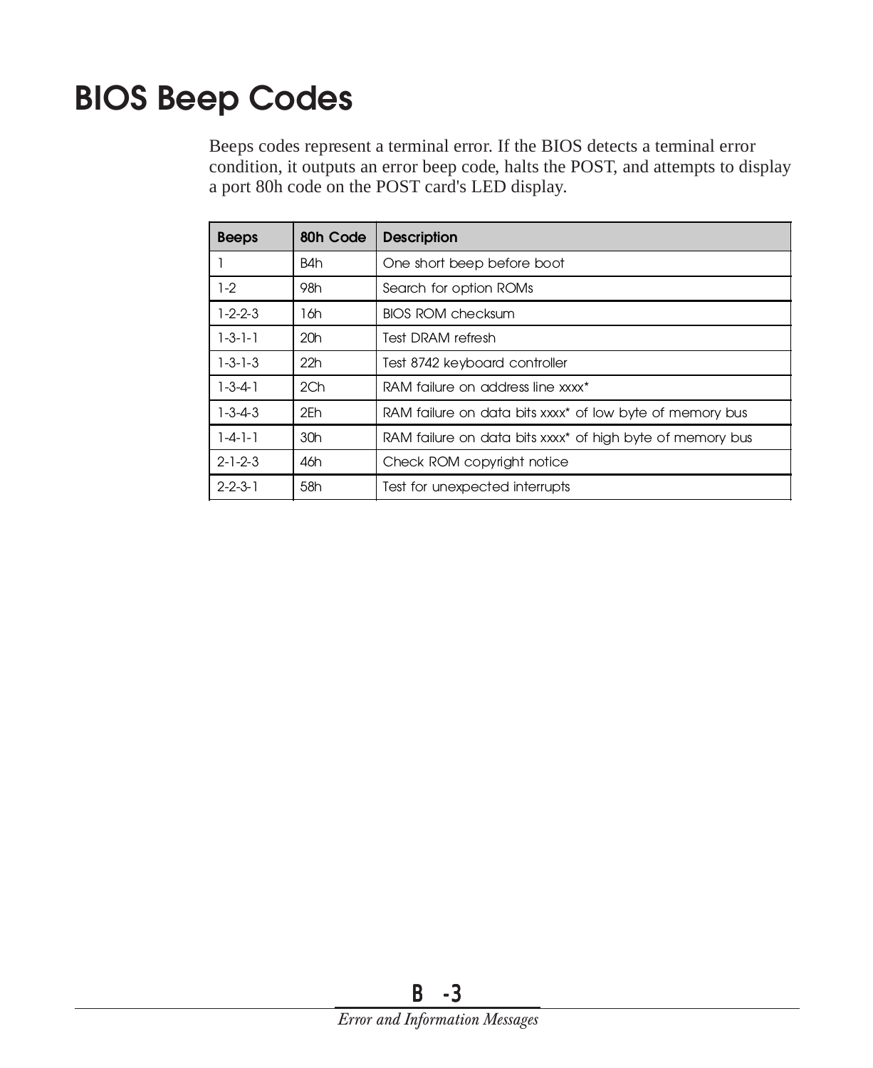# BIOS Beep Codes

Beeps codes represent a terminal error. If the BIOS detects a terminal error condition, it outputs an error beep code, halts the POST, and attempts to display a port 80h code on the POST card's LED display.

| Beeps | 80h Code | Description |
|---|---|---|
| 1 | B4h | One short beep before boot |
| 1-2 | 98h | Search for option ROMs |
| 1-2-2-3 | 16h | BIOS ROM checksum |
| 1-3-1-1 | 20h | Test DRAM refresh |
| 1-3-1-3 | 22h | Test 8742 keyboard controller |
| 1-3-4-1 | 2Ch | RAM failure on address line xxxx* |
| 1-3-4-3 | 2Eh | RAM failure on data bits xxxx* of low byte of memory bus |
| 1-4-1-1 | 30h | RAM failure on data bits xxxx* of high byte of memory bus |
| 2-1-2-3 | 46h | Check ROM copyright notice |
| 2-2-3-1 | 58h | Test for unexpected interrupts |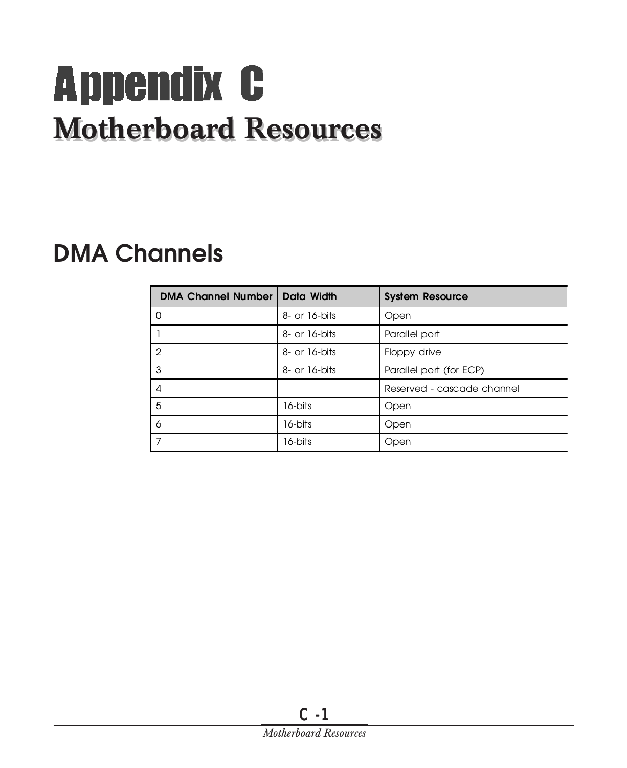# Appendix C

# Motherboard Resources

## DMA Channels

| DMA Channel Number | Data Width | System Resource |
|---|---|---|
| 0 | 8- or 16-bits | Open |
| 1 | 8- or 16-bits | Parallel port |
| 2 | 8- or 16-bits | Floppy drive |
| 3 | 8- or 16-bits | Parallel port (for ECP) |
| 4 | | Reserved - cascade channel |
| 5 | 16-bits | Open |
| 6 | 16-bits | Open |
| 7 | 16-bits | Open |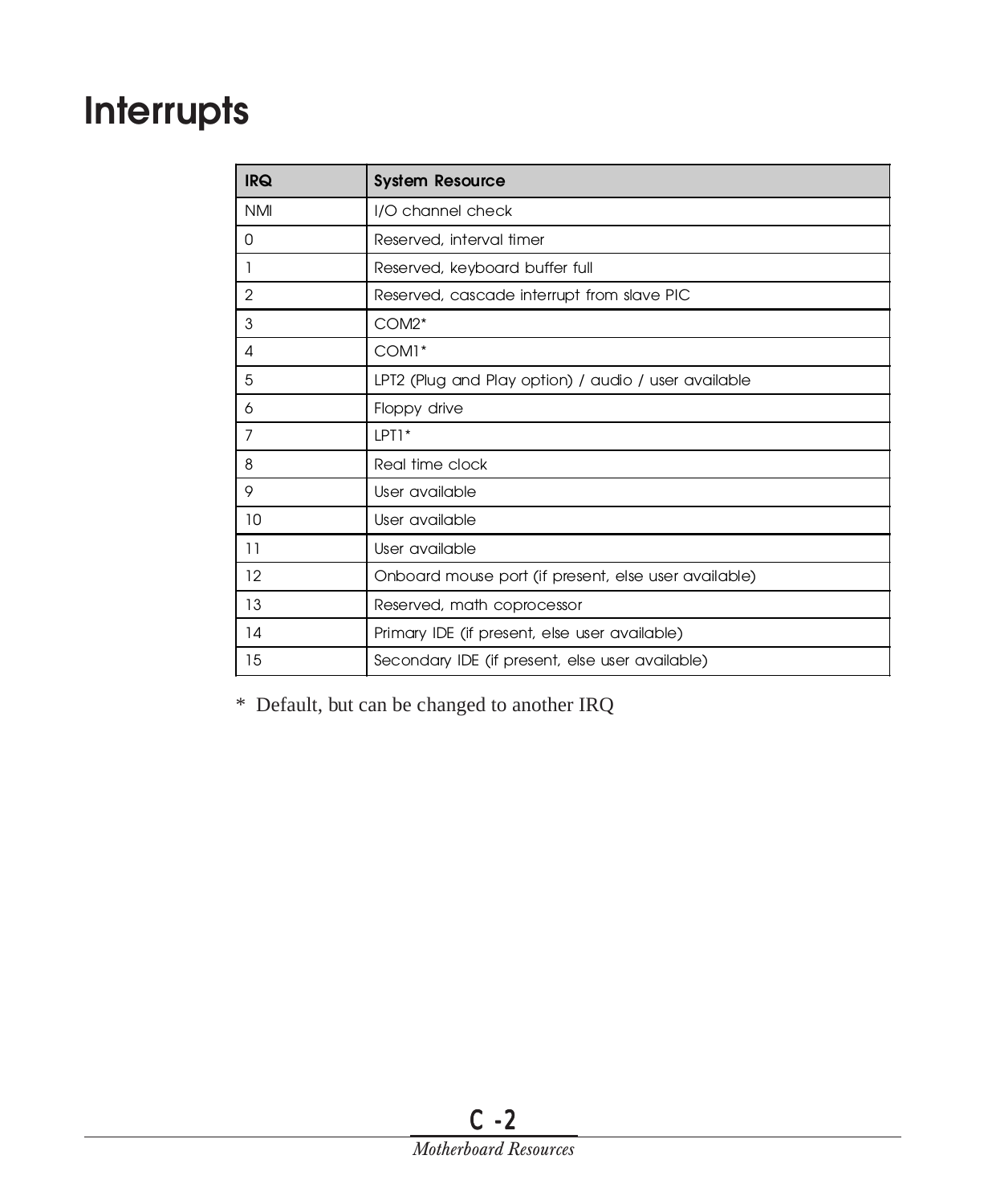# Interrupts

| IRQ | System Resource |
|---|---|
| NMI | I/O channel check |
| 0 | Reserved, interval timer |
| 1 | Reserved, keyboard buffer full |
| 2 | Reserved, cascade interrupt from slave PIC |
| 3 | COM2* |
| 4 | COM1* |
| 5 | LPT2 (Plug and Play option) / audio / user available |
| 6 | Floppy drive |
| 7 | LPT1* |
| 8 | Real time clock |
| 9 | User available |
| 10 | User available |
| 11 | User available |
| 12 | Onboard mouse port (if present, else user available) |
| 13 | Reserved, math coprocessor |
| 14 | Primary IDE (if present, else user available) |
| 15 | Secondary IDE (if present, else user available) |

* Default, but can be changed to another IRQ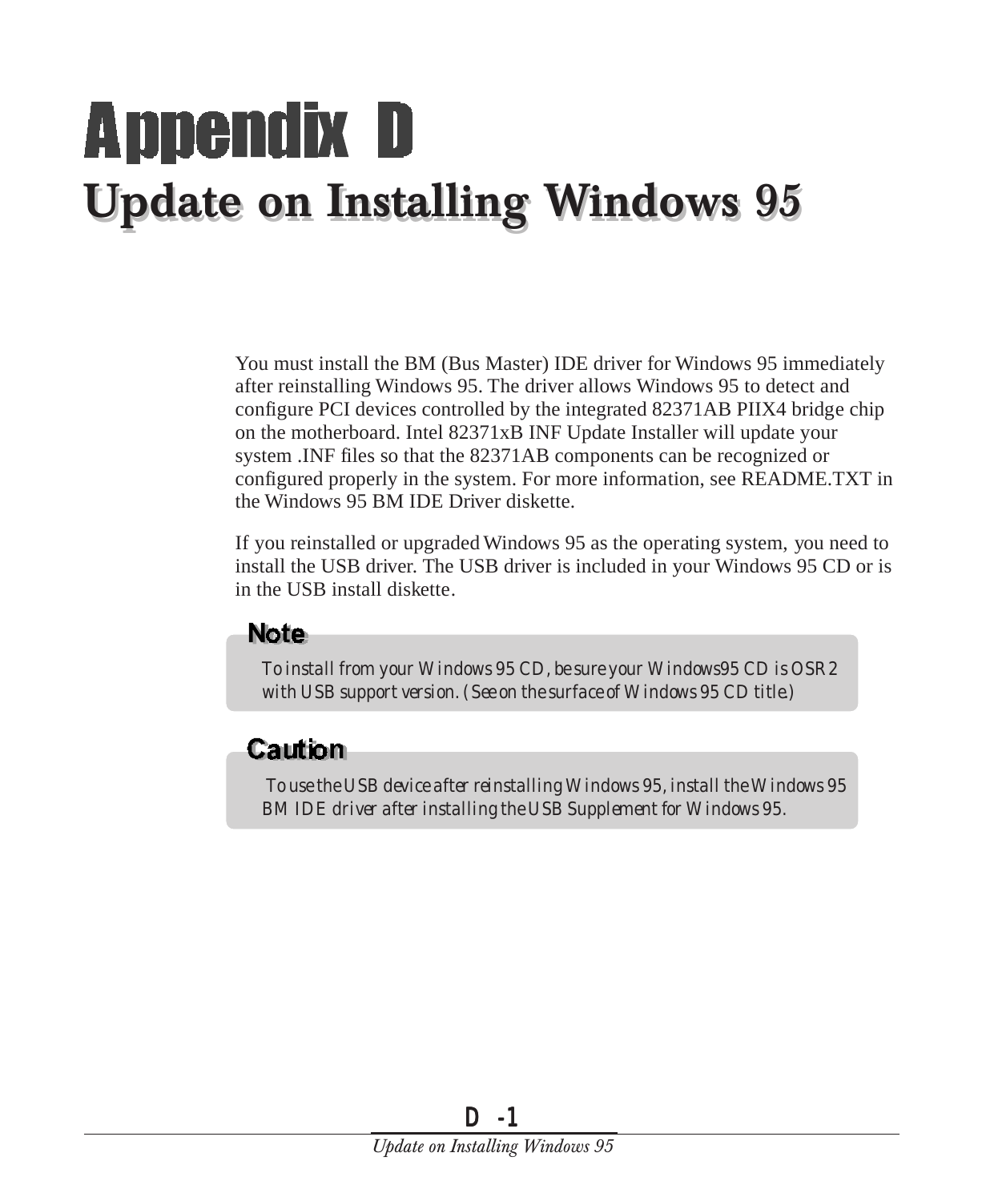# Appendix D

## Update on Installing Windows 95

You must install the BM (Bus Master) IDE driver for Windows 95 immediately after reinstalling Windows 95. The driver allows Windows 95 to detect and configure PCI devices controlled by the integrated 82371AB PIIX4 bridge chip on the motherboard. Intel 82371xB INF Update Installer will update your system .INF files so that the 82371AB components can be recognized or configured properly in the system. For more information, see README.TXT in the Windows 95 BM IDE Driver diskette.

If you reinstalled or upgraded Windows 95 as the operating system, you need to install the USB driver. The USB driver is included in your Windows 95 CD or is in the USB install diskette.

**Note**

*To install from your Windows 95 CD, be sure your Windows95 CD is OSR2 with USB support version. (See on the surface of Windows 95 CD title.)*

**Caution**

*To use the USB device after reinstalling Windows 95, install the Windows 95 BM IDE driver after installing the USB Supplement for Windows 95.*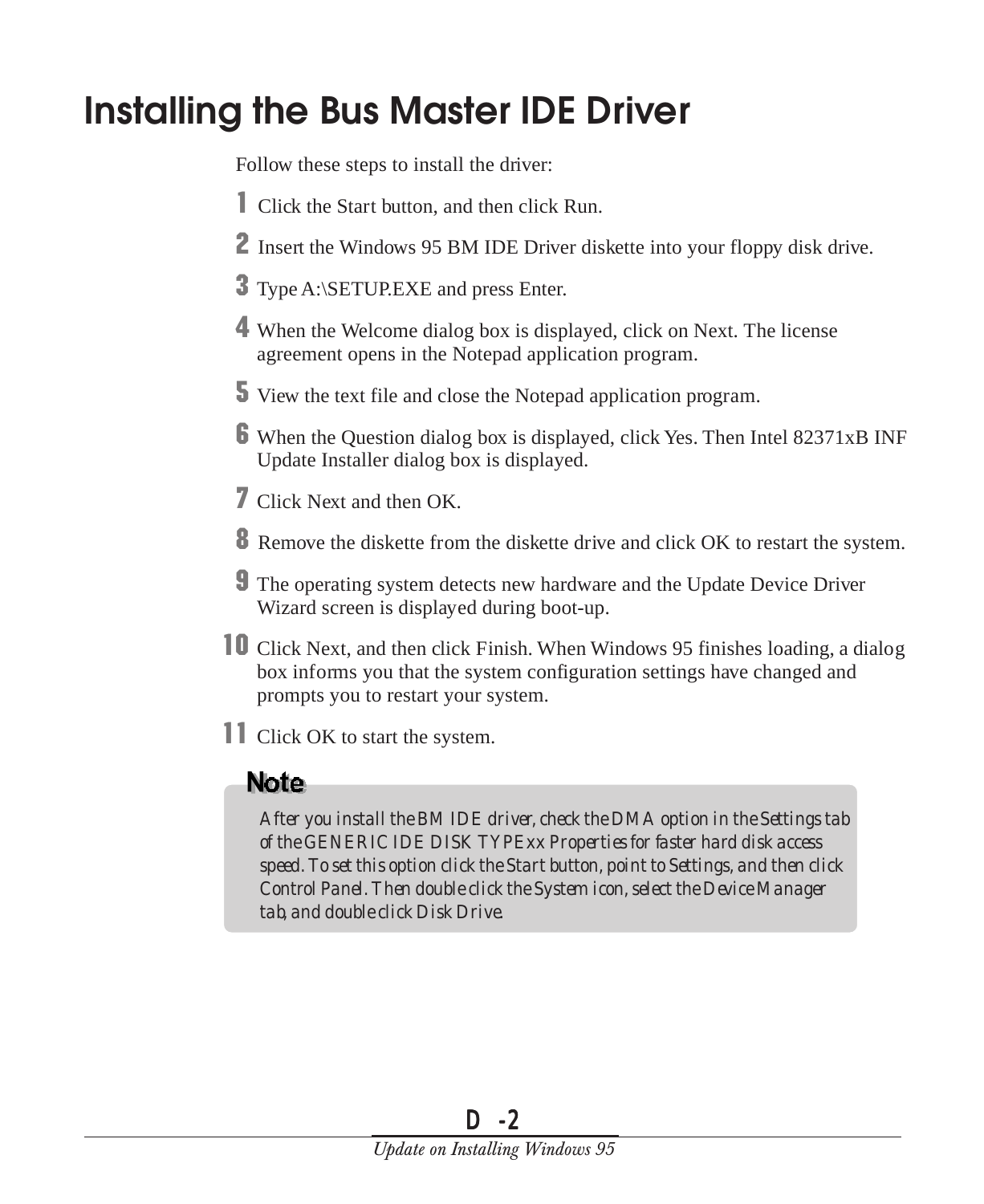# Installing the Bus Master IDE Driver

Follow these steps to install the driver:

1. Click the Start button, and then click Run.
2. Insert the Windows 95 BM IDE Driver diskette into your floppy disk drive.
3. Type A:\SETUP.EXE and press Enter.
4. When the Welcome dialog box is displayed, click on Next. The license agreement opens in the Notepad application program.
5. View the text file and close the Notepad application program.
6. When the Question dialog box is displayed, click Yes. Then Intel 82371xB INF Update Installer dialog box is displayed.
7. Click Next and then OK.
8. Remove the diskette from the diskette drive and click OK to restart the system.
9. The operating system detects new hardware and the Update Device Driver Wizard screen is displayed during boot-up.
10. Click Next, and then click Finish. When Windows 95 finishes loading, a dialog box informs you that the system configuration settings have changed and prompts you to restart your system.
11. Click OK to start the system.

**Note**

*After you install the BM IDE driver, check the DMA option in the Settings tab of the GENERIC IDE DISK TYPExx Properties for faster hard disk access speed. To set this option click the Start button, point to Settings, and then click Control Panel. Then double click the System icon, select the Device Manager tab, and double click Disk Drive.*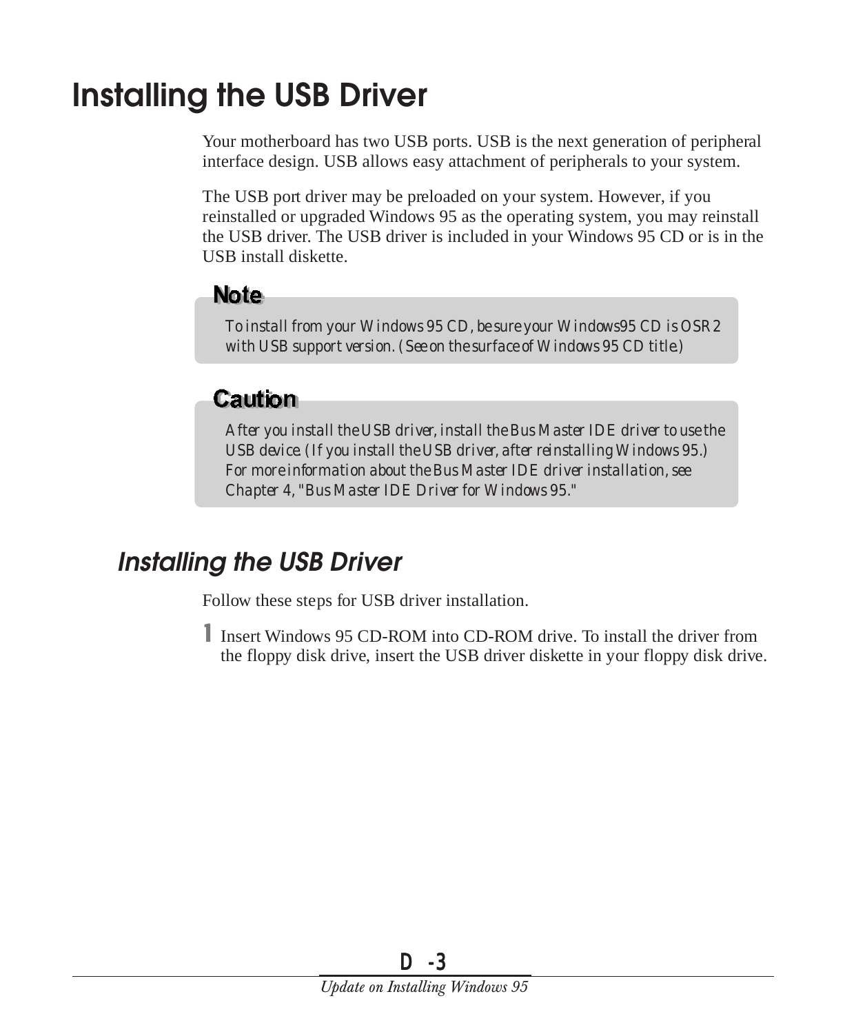# Installing the USB Driver

Your motherboard has two USB ports. USB is the next generation of peripheral interface design. USB allows easy attachment of peripherals to your system.

The USB port driver may be preloaded on your system. However, if you reinstalled or upgraded Windows 95 as the operating system, you may reinstall the USB driver. The USB driver is included in your Windows 95 CD or is in the USB install diskette.

**Note**

*To install from your Windows 95 CD, be sure your Windows95 CD is OSR 2 with USB support version. (See on the surface of Windows 95 CD title.)*

**Caution**

*After you install the USB driver, install the Bus Master IDE driver to use the USB device. (If you install the USB driver, after reinstalling Windows 95.) For more information about the Bus Master IDE driver installation, see Chapter 4, "Bus Master IDE Driver for Windows 95."*

## *Installing the USB Driver*

Follow these steps for USB driver installation.

1. Insert Windows 95 CD-ROM into CD-ROM drive. To install the driver from the floppy disk drive, insert the USB driver diskette in your floppy disk drive.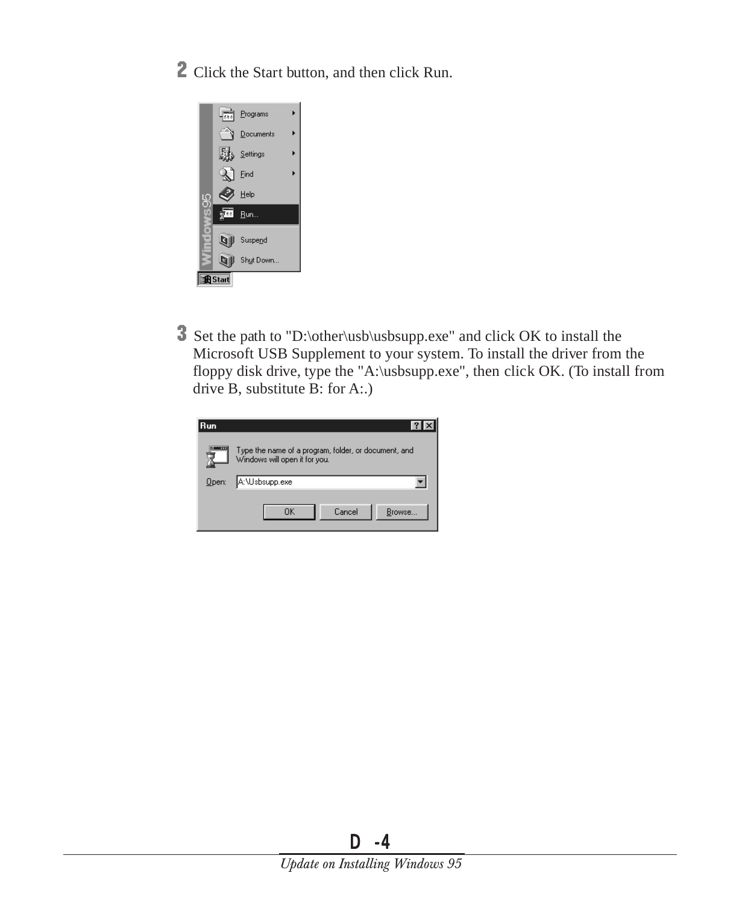2 Click the Start button, and then click Run.

3 Set the path to "D:\other\usb\usbsupp.exe" and click OK to install the Microsoft USB Supplement to your system. To install the driver from the floppy disk drive, type the "A:\usbsupp.exe", then click OK. (To install from drive B, substitute B: for A:.)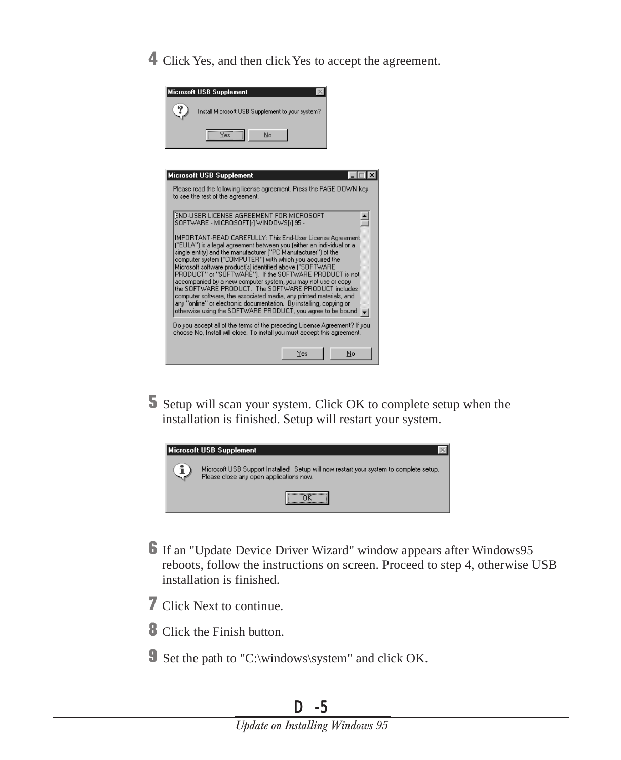**4** Click Yes, and then click Yes to accept the agreement.

**5** Setup will scan your system. Click OK to complete setup when the installation is finished. Setup will restart your system.

**6** If an "Update Device Driver Wizard" window appears after Windows95 reboots, follow the instructions on screen. Proceed to step 4, otherwise USB installation is finished.

**7** Click Next to continue.

**8** Click the Finish button.

**9** Set the path to "C:\windows\system" and click OK.